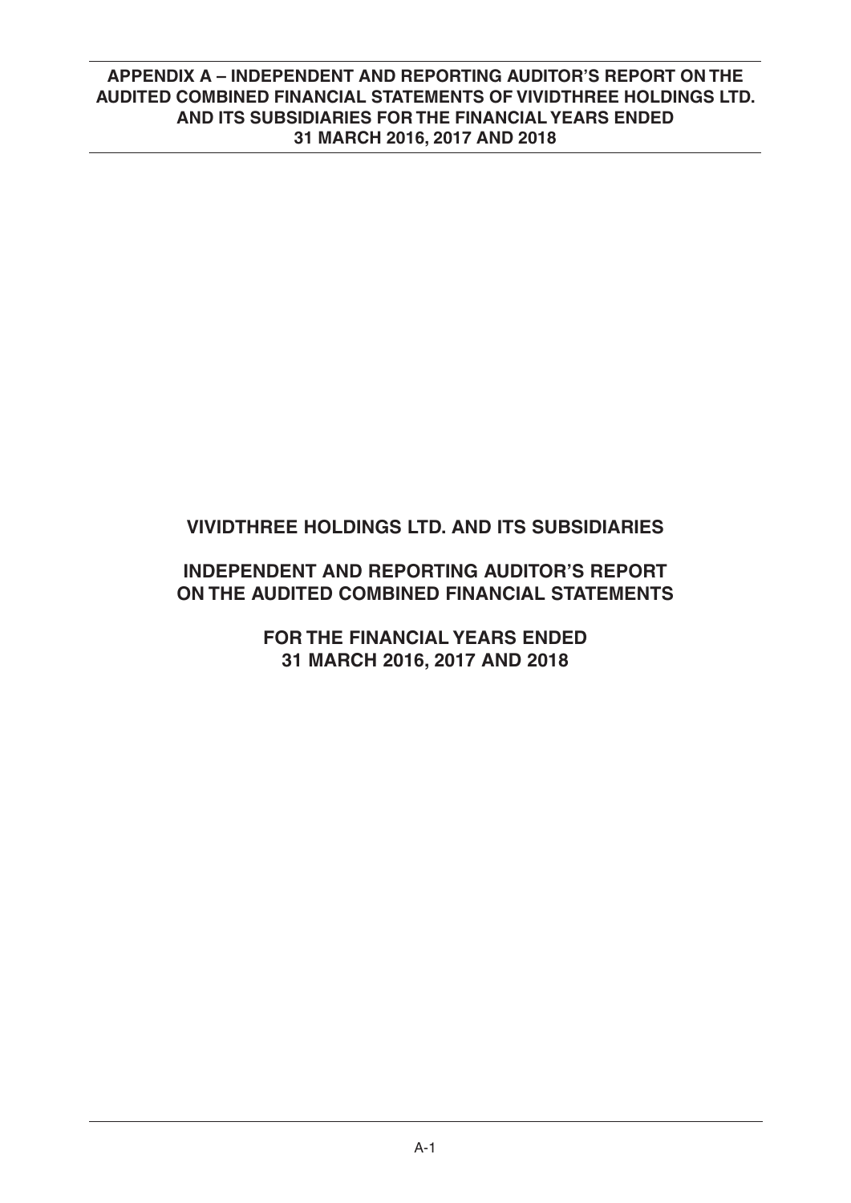# VIVIDTHREE HOLDINGS LTD. AND ITS SUBSIDIARIES

## INDEPENDENT AND REPORTING AUDITOR'S REPORT ON THE AUDITED COMBINED FINANCIAL STATEMENTS

## FOR THE FINANCIAL YEARS ENDED 31 MARCH 2016, 2017 AND 2018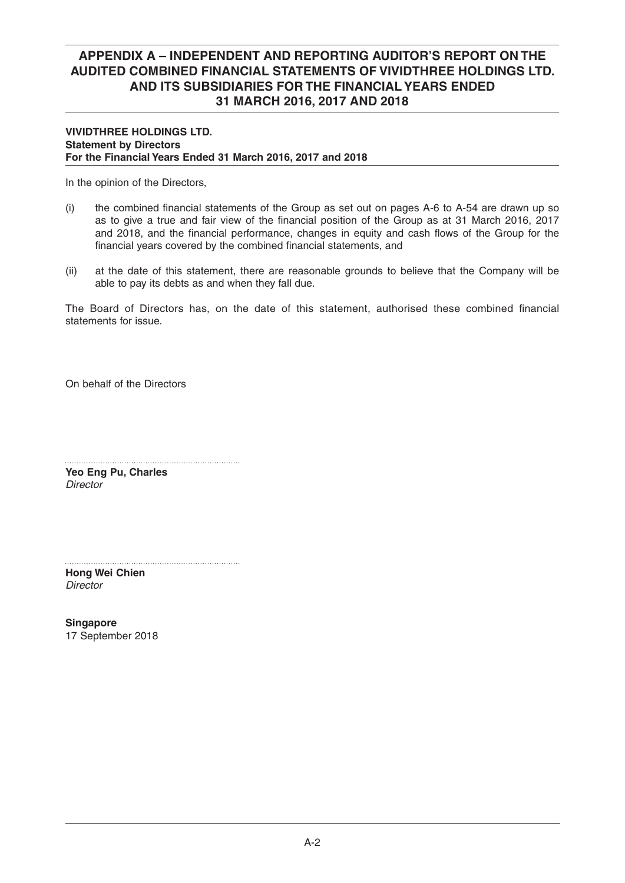**VIVIDTHREE HOLDINGS LTD.**
**Statement by Directors**
**For the Financial Years Ended 31 March 2016, 2017 and 2018**

In the opinion of the Directors,

(i) the combined financial statements of the Group as set out on pages A-6 to A-54 are drawn up so as to give a true and fair view of the financial position of the Group as at 31 March 2016, 2017 and 2018, and the financial performance, changes in equity and cash flows of the Group for the financial years covered by the combined financial statements, and

(ii) at the date of this statement, there are reasonable grounds to believe that the Company will be able to pay its debts as and when they fall due.

The Board of Directors has, on the date of this statement, authorised these combined financial statements for issue.

On behalf of the Directors

.........................................................................
**Yeo Eng Pu, Charles**
*Director*

.........................................................................
**Hong Wei Chien**
*Director*

**Singapore**
17 September 2018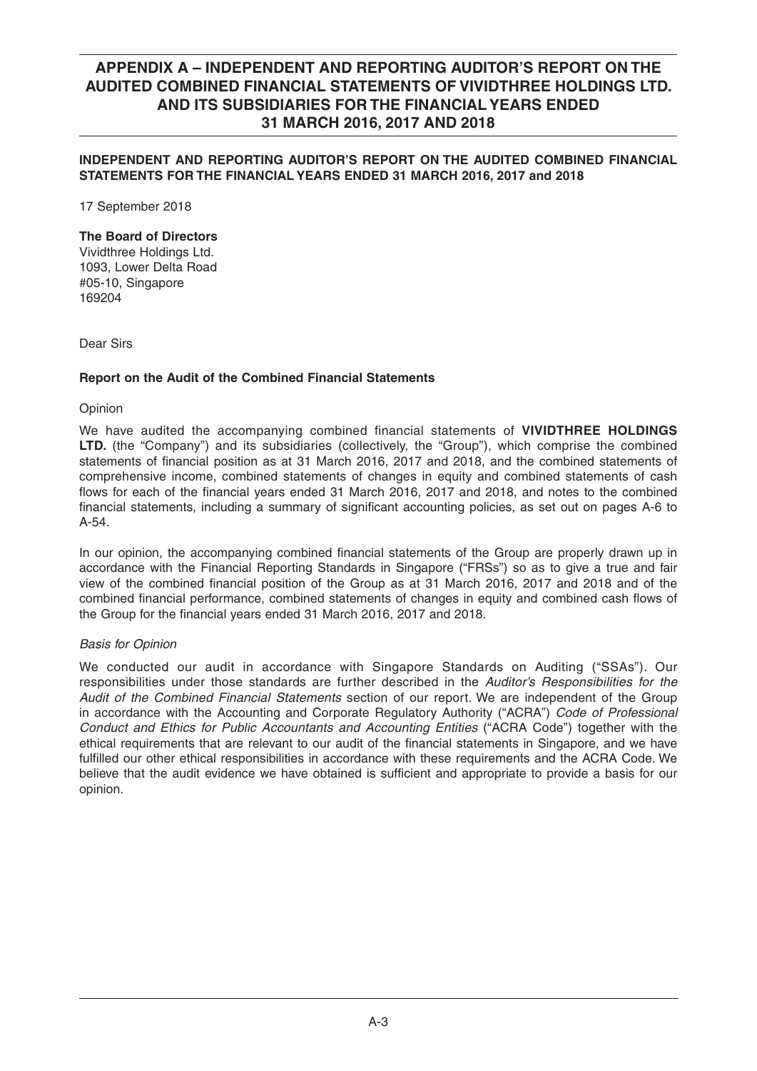# APPENDIX A – INDEPENDENT AND REPORTING AUDITOR'S REPORT ON THE AUDITED COMBINED FINANCIAL STATEMENTS OF VIVIDTHREE HOLDINGS LTD. AND ITS SUBSIDIARIES FOR THE FINANCIAL YEARS ENDED 31 MARCH 2016, 2017 AND 2018

**INDEPENDENT AND REPORTING AUDITOR'S REPORT ON THE AUDITED COMBINED FINANCIAL STATEMENTS FOR THE FINANCIAL YEARS ENDED 31 MARCH 2016, 2017 and 2018**

17 September 2018

**The Board of Directors**
Vividthree Holdings Ltd.
1093, Lower Delta Road
#05-10, Singapore
169204

Dear Sirs

**Report on the Audit of the Combined Financial Statements**

Opinion

We have audited the accompanying combined financial statements of **VIVIDTHREE HOLDINGS LTD.** (the "Company") and its subsidiaries (collectively, the "Group"), which comprise the combined statements of financial position as at 31 March 2016, 2017 and 2018, and the combined statements of comprehensive income, combined statements of changes in equity and combined statements of cash flows for each of the financial years ended 31 March 2016, 2017 and 2018, and notes to the combined financial statements, including a summary of significant accounting policies, as set out on pages A-6 to A-54.

In our opinion, the accompanying combined financial statements of the Group are properly drawn up in accordance with the Financial Reporting Standards in Singapore ("FRSs") so as to give a true and fair view of the combined financial position of the Group as at 31 March 2016, 2017 and 2018 and of the combined financial performance, combined statements of changes in equity and combined cash flows of the Group for the financial years ended 31 March 2016, 2017 and 2018.

*Basis for Opinion*

We conducted our audit in accordance with Singapore Standards on Auditing ("SSAs"). Our responsibilities under those standards are further described in the *Auditor's Responsibilities for the Audit of the Combined Financial Statements* section of our report. We are independent of the Group in accordance with the Accounting and Corporate Regulatory Authority ("ACRA") *Code of Professional Conduct and Ethics for Public Accountants and Accounting Entities* ("ACRA Code") together with the ethical requirements that are relevant to our audit of the financial statements in Singapore, and we have fulfilled our other ethical responsibilities in accordance with these requirements and the ACRA Code. We believe that the audit evidence we have obtained is sufficient and appropriate to provide a basis for our opinion.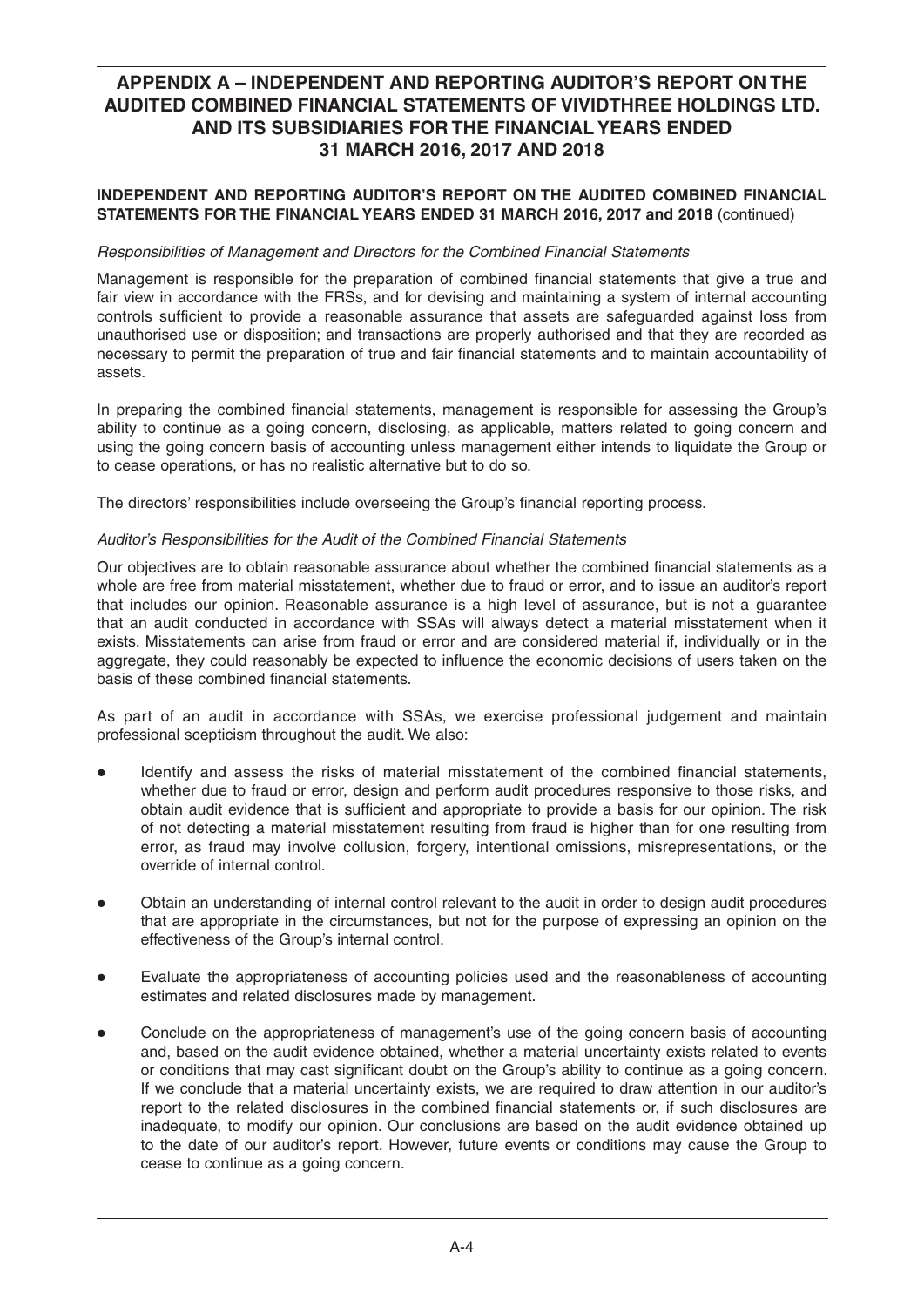**INDEPENDENT AND REPORTING AUDITOR'S REPORT ON THE AUDITED COMBINED FINANCIAL STATEMENTS FOR THE FINANCIAL YEARS ENDED 31 MARCH 2016, 2017 and 2018** (continued)

*Responsibilities of Management and Directors for the Combined Financial Statements*

Management is responsible for the preparation of combined financial statements that give a true and fair view in accordance with the FRSs, and for devising and maintaining a system of internal accounting controls sufficient to provide a reasonable assurance that assets are safeguarded against loss from unauthorised use or disposition; and transactions are properly authorised and that they are recorded as necessary to permit the preparation of true and fair financial statements and to maintain accountability of assets.

In preparing the combined financial statements, management is responsible for assessing the Group's ability to continue as a going concern, disclosing, as applicable, matters related to going concern and using the going concern basis of accounting unless management either intends to liquidate the Group or to cease operations, or has no realistic alternative but to do so.

The directors' responsibilities include overseeing the Group's financial reporting process.

*Auditor's Responsibilities for the Audit of the Combined Financial Statements*

Our objectives are to obtain reasonable assurance about whether the combined financial statements as a whole are free from material misstatement, whether due to fraud or error, and to issue an auditor's report that includes our opinion. Reasonable assurance is a high level of assurance, but is not a guarantee that an audit conducted in accordance with SSAs will always detect a material misstatement when it exists. Misstatements can arise from fraud or error and are considered material if, individually or in the aggregate, they could reasonably be expected to influence the economic decisions of users taken on the basis of these combined financial statements.

As part of an audit in accordance with SSAs, we exercise professional judgement and maintain professional scepticism throughout the audit. We also:

- Identify and assess the risks of material misstatement of the combined financial statements, whether due to fraud or error, design and perform audit procedures responsive to those risks, and obtain audit evidence that is sufficient and appropriate to provide a basis for our opinion. The risk of not detecting a material misstatement resulting from fraud is higher than for one resulting from error, as fraud may involve collusion, forgery, intentional omissions, misrepresentations, or the override of internal control.

- Obtain an understanding of internal control relevant to the audit in order to design audit procedures that are appropriate in the circumstances, but not for the purpose of expressing an opinion on the effectiveness of the Group's internal control.

- Evaluate the appropriateness of accounting policies used and the reasonableness of accounting estimates and related disclosures made by management.

- Conclude on the appropriateness of management's use of the going concern basis of accounting and, based on the audit evidence obtained, whether a material uncertainty exists related to events or conditions that may cast significant doubt on the Group's ability to continue as a going concern. If we conclude that a material uncertainty exists, we are required to draw attention in our auditor's report to the related disclosures in the combined financial statements or, if such disclosures are inadequate, to modify our opinion. Our conclusions are based on the audit evidence obtained up to the date of our auditor's report. However, future events or conditions may cause the Group to cease to continue as a going concern.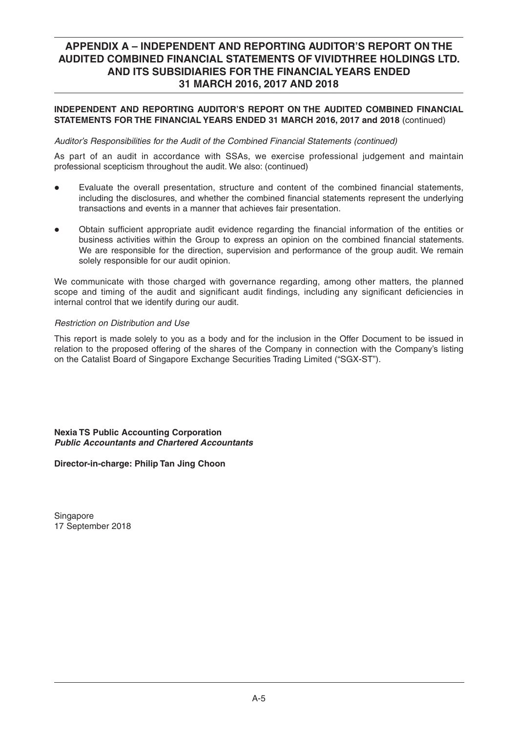**INDEPENDENT AND REPORTING AUDITOR'S REPORT ON THE AUDITED COMBINED FINANCIAL STATEMENTS FOR THE FINANCIAL YEARS ENDED 31 MARCH 2016, 2017 and 2018** (continued)

*Auditor's Responsibilities for the Audit of the Combined Financial Statements (continued)*

As part of an audit in accordance with SSAs, we exercise professional judgement and maintain professional scepticism throughout the audit. We also: (continued)

- Evaluate the overall presentation, structure and content of the combined financial statements, including the disclosures, and whether the combined financial statements represent the underlying transactions and events in a manner that achieves fair presentation.
- Obtain sufficient appropriate audit evidence regarding the financial information of the entities or business activities within the Group to express an opinion on the combined financial statements. We are responsible for the direction, supervision and performance of the group audit. We remain solely responsible for our audit opinion.

We communicate with those charged with governance regarding, among other matters, the planned scope and timing of the audit and significant audit findings, including any significant deficiencies in internal control that we identify during our audit.

*Restriction on Distribution and Use*

This report is made solely to you as a body and for the inclusion in the Offer Document to be issued in relation to the proposed offering of the shares of the Company in connection with the Company's listing on the Catalist Board of Singapore Exchange Securities Trading Limited ("SGX-ST").

**Nexia TS Public Accounting Corporation**
***Public Accountants and Chartered Accountants***

**Director-in-charge: Philip Tan Jing Choon**

Singapore
17 September 2018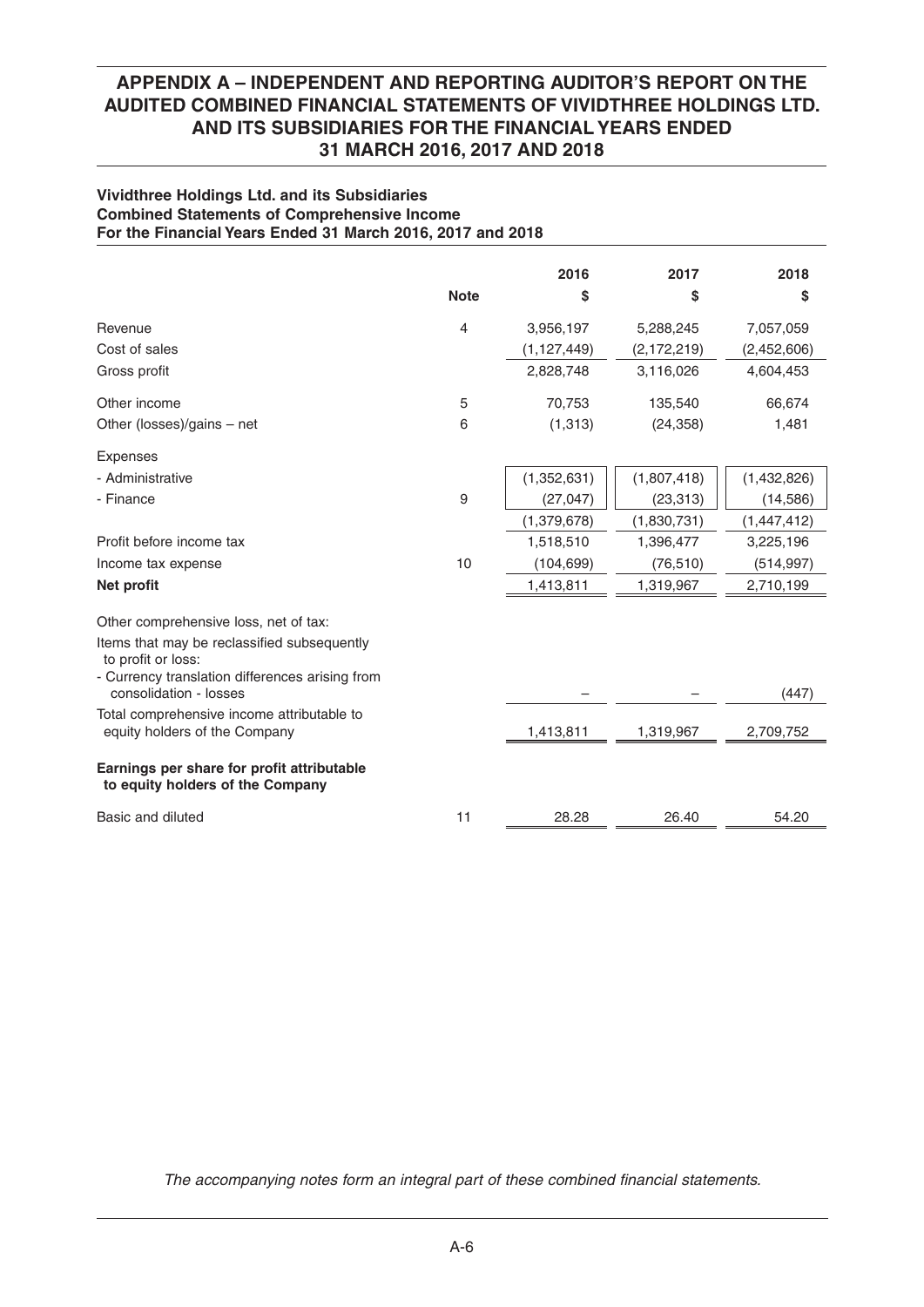## APPENDIX A – INDEPENDENT AND REPORTING AUDITOR'S REPORT ON THE AUDITED COMBINED FINANCIAL STATEMENTS OF VIVIDTHREE HOLDINGS LTD. AND ITS SUBSIDIARIES FOR THE FINANCIAL YEARS ENDED 31 MARCH 2016, 2017 AND 2018

**Vividthree Holdings Ltd. and its Subsidiaries**
**Combined Statements of Comprehensive Income**
**For the Financial Years Ended 31 March 2016, 2017 and 2018**

| | Note | 2016<br>$ | 2017<br>$ | 2018<br>$ |
|---|---|---|---|---|
| Revenue | 4 | 3,956,197 | 5,288,245 | 7,057,059 |
| Cost of sales | | (1,127,449) | (2,172,219) | (2,452,606) |
| Gross profit | | 2,828,748 | 3,116,026 | 4,604,453 |
| Other income | 5 | 70,753 | 135,540 | 66,674 |
| Other (losses)/gains – net | 6 | (1,313) | (24,358) | 1,481 |
| Expenses | | | | |
| - Administrative | | (1,352,631) | (1,807,418) | (1,432,826) |
| - Finance | 9 | (27,047) | (23,313) | (14,586) |
| | | (1,379,678) | (1,830,731) | (1,447,412) |
| Profit before income tax | | 1,518,510 | 1,396,477 | 3,225,196 |
| Income tax expense | 10 | (104,699) | (76,510) | (514,997) |
| **Net profit** | | 1,413,811 | 1,319,967 | 2,710,199 |
| Other comprehensive loss, net of tax: | | | | |
| Items that may be reclassified subsequently to profit or loss: | | | | |
| - Currency translation differences arising from consolidation - losses | | – | – | (447) |
| Total comprehensive income attributable to equity holders of the Company | | 1,413,811 | 1,319,967 | 2,709,752 |
| **Earnings per share for profit attributable to equity holders of the Company** | | | | |
| Basic and diluted | 11 | 28.28 | 26.40 | 54.20 |

*The accompanying notes form an integral part of these combined financial statements.*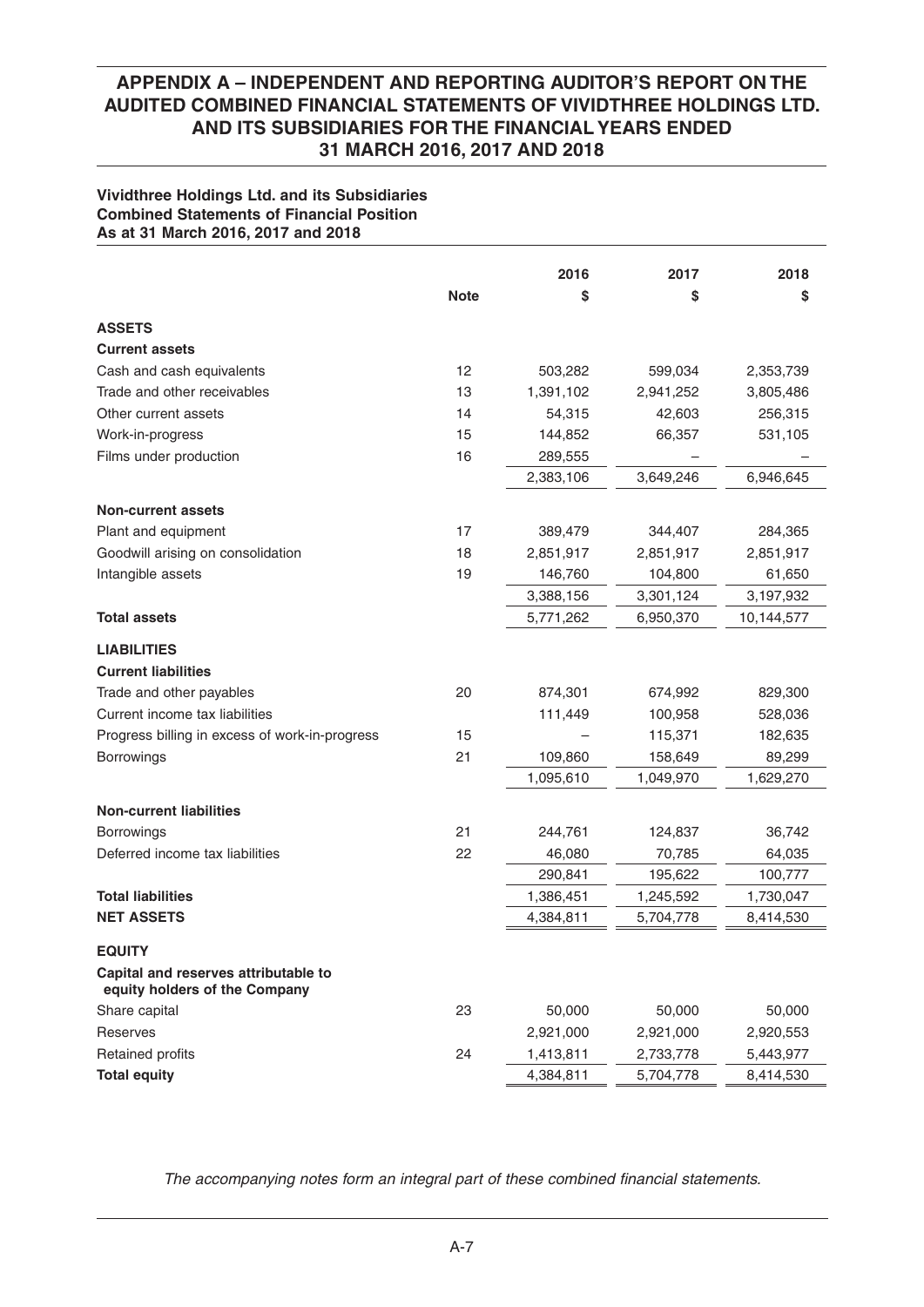# APPENDIX A – INDEPENDENT AND REPORTING AUDITOR'S REPORT ON THE AUDITED COMBINED FINANCIAL STATEMENTS OF VIVIDTHREE HOLDINGS LTD. AND ITS SUBSIDIARIES FOR THE FINANCIAL YEARS ENDED 31 MARCH 2016, 2017 AND 2018

**Vividthree Holdings Ltd. and its Subsidiaries**
**Combined Statements of Financial Position**
**As at 31 March 2016, 2017 and 2018**

| | Note | 2016 | 2017 | 2018 |
|---|---|---|---|---|
| | | $ | $ | $ |
| **ASSETS** | | | | |
| **Current assets** | | | | |
| Cash and cash equivalents | 12 | 503,282 | 599,034 | 2,353,739 |
| Trade and other receivables | 13 | 1,391,102 | 2,941,252 | 3,805,486 |
| Other current assets | 14 | 54,315 | 42,603 | 256,315 |
| Work-in-progress | 15 | 144,852 | 66,357 | 531,105 |
| Films under production | 16 | 289,555 | – | – |
| | | 2,383,106 | 3,649,246 | 6,946,645 |
| **Non-current assets** | | | | |
| Plant and equipment | 17 | 389,479 | 344,407 | 284,365 |
| Goodwill arising on consolidation | 18 | 2,851,917 | 2,851,917 | 2,851,917 |
| Intangible assets | 19 | 146,760 | 104,800 | 61,650 |
| | | 3,388,156 | 3,301,124 | 3,197,932 |
| **Total assets** | | 5,771,262 | 6,950,370 | 10,144,577 |
| **LIABILITIES** | | | | |
| **Current liabilities** | | | | |
| Trade and other payables | 20 | 874,301 | 674,992 | 829,300 |
| Current income tax liabilities | | 111,449 | 100,958 | 528,036 |
| Progress billing in excess of work-in-progress | 15 | – | 115,371 | 182,635 |
| Borrowings | 21 | 109,860 | 158,649 | 89,299 |
| | | 1,095,610 | 1,049,970 | 1,629,270 |
| **Non-current liabilities** | | | | |
| Borrowings | 21 | 244,761 | 124,837 | 36,742 |
| Deferred income tax liabilities | 22 | 46,080 | 70,785 | 64,035 |
| | | 290,841 | 195,622 | 100,777 |
| **Total liabilities** | | 1,386,451 | 1,245,592 | 1,730,047 |
| **NET ASSETS** | | 4,384,811 | 5,704,778 | 8,414,530 |
| **EQUITY** | | | | |
| **Capital and reserves attributable to equity holders of the Company** | | | | |
| Share capital | 23 | 50,000 | 50,000 | 50,000 |
| Reserves | | 2,921,000 | 2,921,000 | 2,920,553 |
| Retained profits | 24 | 1,413,811 | 2,733,778 | 5,443,977 |
| **Total equity** | | 4,384,811 | 5,704,778 | 8,414,530 |

*The accompanying notes form an integral part of these combined financial statements.*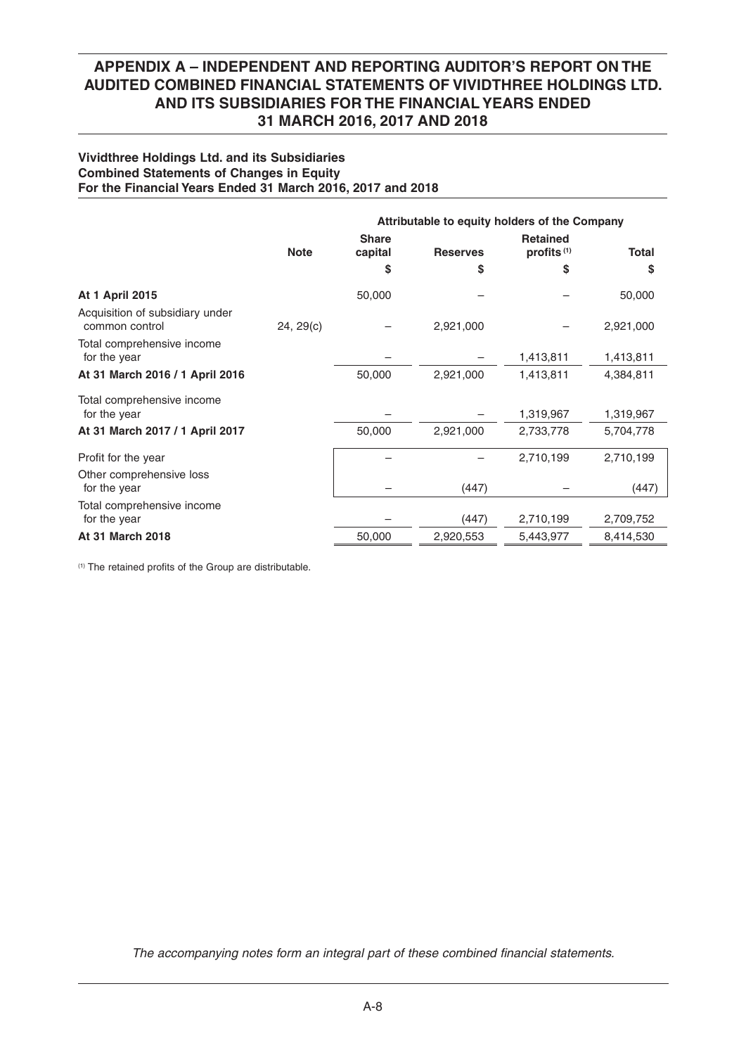# APPENDIX A – INDEPENDENT AND REPORTING AUDITOR'S REPORT ON THE AUDITED COMBINED FINANCIAL STATEMENTS OF VIVIDTHREE HOLDINGS LTD. AND ITS SUBSIDIARIES FOR THE FINANCIAL YEARS ENDED 31 MARCH 2016, 2017 AND 2018

**Vividthree Holdings Ltd. and its Subsidiaries**
**Combined Statements of Changes in Equity**
**For the Financial Years Ended 31 March 2016, 2017 and 2018**

| | | Attributable to equity holders of the Company | | | |
|---|---|---|---|---|---|
| | **Note** | **Share capital** | **Reserves** | **Retained profits [1]** | **Total** |
| | | **$** | **$** | **$** | **$** |
| **At 1 April 2015** | | 50,000 | – | – | 50,000 |
| Acquisition of subsidiary under common control | 24, 29(c) | – | 2,921,000 | – | 2,921,000 |
| Total comprehensive income for the year | | – | – | 1,413,811 | 1,413,811 |
| **At 31 March 2016 / 1 April 2016** | | 50,000 | 2,921,000 | 1,413,811 | 4,384,811 |
| Total comprehensive income for the year | | – | – | 1,319,967 | 1,319,967 |
| **At 31 March 2017 / 1 April 2017** | | 50,000 | 2,921,000 | 2,733,778 | 5,704,778 |
| Profit for the year | | – | – | 2,710,199 | 2,710,199 |
| Other comprehensive loss for the year | | – | (447) | – | (447) |
| Total comprehensive income for the year | | – | (447) | 2,710,199 | 2,709,752 |
| **At 31 March 2018** | | 50,000 | 2,920,553 | 5,443,977 | 8,414,530 |

[1] The retained profits of the Group are distributable.

*The accompanying notes form an integral part of these combined financial statements.*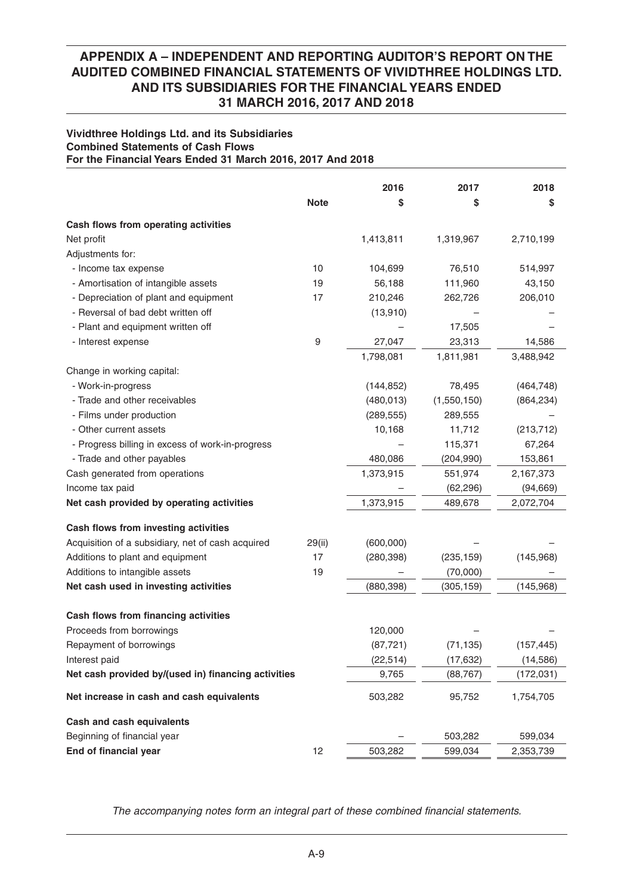# APPENDIX A – INDEPENDENT AND REPORTING AUDITOR'S REPORT ON THE AUDITED COMBINED FINANCIAL STATEMENTS OF VIVIDTHREE HOLDINGS LTD. AND ITS SUBSIDIARIES FOR THE FINANCIAL YEARS ENDED 31 MARCH 2016, 2017 AND 2018

**Vividthree Holdings Ltd. and its Subsidiaries**
**Combined Statements of Cash Flows**
**For the Financial Years Ended 31 March 2016, 2017 And 2018**

| | Note | 2016<br>$ | 2017<br>$ | 2018<br>$ |
|---|---|---|---|---|
| **Cash flows from operating activities** | | | | |
| Net profit | | 1,413,811 | 1,319,967 | 2,710,199 |
| Adjustments for: | | | | |
| - Income tax expense | 10 | 104,699 | 76,510 | 514,997 |
| - Amortisation of intangible assets | 19 | 56,188 | 111,960 | 43,150 |
| - Depreciation of plant and equipment | 17 | 210,246 | 262,726 | 206,010 |
| - Reversal of bad debt written off | | (13,910) | – | – |
| - Plant and equipment written off | | – | 17,505 | – |
| - Interest expense | 9 | 27,047 | 23,313 | 14,586 |
| | | 1,798,081 | 1,811,981 | 3,488,942 |
| Change in working capital: | | | | |
| - Work-in-progress | | (144,852) | 78,495 | (464,748) |
| - Trade and other receivables | | (480,013) | (1,550,150) | (864,234) |
| - Films under production | | (289,555) | 289,555 | – |
| - Other current assets | | 10,168 | 11,712 | (213,712) |
| - Progress billing in excess of work-in-progress | | – | 115,371 | 67,264 |
| - Trade and other payables | | 480,086 | (204,990) | 153,861 |
| Cash generated from operations | | 1,373,915 | 551,974 | 2,167,373 |
| Income tax paid | | – | (62,296) | (94,669) |
| **Net cash provided by operating activities** | | 1,373,915 | 489,678 | 2,072,704 |
| **Cash flows from investing activities** | | | | |
| Acquisition of a subsidiary, net of cash acquired | 29(ii) | (600,000) | – | – |
| Additions to plant and equipment | 17 | (280,398) | (235,159) | (145,968) |
| Additions to intangible assets | 19 | – | (70,000) | – |
| **Net cash used in investing activities** | | (880,398) | (305,159) | (145,968) |
| **Cash flows from financing activities** | | | | |
| Proceeds from borrowings | | 120,000 | – | – |
| Repayment of borrowings | | (87,721) | (71,135) | (157,445) |
| Interest paid | | (22,514) | (17,632) | (14,586) |
| **Net cash provided by/(used in) financing activities** | | 9,765 | (88,767) | (172,031) |
| **Net increase in cash and cash equivalents** | | 503,282 | 95,752 | 1,754,705 |
| **Cash and cash equivalents** | | | | |
| Beginning of financial year | | – | 503,282 | 599,034 |
| **End of financial year** | 12 | 503,282 | 599,034 | 2,353,739 |

*The accompanying notes form an integral part of these combined financial statements.*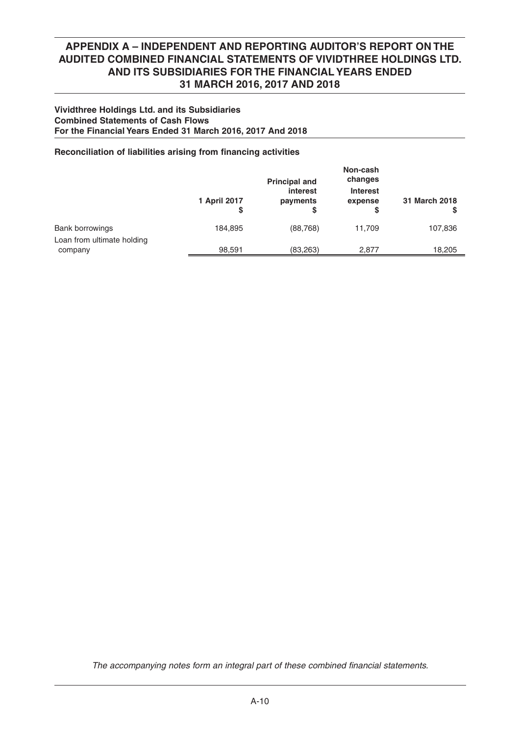# APPENDIX A – INDEPENDENT AND REPORTING AUDITOR'S REPORT ON THE AUDITED COMBINED FINANCIAL STATEMENTS OF VIVIDTHREE HOLDINGS LTD. AND ITS SUBSIDIARIES FOR THE FINANCIAL YEARS ENDED 31 MARCH 2016, 2017 AND 2018

**Vividthree Holdings Ltd. and its Subsidiaries**
**Combined Statements of Cash Flows**
**For the Financial Years Ended 31 March 2016, 2017 And 2018**

**Reconciliation of liabilities arising from financing activities**

| | 1 April 2017 | Principal and interest payments | Non-cash changes Interest expense | 31 March 2018 |
|---|---|---|---|---|
| | $ | $ | $ | $ |
| Bank borrowings | 184,895 | (88,768) | 11,709 | 107,836 |
| Loan from ultimate holding company | 98,591 | (83,263) | 2,877 | 18,205 |

*The accompanying notes form an integral part of these combined financial statements.*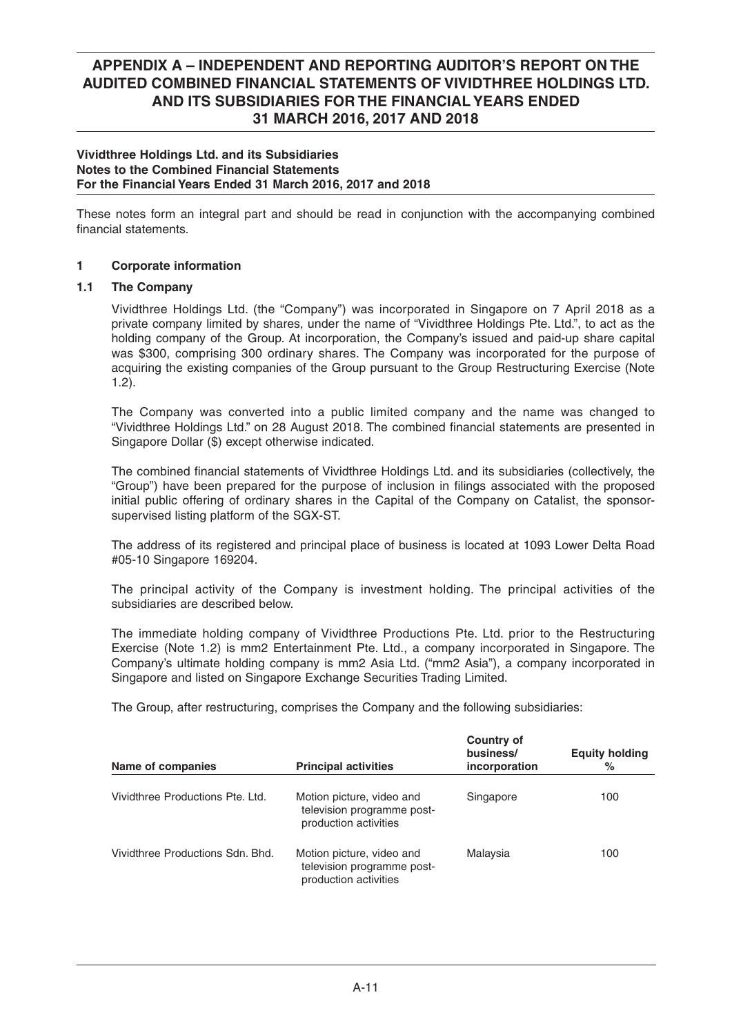# APPENDIX A – INDEPENDENT AND REPORTING AUDITOR'S REPORT ON THE AUDITED COMBINED FINANCIAL STATEMENTS OF VIVIDTHREE HOLDINGS LTD. AND ITS SUBSIDIARIES FOR THE FINANCIAL YEARS ENDED 31 MARCH 2016, 2017 AND 2018

**Vividthree Holdings Ltd. and its Subsidiaries**
**Notes to the Combined Financial Statements**
**For the Financial Years Ended 31 March 2016, 2017 and 2018**

These notes form an integral part and should be read in conjunction with the accompanying combined financial statements.

## 1 Corporate information

### 1.1 The Company

Vividthree Holdings Ltd. (the "Company") was incorporated in Singapore on 7 April 2018 as a private company limited by shares, under the name of "Vividthree Holdings Pte. Ltd.", to act as the holding company of the Group. At incorporation, the Company's issued and paid-up share capital was $300, comprising 300 ordinary shares. The Company was incorporated for the purpose of acquiring the existing companies of the Group pursuant to the Group Restructuring Exercise (Note 1.2).

The Company was converted into a public limited company and the name was changed to "Vividthree Holdings Ltd." on 28 August 2018. The combined financial statements are presented in Singapore Dollar ($) except otherwise indicated.

The combined financial statements of Vividthree Holdings Ltd. and its subsidiaries (collectively, the "Group") have been prepared for the purpose of inclusion in filings associated with the proposed initial public offering of ordinary shares in the Capital of the Company on Catalist, the sponsor-supervised listing platform of the SGX-ST.

The address of its registered and principal place of business is located at 1093 Lower Delta Road #05-10 Singapore 169204.

The principal activity of the Company is investment holding. The principal activities of the subsidiaries are described below.

The immediate holding company of Vividthree Productions Pte. Ltd. prior to the Restructuring Exercise (Note 1.2) is mm2 Entertainment Pte. Ltd., a company incorporated in Singapore. The Company's ultimate holding company is mm2 Asia Ltd. ("mm2 Asia"), a company incorporated in Singapore and listed on Singapore Exchange Securities Trading Limited.

The Group, after restructuring, comprises the Company and the following subsidiaries:

| Name of companies | Principal activities | Country of business/ incorporation | Equity holding % |
|---|---|---|---|
| Vividthree Productions Pte. Ltd. | Motion picture, video and television programme post-production activities | Singapore | 100 |
| Vividthree Productions Sdn. Bhd. | Motion picture, video and television programme post-production activities | Malaysia | 100 |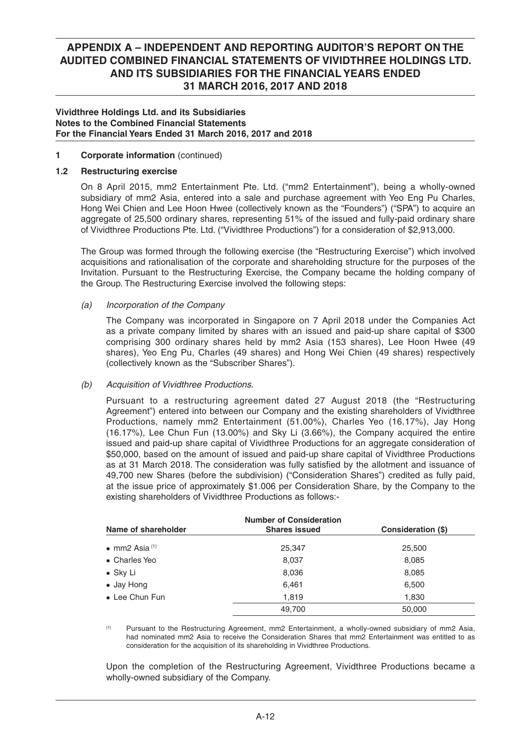## Vividthree Holdings Ltd. and its Subsidiaries
## Notes to the Combined Financial Statements
## For the Financial Years Ended 31 March 2016, 2017 and 2018

**1 Corporate information** (continued)

**1.2 Restructuring exercise**

On 8 April 2015, mm2 Entertainment Pte. Ltd. ("mm2 Entertainment"), being a wholly-owned subsidiary of mm2 Asia, entered into a sale and purchase agreement with Yeo Eng Pu Charles, Hong Wei Chien and Lee Hoon Hwee (collectively known as the "Founders") ("SPA") to acquire an aggregate of 25,500 ordinary shares, representing 51% of the issued and fully-paid ordinary share of Vividthree Productions Pte. Ltd. ("Vividthree Productions") for a consideration of $2,913,000.

The Group was formed through the following exercise (the "Restructuring Exercise") which involved acquisitions and rationalisation of the corporate and shareholding structure for the purposes of the Invitation. Pursuant to the Restructuring Exercise, the Company became the holding company of the Group. The Restructuring Exercise involved the following steps:

*(a) Incorporation of the Company*

The Company was incorporated in Singapore on 7 April 2018 under the Companies Act as a private company limited by shares with an issued and paid-up share capital of $300 comprising 300 ordinary shares held by mm2 Asia (153 shares), Lee Hoon Hwee (49 shares), Yeo Eng Pu, Charles (49 shares) and Hong Wei Chien (49 shares) respectively (collectively known as the "Subscriber Shares").

*(b) Acquisition of Vividthree Productions.*

Pursuant to a restructuring agreement dated 27 August 2018 (the "Restructuring Agreement") entered into between our Company and the existing shareholders of Vividthree Productions, namely mm2 Entertainment (51.00%), Charles Yeo (16.17%), Jay Hong (16.17%), Lee Chun Fun (13.00%) and Sky Li (3.66%), the Company acquired the entire issued and paid-up share capital of Vividthree Productions for an aggregate consideration of $50,000, based on the amount of issued and paid-up share capital of Vividthree Productions as at 31 March 2018. The consideration was fully satisfied by the allotment and issuance of 49,700 new Shares (before the subdivision) ("Consideration Shares") credited as fully paid, at the issue price of approximately $1.006 per Consideration Share, by the Company to the existing shareholders of Vividthree Productions as follows:-

| Name of shareholder | Number of Consideration Shares issued | Consideration ($) |
|---|---|---|
| • mm2 Asia [(1)] | 25,347 | 25,500 |
| • Charles Yeo | 8,037 | 8,085 |
| • Sky Li | 8,036 | 8,085 |
| • Jay Hong | 6,461 | 6,500 |
| • Lee Chun Fun | 1,819 | 1,830 |
| | 49,700 | 50,000 |

[(1)] Pursuant to the Restructuring Agreement, mm2 Entertainment, a wholly-owned subsidiary of mm2 Asia, had nominated mm2 Asia to receive the Consideration Shares that mm2 Entertainment was entitled to as consideration for the acquisition of its shareholding in Vividthree Productions.

Upon the completion of the Restructuring Agreement, Vividthree Productions became a wholly-owned subsidiary of the Company.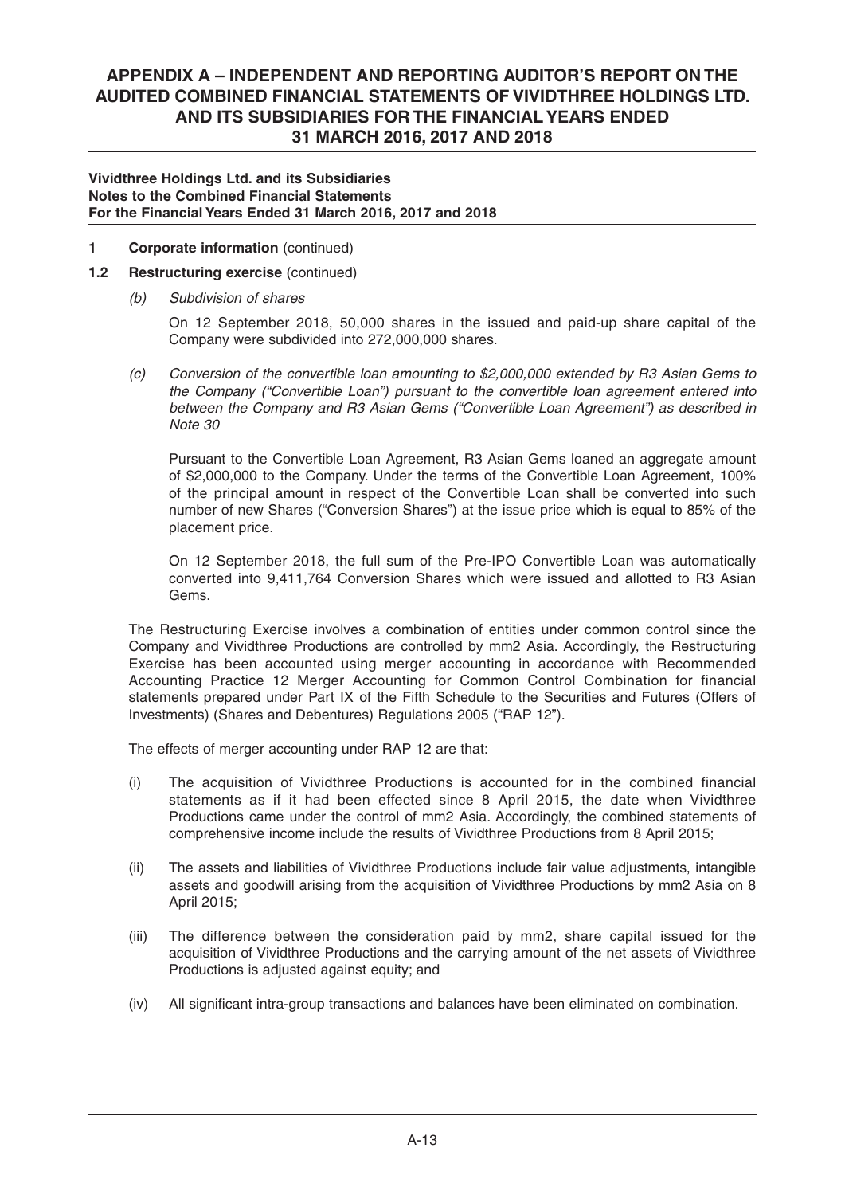**Vividthree Holdings Ltd. and its Subsidiaries**
**Notes to the Combined Financial Statements**
**For the Financial Years Ended 31 March 2016, 2017 and 2018**

**1 Corporate information** (continued)

**1.2 Restructuring exercise** (continued)

*(b) Subdivision of shares*

On 12 September 2018, 50,000 shares in the issued and paid-up share capital of the Company were subdivided into 272,000,000 shares.

*(c) Conversion of the convertible loan amounting to \$2,000,000 extended by R3 Asian Gems to the Company ("Convertible Loan") pursuant to the convertible loan agreement entered into between the Company and R3 Asian Gems ("Convertible Loan Agreement") as described in Note 30*

Pursuant to the Convertible Loan Agreement, R3 Asian Gems loaned an aggregate amount of \$2,000,000 to the Company. Under the terms of the Convertible Loan Agreement, 100% of the principal amount in respect of the Convertible Loan shall be converted into such number of new Shares ("Conversion Shares") at the issue price which is equal to 85% of the placement price.

On 12 September 2018, the full sum of the Pre-IPO Convertible Loan was automatically converted into 9,411,764 Conversion Shares which were issued and allotted to R3 Asian Gems.

The Restructuring Exercise involves a combination of entities under common control since the Company and Vividthree Productions are controlled by mm2 Asia. Accordingly, the Restructuring Exercise has been accounted using merger accounting in accordance with Recommended Accounting Practice 12 Merger Accounting for Common Control Combination for financial statements prepared under Part IX of the Fifth Schedule to the Securities and Futures (Offers of Investments) (Shares and Debentures) Regulations 2005 ("RAP 12").

The effects of merger accounting under RAP 12 are that:

(i) The acquisition of Vividthree Productions is accounted for in the combined financial statements as if it had been effected since 8 April 2015, the date when Vividthree Productions came under the control of mm2 Asia. Accordingly, the combined statements of comprehensive income include the results of Vividthree Productions from 8 April 2015;

(ii) The assets and liabilities of Vividthree Productions include fair value adjustments, intangible assets and goodwill arising from the acquisition of Vividthree Productions by mm2 Asia on 8 April 2015;

(iii) The difference between the consideration paid by mm2, share capital issued for the acquisition of Vividthree Productions and the carrying amount of the net assets of Vividthree Productions is adjusted against equity; and

(iv) All significant intra-group transactions and balances have been eliminated on combination.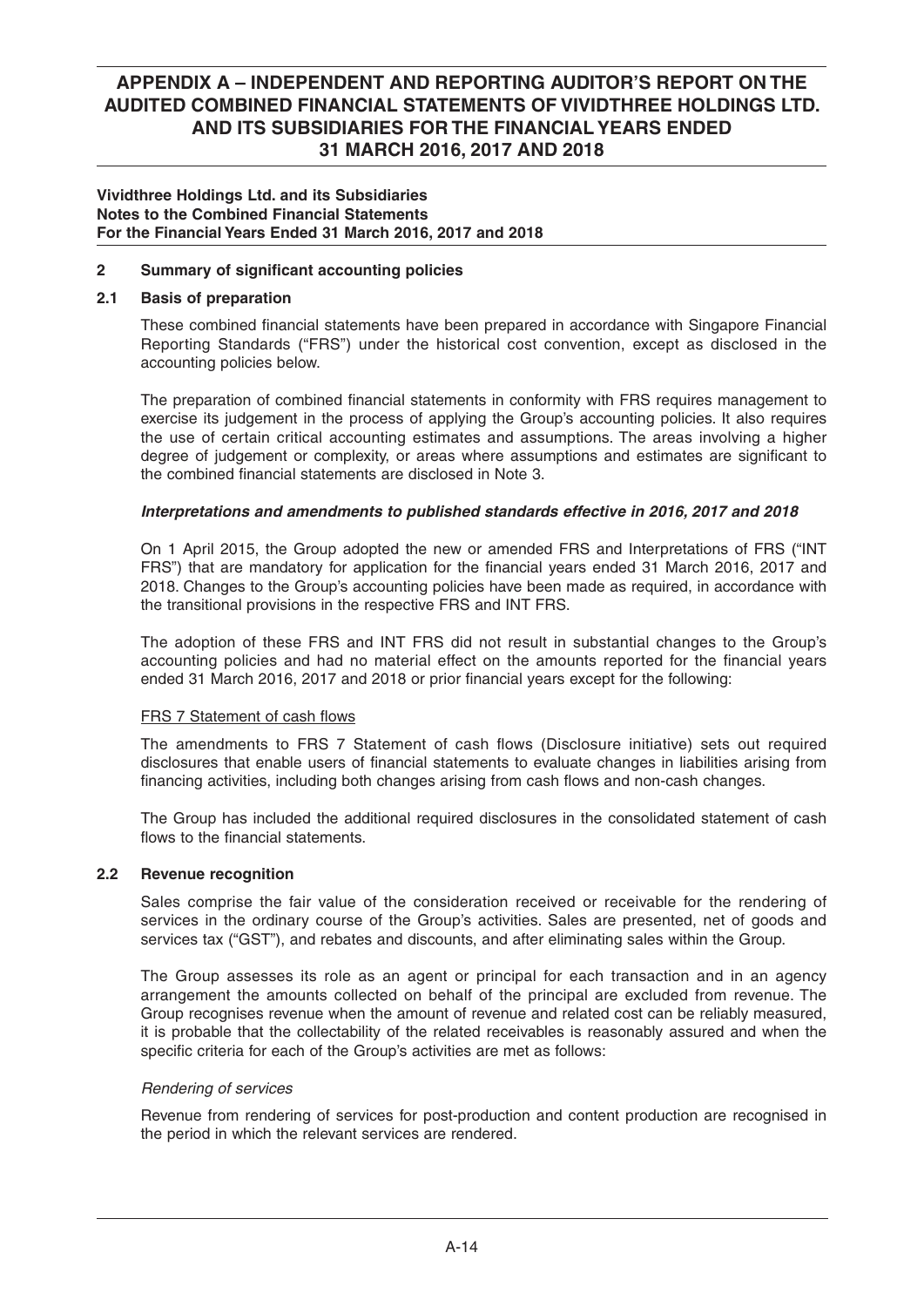**Vividthree Holdings Ltd. and its Subsidiaries**
**Notes to the Combined Financial Statements**
**For the Financial Years Ended 31 March 2016, 2017 and 2018**

## 2 Summary of significant accounting policies

### 2.1 Basis of preparation

These combined financial statements have been prepared in accordance with Singapore Financial Reporting Standards ("FRS") under the historical cost convention, except as disclosed in the accounting policies below.

The preparation of combined financial statements in conformity with FRS requires management to exercise its judgement in the process of applying the Group's accounting policies. It also requires the use of certain critical accounting estimates and assumptions. The areas involving a higher degree of judgement or complexity, or areas where assumptions and estimates are significant to the combined financial statements are disclosed in Note 3.

***Interpretations and amendments to published standards effective in 2016, 2017 and 2018***

On 1 April 2015, the Group adopted the new or amended FRS and Interpretations of FRS ("INT FRS") that are mandatory for application for the financial years ended 31 March 2016, 2017 and 2018. Changes to the Group's accounting policies have been made as required, in accordance with the transitional provisions in the respective FRS and INT FRS.

The adoption of these FRS and INT FRS did not result in substantial changes to the Group's accounting policies and had no material effect on the amounts reported for the financial years ended 31 March 2016, 2017 and 2018 or prior financial years except for the following:

<u>FRS 7 Statement of cash flows</u>

The amendments to FRS 7 Statement of cash flows (Disclosure initiative) sets out required disclosures that enable users of financial statements to evaluate changes in liabilities arising from financing activities, including both changes arising from cash flows and non-cash changes.

The Group has included the additional required disclosures in the consolidated statement of cash flows to the financial statements.

### 2.2 Revenue recognition

Sales comprise the fair value of the consideration received or receivable for the rendering of services in the ordinary course of the Group's activities. Sales are presented, net of goods and services tax ("GST"), and rebates and discounts, and after eliminating sales within the Group.

The Group assesses its role as an agent or principal for each transaction and in an agency arrangement the amounts collected on behalf of the principal are excluded from revenue. The Group recognises revenue when the amount of revenue and related cost can be reliably measured, it is probable that the collectability of the related receivables is reasonably assured and when the specific criteria for each of the Group's activities are met as follows:

*Rendering of services*

Revenue from rendering of services for post-production and content production are recognised in the period in which the relevant services are rendered.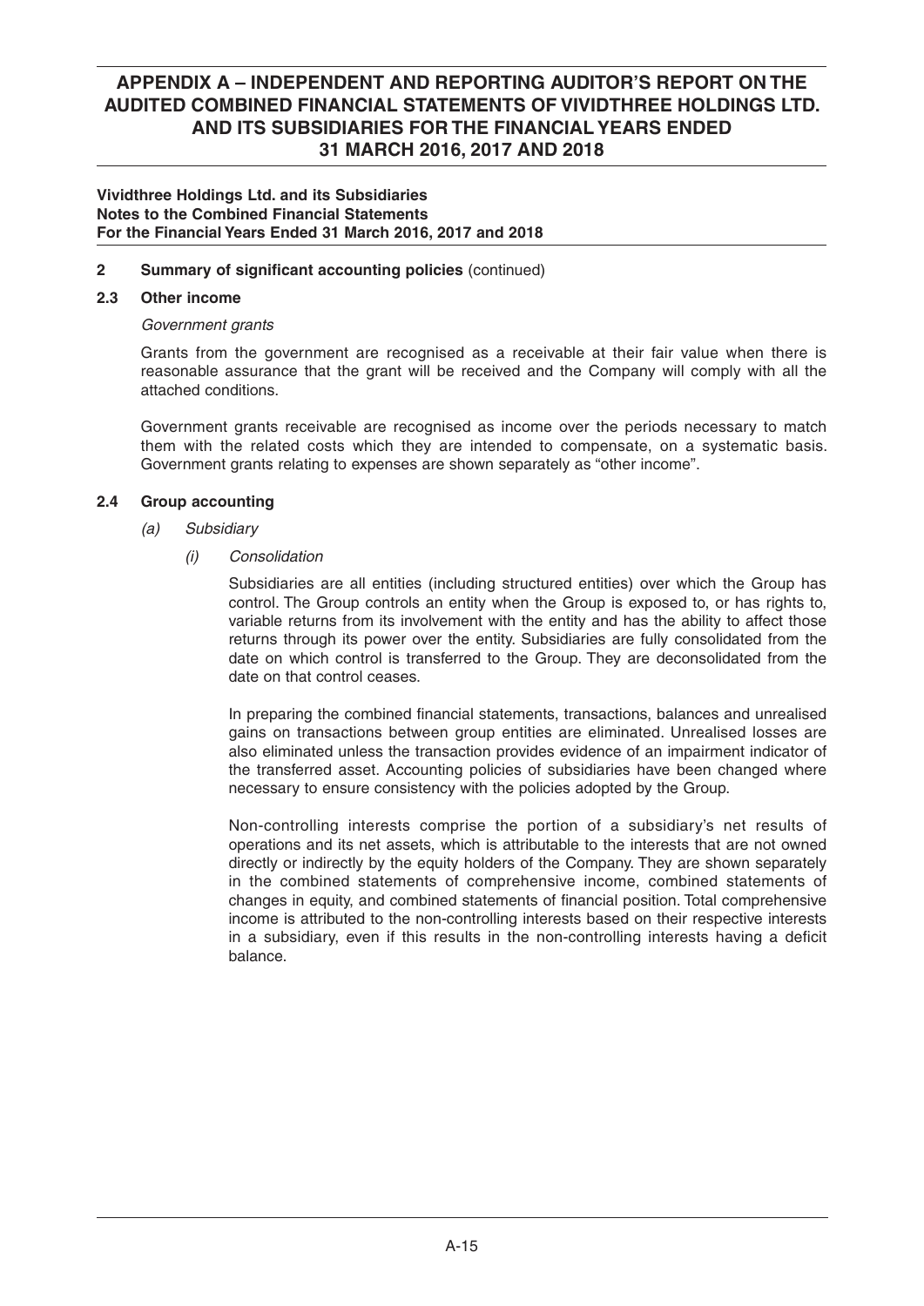**Vividthree Holdings Ltd. and its Subsidiaries**
**Notes to the Combined Financial Statements**
**For the Financial Years Ended 31 March 2016, 2017 and 2018**

**2 Summary of significant accounting policies** (continued)

**2.3 Other income**

*Government grants*

Grants from the government are recognised as a receivable at their fair value when there is reasonable assurance that the grant will be received and the Company will comply with all the attached conditions.

Government grants receivable are recognised as income over the periods necessary to match them with the related costs which they are intended to compensate, on a systematic basis. Government grants relating to expenses are shown separately as "other income".

**2.4 Group accounting**

*(a) Subsidiary*

*(i) Consolidation*

Subsidiaries are all entities (including structured entities) over which the Group has control. The Group controls an entity when the Group is exposed to, or has rights to, variable returns from its involvement with the entity and has the ability to affect those returns through its power over the entity. Subsidiaries are fully consolidated from the date on which control is transferred to the Group. They are deconsolidated from the date on that control ceases.

In preparing the combined financial statements, transactions, balances and unrealised gains on transactions between group entities are eliminated. Unrealised losses are also eliminated unless the transaction provides evidence of an impairment indicator of the transferred asset. Accounting policies of subsidiaries have been changed where necessary to ensure consistency with the policies adopted by the Group.

Non-controlling interests comprise the portion of a subsidiary's net results of operations and its net assets, which is attributable to the interests that are not owned directly or indirectly by the equity holders of the Company. They are shown separately in the combined statements of comprehensive income, combined statements of changes in equity, and combined statements of financial position. Total comprehensive income is attributed to the non-controlling interests based on their respective interests in a subsidiary, even if this results in the non-controlling interests having a deficit balance.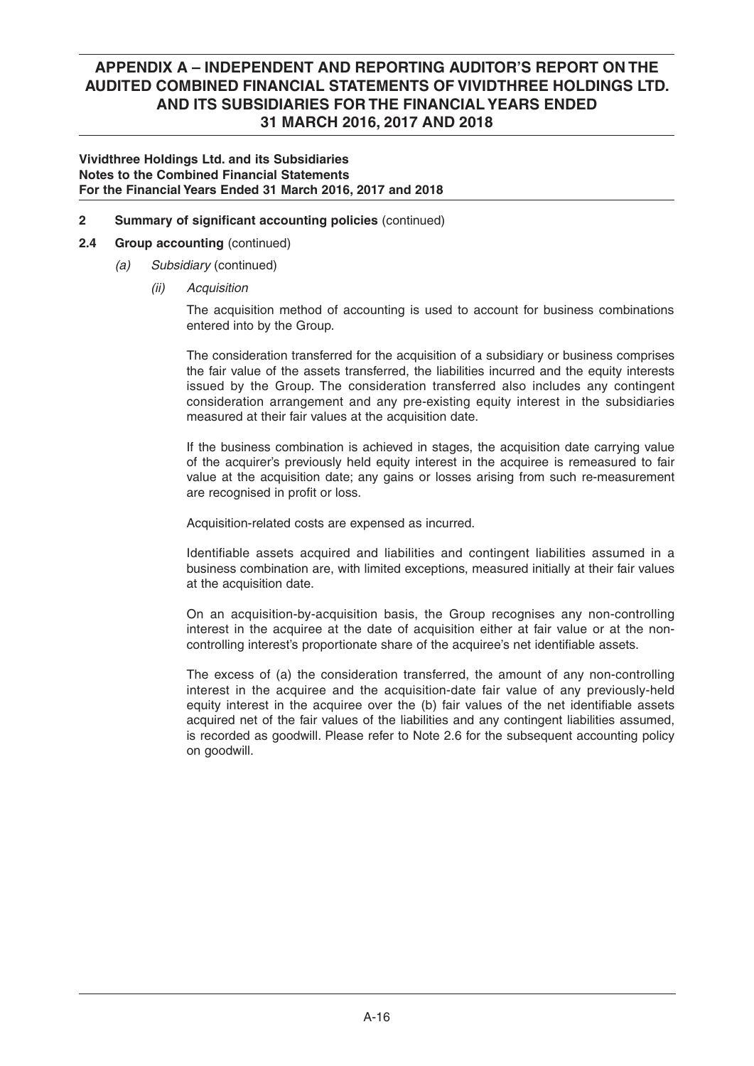**Vividthree Holdings Ltd. and its Subsidiaries**
**Notes to the Combined Financial Statements**
**For the Financial Years Ended 31 March 2016, 2017 and 2018**

**2 Summary of significant accounting policies** (continued)

**2.4 Group accounting** (continued)

*(a) Subsidiary* (continued)

*(ii) Acquisition*

The acquisition method of accounting is used to account for business combinations entered into by the Group.

The consideration transferred for the acquisition of a subsidiary or business comprises the fair value of the assets transferred, the liabilities incurred and the equity interests issued by the Group. The consideration transferred also includes any contingent consideration arrangement and any pre-existing equity interest in the subsidiaries measured at their fair values at the acquisition date.

If the business combination is achieved in stages, the acquisition date carrying value of the acquirer's previously held equity interest in the acquiree is remeasured to fair value at the acquisition date; any gains or losses arising from such re-measurement are recognised in profit or loss.

Acquisition-related costs are expensed as incurred.

Identifiable assets acquired and liabilities and contingent liabilities assumed in a business combination are, with limited exceptions, measured initially at their fair values at the acquisition date.

On an acquisition-by-acquisition basis, the Group recognises any non-controlling interest in the acquiree at the date of acquisition either at fair value or at the non-controlling interest's proportionate share of the acquiree's net identifiable assets.

The excess of (a) the consideration transferred, the amount of any non-controlling interest in the acquiree and the acquisition-date fair value of any previously-held equity interest in the acquiree over the (b) fair values of the net identifiable assets acquired net of the fair values of the liabilities and any contingent liabilities assumed, is recorded as goodwill. Please refer to Note 2.6 for the subsequent accounting policy on goodwill.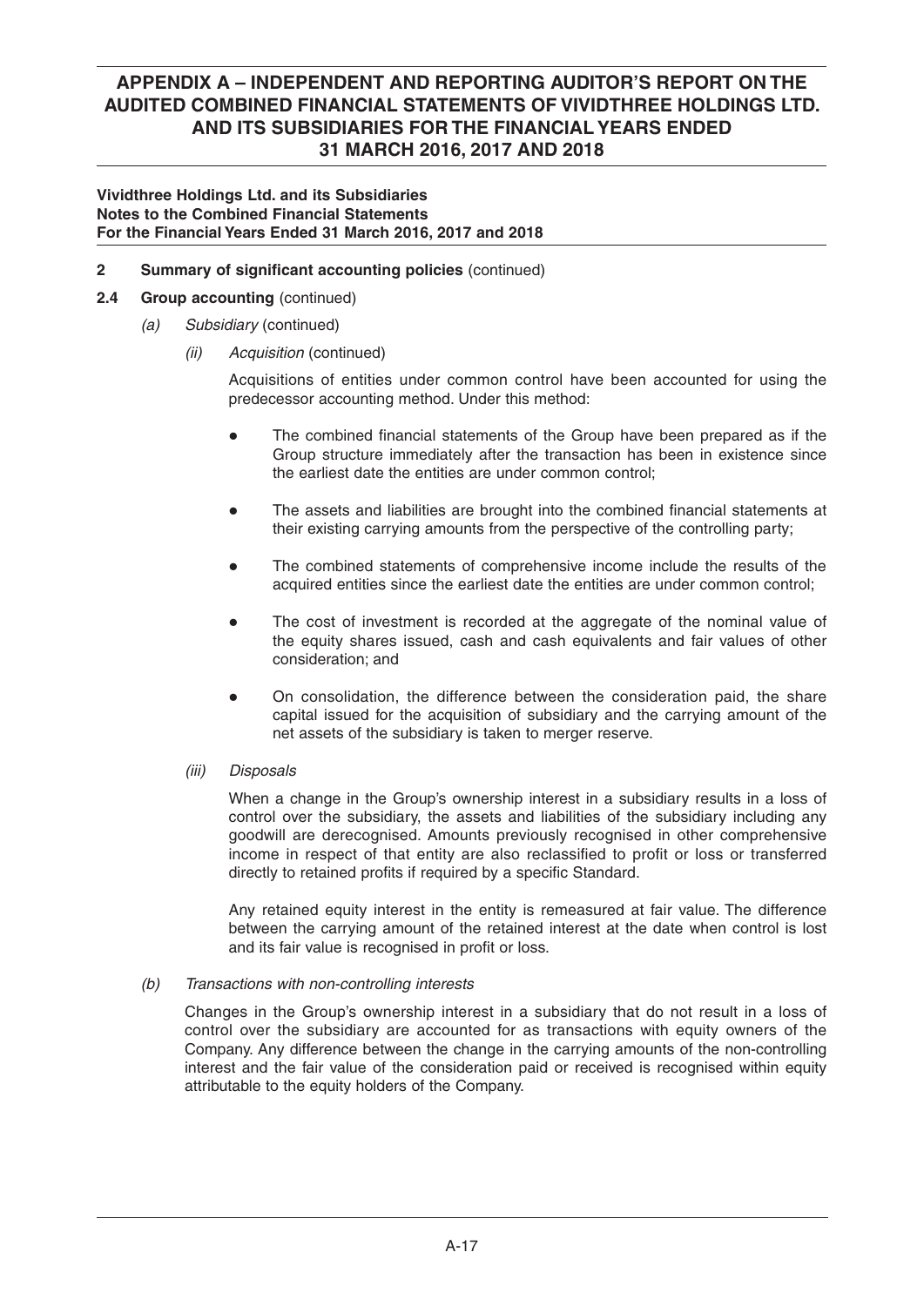**Vividthree Holdings Ltd. and its Subsidiaries**
**Notes to the Combined Financial Statements**
**For the Financial Years Ended 31 March 2016, 2017 and 2018**

**2 Summary of significant accounting policies** (continued)

**2.4 Group accounting** (continued)

*(a) Subsidiary* (continued)

*(ii) Acquisition* (continued)

Acquisitions of entities under common control have been accounted for using the predecessor accounting method. Under this method:

- The combined financial statements of the Group have been prepared as if the Group structure immediately after the transaction has been in existence since the earliest date the entities are under common control;
- The assets and liabilities are brought into the combined financial statements at their existing carrying amounts from the perspective of the controlling party;
- The combined statements of comprehensive income include the results of the acquired entities since the earliest date the entities are under common control;
- The cost of investment is recorded at the aggregate of the nominal value of the equity shares issued, cash and cash equivalents and fair values of other consideration; and
- On consolidation, the difference between the consideration paid, the share capital issued for the acquisition of subsidiary and the carrying amount of the net assets of the subsidiary is taken to merger reserve.

*(iii) Disposals*

When a change in the Group's ownership interest in a subsidiary results in a loss of control over the subsidiary, the assets and liabilities of the subsidiary including any goodwill are derecognised. Amounts previously recognised in other comprehensive income in respect of that entity are also reclassified to profit or loss or transferred directly to retained profits if required by a specific Standard.

Any retained equity interest in the entity is remeasured at fair value. The difference between the carrying amount of the retained interest at the date when control is lost and its fair value is recognised in profit or loss.

*(b) Transactions with non-controlling interests*

Changes in the Group's ownership interest in a subsidiary that do not result in a loss of control over the subsidiary are accounted for as transactions with equity owners of the Company. Any difference between the change in the carrying amounts of the non-controlling interest and the fair value of the consideration paid or received is recognised within equity attributable to the equity holders of the Company.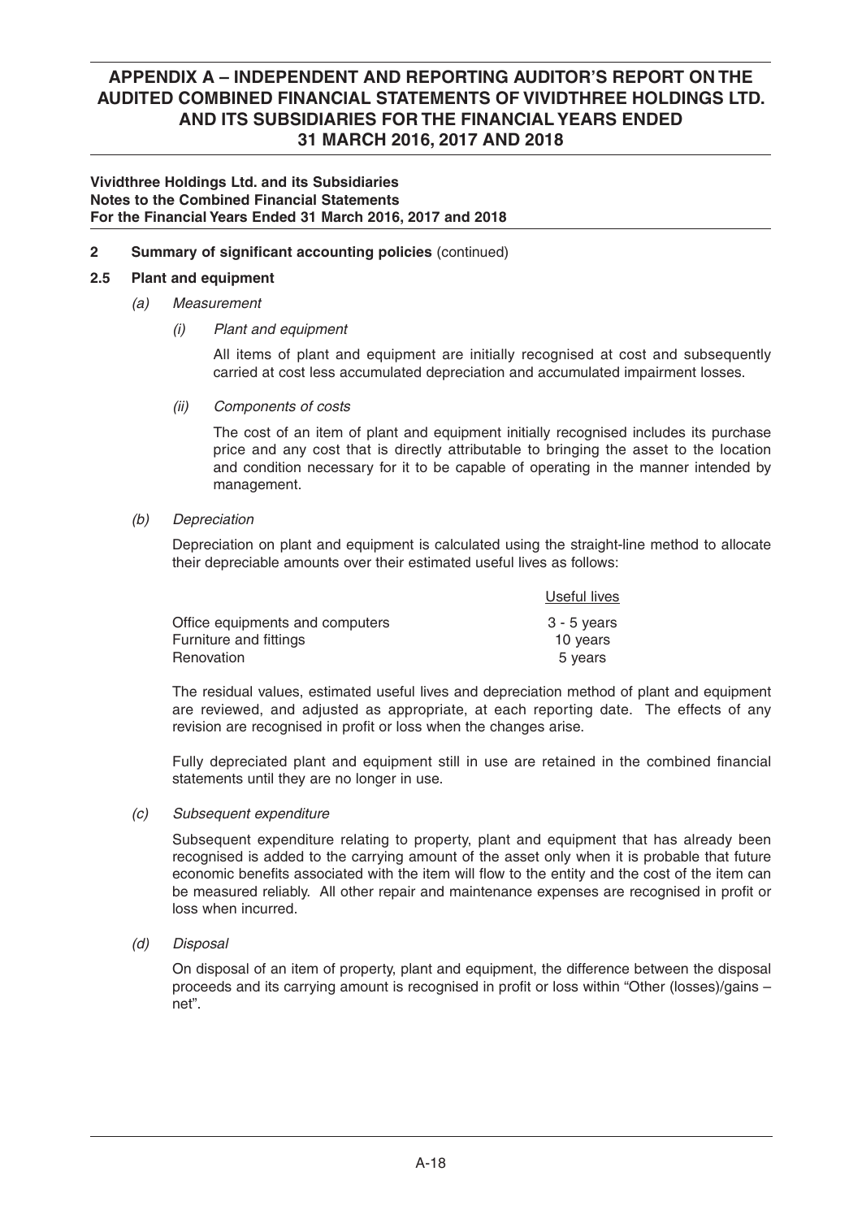**Vividthree Holdings Ltd. and its Subsidiaries**
**Notes to the Combined Financial Statements**
**For the Financial Years Ended 31 March 2016, 2017 and 2018**

**2 Summary of significant accounting policies** (continued)

**2.5 Plant and equipment**

*(a) Measurement*

*(i) Plant and equipment*

All items of plant and equipment are initially recognised at cost and subsequently carried at cost less accumulated depreciation and accumulated impairment losses.

*(ii) Components of costs*

The cost of an item of plant and equipment initially recognised includes its purchase price and any cost that is directly attributable to bringing the asset to the location and condition necessary for it to be capable of operating in the manner intended by management.

*(b) Depreciation*

Depreciation on plant and equipment is calculated using the straight-line method to allocate their depreciable amounts over their estimated useful lives as follows:

| | Useful lives |
|---|---|
| Office equipments and computers | 3 - 5 years |
| Furniture and fittings | 10 years |
| Renovation | 5 years |

The residual values, estimated useful lives and depreciation method of plant and equipment are reviewed, and adjusted as appropriate, at each reporting date. The effects of any revision are recognised in profit or loss when the changes arise.

Fully depreciated plant and equipment still in use are retained in the combined financial statements until they are no longer in use.

*(c) Subsequent expenditure*

Subsequent expenditure relating to property, plant and equipment that has already been recognised is added to the carrying amount of the asset only when it is probable that future economic benefits associated with the item will flow to the entity and the cost of the item can be measured reliably. All other repair and maintenance expenses are recognised in profit or loss when incurred.

*(d) Disposal*

On disposal of an item of property, plant and equipment, the difference between the disposal proceeds and its carrying amount is recognised in profit or loss within "Other (losses)/gains – net".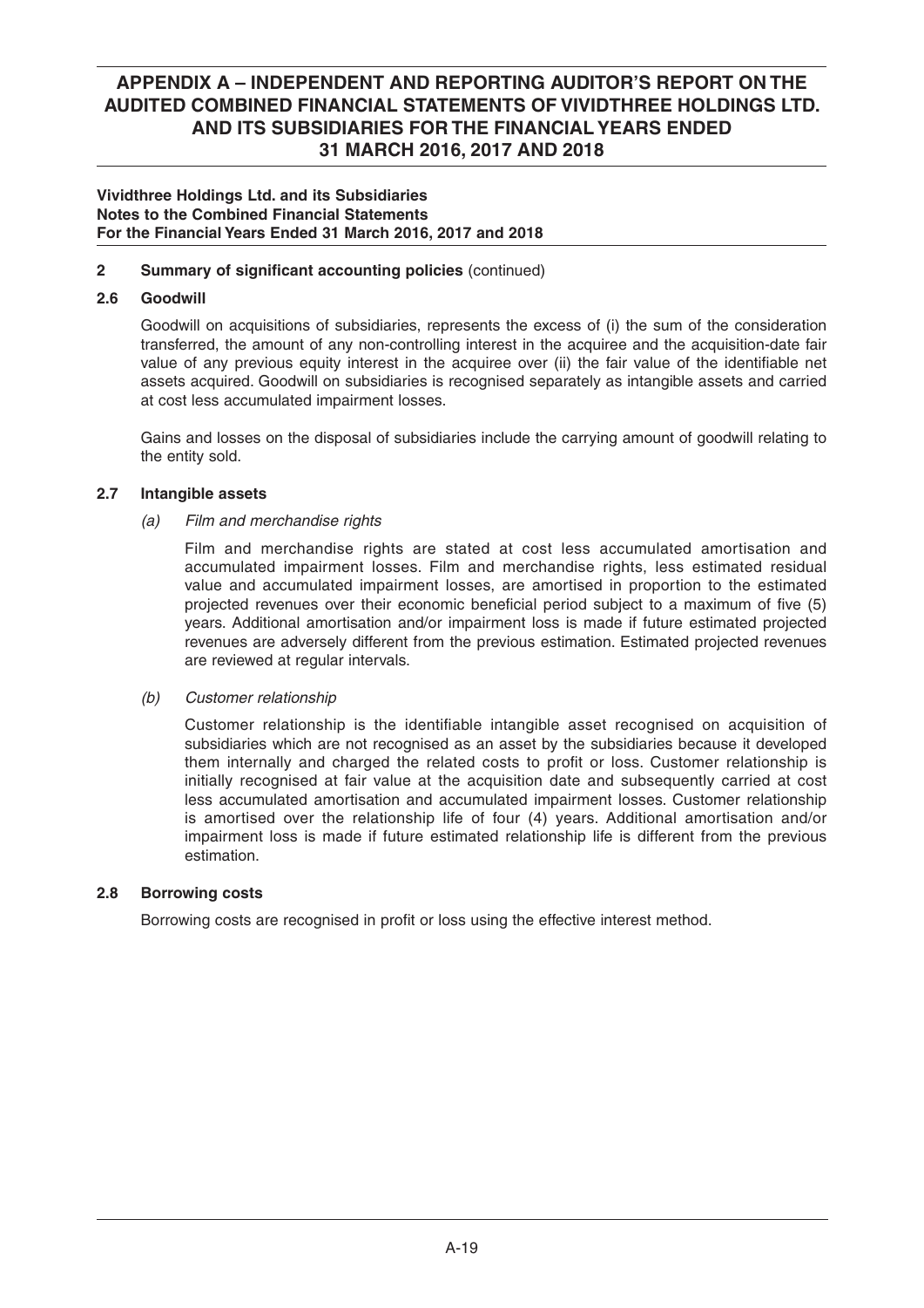**Vividthree Holdings Ltd. and its Subsidiaries**
**Notes to the Combined Financial Statements**
**For the Financial Years Ended 31 March 2016, 2017 and 2018**

**2 Summary of significant accounting policies** (continued)

**2.6 Goodwill**

Goodwill on acquisitions of subsidiaries, represents the excess of (i) the sum of the consideration transferred, the amount of any non-controlling interest in the acquiree and the acquisition-date fair value of any previous equity interest in the acquiree over (ii) the fair value of the identifiable net assets acquired. Goodwill on subsidiaries is recognised separately as intangible assets and carried at cost less accumulated impairment losses.

Gains and losses on the disposal of subsidiaries include the carrying amount of goodwill relating to the entity sold.

**2.7 Intangible assets**

*(a) Film and merchandise rights*

Film and merchandise rights are stated at cost less accumulated amortisation and accumulated impairment losses. Film and merchandise rights, less estimated residual value and accumulated impairment losses, are amortised in proportion to the estimated projected revenues over their economic beneficial period subject to a maximum of five (5) years. Additional amortisation and/or impairment loss is made if future estimated projected revenues are adversely different from the previous estimation. Estimated projected revenues are reviewed at regular intervals.

*(b) Customer relationship*

Customer relationship is the identifiable intangible asset recognised on acquisition of subsidiaries which are not recognised as an asset by the subsidiaries because it developed them internally and charged the related costs to profit or loss. Customer relationship is initially recognised at fair value at the acquisition date and subsequently carried at cost less accumulated amortisation and accumulated impairment losses. Customer relationship is amortised over the relationship life of four (4) years. Additional amortisation and/or impairment loss is made if future estimated relationship life is different from the previous estimation.

**2.8 Borrowing costs**

Borrowing costs are recognised in profit or loss using the effective interest method.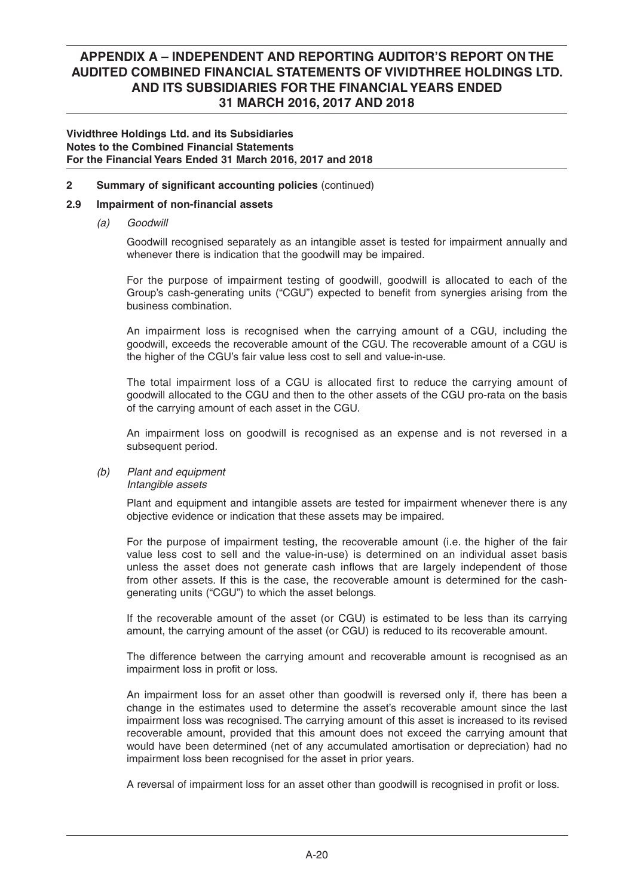**Vividthree Holdings Ltd. and its Subsidiaries**
**Notes to the Combined Financial Statements**
**For the Financial Years Ended 31 March 2016, 2017 and 2018**

**2 Summary of significant accounting policies** (continued)

**2.9 Impairment of non-financial assets**

*(a) Goodwill*

Goodwill recognised separately as an intangible asset is tested for impairment annually and whenever there is indication that the goodwill may be impaired.

For the purpose of impairment testing of goodwill, goodwill is allocated to each of the Group's cash-generating units ("CGU") expected to benefit from synergies arising from the business combination.

An impairment loss is recognised when the carrying amount of a CGU, including the goodwill, exceeds the recoverable amount of the CGU. The recoverable amount of a CGU is the higher of the CGU's fair value less cost to sell and value-in-use.

The total impairment loss of a CGU is allocated first to reduce the carrying amount of goodwill allocated to the CGU and then to the other assets of the CGU pro-rata on the basis of the carrying amount of each asset in the CGU.

An impairment loss on goodwill is recognised as an expense and is not reversed in a subsequent period.

*(b) Plant and equipment*
*Intangible assets*

Plant and equipment and intangible assets are tested for impairment whenever there is any objective evidence or indication that these assets may be impaired.

For the purpose of impairment testing, the recoverable amount (i.e. the higher of the fair value less cost to sell and the value-in-use) is determined on an individual asset basis unless the asset does not generate cash inflows that are largely independent of those from other assets. If this is the case, the recoverable amount is determined for the cash-generating units ("CGU") to which the asset belongs.

If the recoverable amount of the asset (or CGU) is estimated to be less than its carrying amount, the carrying amount of the asset (or CGU) is reduced to its recoverable amount.

The difference between the carrying amount and recoverable amount is recognised as an impairment loss in profit or loss.

An impairment loss for an asset other than goodwill is reversed only if, there has been a change in the estimates used to determine the asset's recoverable amount since the last impairment loss was recognised. The carrying amount of this asset is increased to its revised recoverable amount, provided that this amount does not exceed the carrying amount that would have been determined (net of any accumulated amortisation or depreciation) had no impairment loss been recognised for the asset in prior years.

A reversal of impairment loss for an asset other than goodwill is recognised in profit or loss.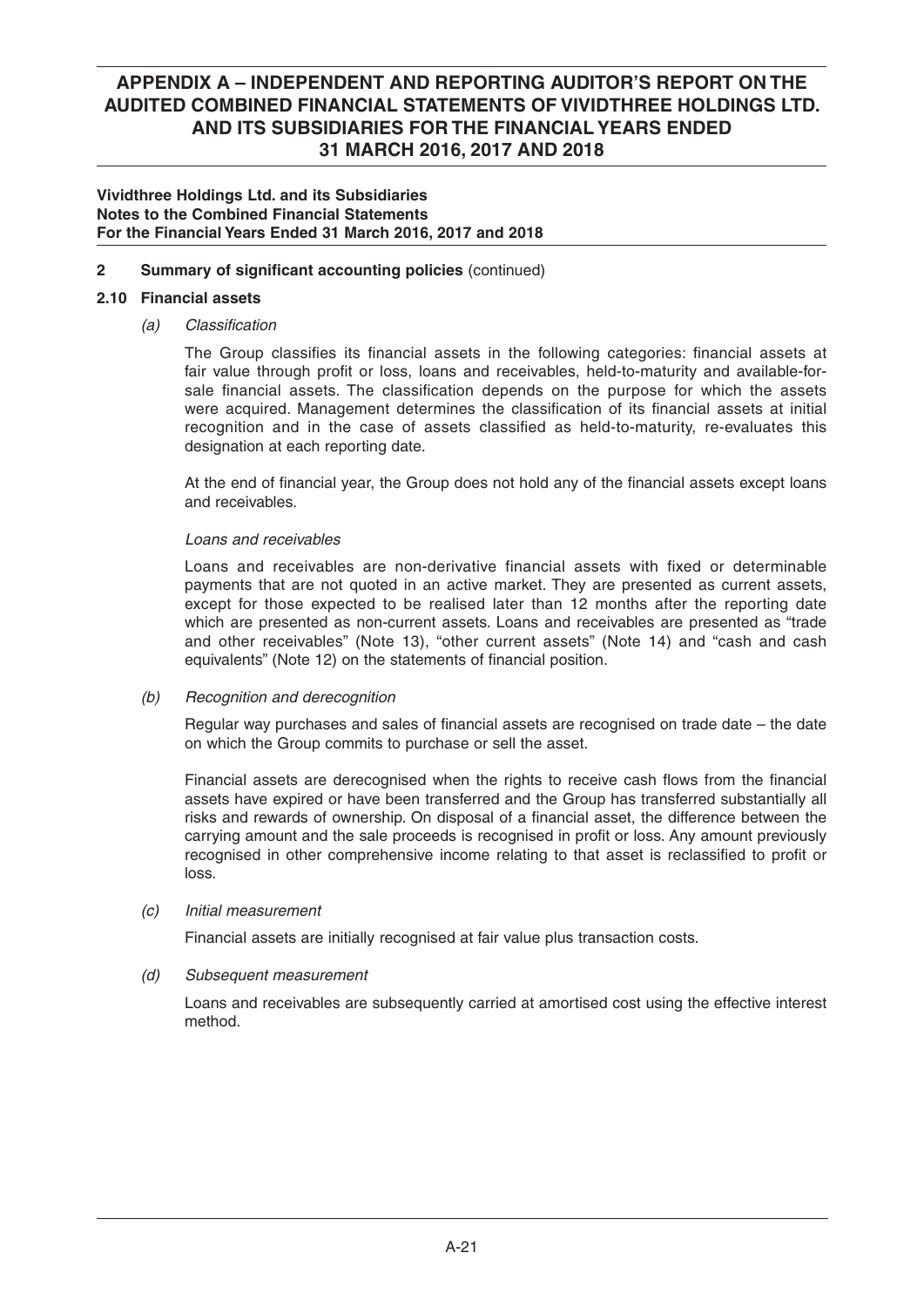**Vividthree Holdings Ltd. and its Subsidiaries**
**Notes to the Combined Financial Statements**
**For the Financial Years Ended 31 March 2016, 2017 and 2018**

**2 Summary of significant accounting policies** (continued)

**2.10 Financial assets**

*(a) Classification*

The Group classifies its financial assets in the following categories: financial assets at fair value through profit or loss, loans and receivables, held-to-maturity and available-for-sale financial assets. The classification depends on the purpose for which the assets were acquired. Management determines the classification of its financial assets at initial recognition and in the case of assets classified as held-to-maturity, re-evaluates this designation at each reporting date.

At the end of financial year, the Group does not hold any of the financial assets except loans and receivables.

*Loans and receivables*

Loans and receivables are non-derivative financial assets with fixed or determinable payments that are not quoted in an active market. They are presented as current assets, except for those expected to be realised later than 12 months after the reporting date which are presented as non-current assets. Loans and receivables are presented as "trade and other receivables" (Note 13), "other current assets" (Note 14) and "cash and cash equivalents" (Note 12) on the statements of financial position.

*(b) Recognition and derecognition*

Regular way purchases and sales of financial assets are recognised on trade date – the date on which the Group commits to purchase or sell the asset.

Financial assets are derecognised when the rights to receive cash flows from the financial assets have expired or have been transferred and the Group has transferred substantially all risks and rewards of ownership. On disposal of a financial asset, the difference between the carrying amount and the sale proceeds is recognised in profit or loss. Any amount previously recognised in other comprehensive income relating to that asset is reclassified to profit or loss.

*(c) Initial measurement*

Financial assets are initially recognised at fair value plus transaction costs.

*(d) Subsequent measurement*

Loans and receivables are subsequently carried at amortised cost using the effective interest method.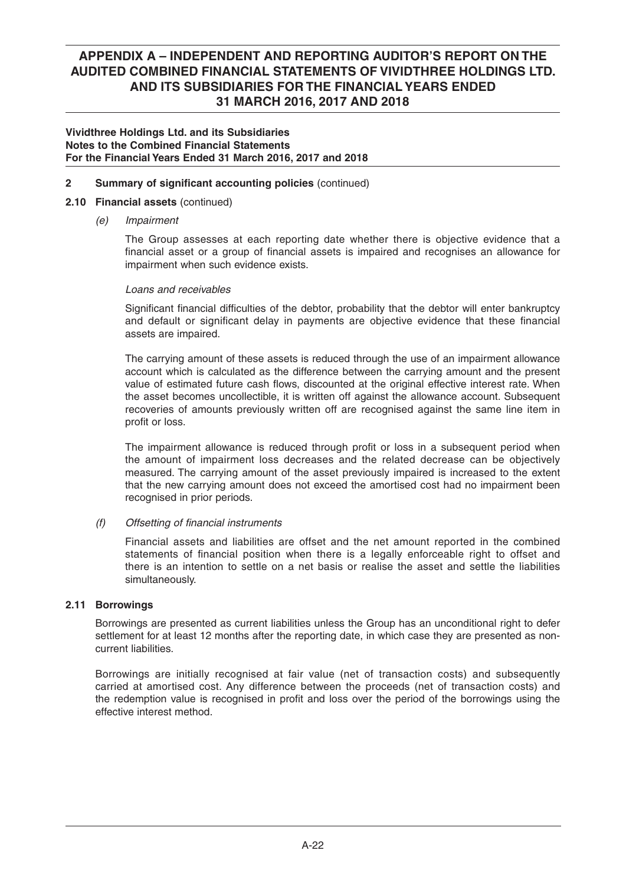**Vividthree Holdings Ltd. and its Subsidiaries**
**Notes to the Combined Financial Statements**
**For the Financial Years Ended 31 March 2016, 2017 and 2018**

**2 Summary of significant accounting policies** (continued)

**2.10 Financial assets** (continued)

*(e) Impairment*

The Group assesses at each reporting date whether there is objective evidence that a financial asset or a group of financial assets is impaired and recognises an allowance for impairment when such evidence exists.

*Loans and receivables*

Significant financial difficulties of the debtor, probability that the debtor will enter bankruptcy and default or significant delay in payments are objective evidence that these financial assets are impaired.

The carrying amount of these assets is reduced through the use of an impairment allowance account which is calculated as the difference between the carrying amount and the present value of estimated future cash flows, discounted at the original effective interest rate. When the asset becomes uncollectible, it is written off against the allowance account. Subsequent recoveries of amounts previously written off are recognised against the same line item in profit or loss.

The impairment allowance is reduced through profit or loss in a subsequent period when the amount of impairment loss decreases and the related decrease can be objectively measured. The carrying amount of the asset previously impaired is increased to the extent that the new carrying amount does not exceed the amortised cost had no impairment been recognised in prior periods.

*(f) Offsetting of financial instruments*

Financial assets and liabilities are offset and the net amount reported in the combined statements of financial position when there is a legally enforceable right to offset and there is an intention to settle on a net basis or realise the asset and settle the liabilities simultaneously.

**2.11 Borrowings**

Borrowings are presented as current liabilities unless the Group has an unconditional right to defer settlement for at least 12 months after the reporting date, in which case they are presented as non-current liabilities.

Borrowings are initially recognised at fair value (net of transaction costs) and subsequently carried at amortised cost. Any difference between the proceeds (net of transaction costs) and the redemption value is recognised in profit and loss over the period of the borrowings using the effective interest method.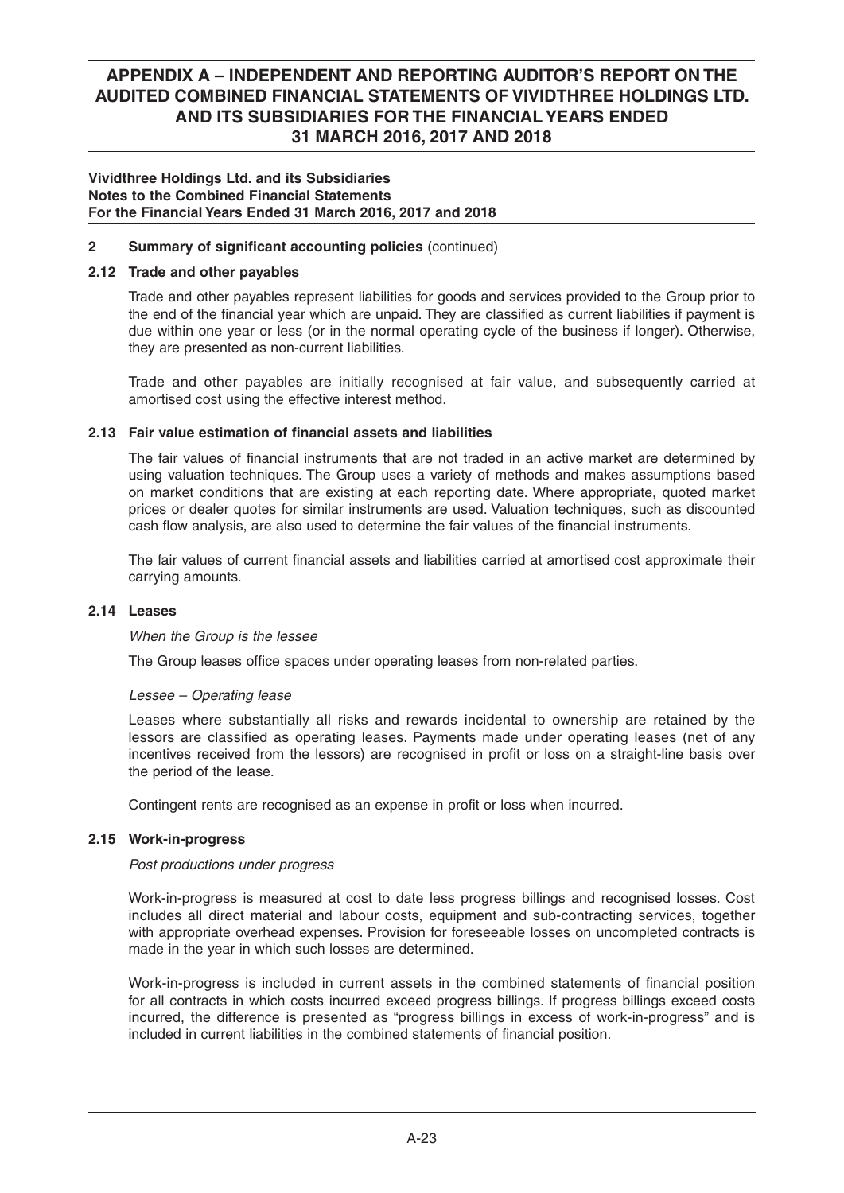**Vividthree Holdings Ltd. and its Subsidiaries**
**Notes to the Combined Financial Statements**
**For the Financial Years Ended 31 March 2016, 2017 and 2018**

## 2 Summary of significant accounting policies (continued)

### 2.12 Trade and other payables

Trade and other payables represent liabilities for goods and services provided to the Group prior to the end of the financial year which are unpaid. They are classified as current liabilities if payment is due within one year or less (or in the normal operating cycle of the business if longer). Otherwise, they are presented as non-current liabilities.

Trade and other payables are initially recognised at fair value, and subsequently carried at amortised cost using the effective interest method.

### 2.13 Fair value estimation of financial assets and liabilities

The fair values of financial instruments that are not traded in an active market are determined by using valuation techniques. The Group uses a variety of methods and makes assumptions based on market conditions that are existing at each reporting date. Where appropriate, quoted market prices or dealer quotes for similar instruments are used. Valuation techniques, such as discounted cash flow analysis, are also used to determine the fair values of the financial instruments.

The fair values of current financial assets and liabilities carried at amortised cost approximate their carrying amounts.

### 2.14 Leases

*When the Group is the lessee*

The Group leases office spaces under operating leases from non-related parties.

*Lessee – Operating lease*

Leases where substantially all risks and rewards incidental to ownership are retained by the lessors are classified as operating leases. Payments made under operating leases (net of any incentives received from the lessors) are recognised in profit or loss on a straight-line basis over the period of the lease.

Contingent rents are recognised as an expense in profit or loss when incurred.

### 2.15 Work-in-progress

*Post productions under progress*

Work-in-progress is measured at cost to date less progress billings and recognised losses. Cost includes all direct material and labour costs, equipment and sub-contracting services, together with appropriate overhead expenses. Provision for foreseeable losses on uncompleted contracts is made in the year in which such losses are determined.

Work-in-progress is included in current assets in the combined statements of financial position for all contracts in which costs incurred exceed progress billings. If progress billings exceed costs incurred, the difference is presented as "progress billings in excess of work-in-progress" and is included in current liabilities in the combined statements of financial position.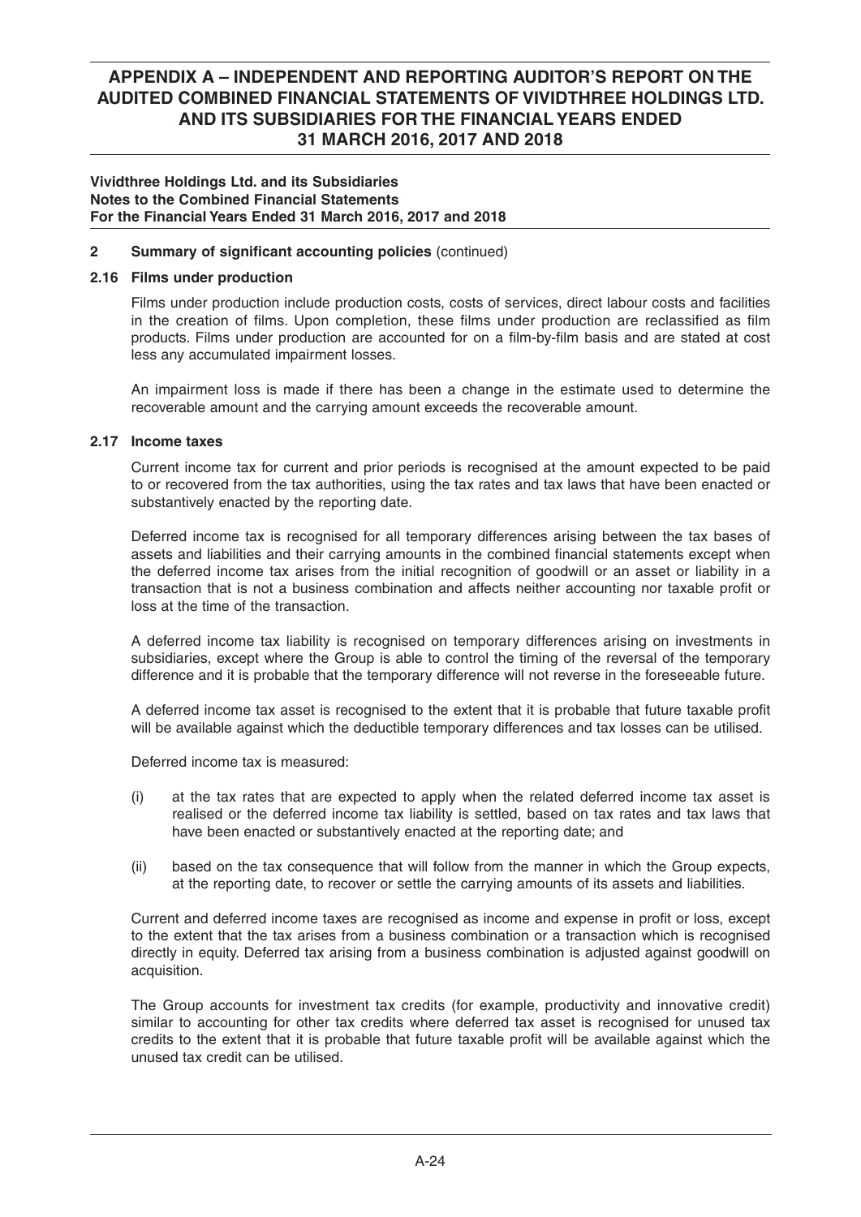**Vividthree Holdings Ltd. and its Subsidiaries**
**Notes to the Combined Financial Statements**
**For the Financial Years Ended 31 March 2016, 2017 and 2018**

## 2 Summary of significant accounting policies (continued)

### 2.16 Films under production

Films under production include production costs, costs of services, direct labour costs and facilities in the creation of films. Upon completion, these films under production are reclassified as film products. Films under production are accounted for on a film-by-film basis and are stated at cost less any accumulated impairment losses.

An impairment loss is made if there has been a change in the estimate used to determine the recoverable amount and the carrying amount exceeds the recoverable amount.

### 2.17 Income taxes

Current income tax for current and prior periods is recognised at the amount expected to be paid to or recovered from the tax authorities, using the tax rates and tax laws that have been enacted or substantively enacted by the reporting date.

Deferred income tax is recognised for all temporary differences arising between the tax bases of assets and liabilities and their carrying amounts in the combined financial statements except when the deferred income tax arises from the initial recognition of goodwill or an asset or liability in a transaction that is not a business combination and affects neither accounting nor taxable profit or loss at the time of the transaction.

A deferred income tax liability is recognised on temporary differences arising on investments in subsidiaries, except where the Group is able to control the timing of the reversal of the temporary difference and it is probable that the temporary difference will not reverse in the foreseeable future.

A deferred income tax asset is recognised to the extent that it is probable that future taxable profit will be available against which the deductible temporary differences and tax losses can be utilised.

Deferred income tax is measured:

(i) at the tax rates that are expected to apply when the related deferred income tax asset is realised or the deferred income tax liability is settled, based on tax rates and tax laws that have been enacted or substantively enacted at the reporting date; and

(ii) based on the tax consequence that will follow from the manner in which the Group expects, at the reporting date, to recover or settle the carrying amounts of its assets and liabilities.

Current and deferred income taxes are recognised as income and expense in profit or loss, except to the extent that the tax arises from a business combination or a transaction which is recognised directly in equity. Deferred tax arising from a business combination is adjusted against goodwill on acquisition.

The Group accounts for investment tax credits (for example, productivity and innovative credit) similar to accounting for other tax credits where deferred tax asset is recognised for unused tax credits to the extent that it is probable that future taxable profit will be available against which the unused tax credit can be utilised.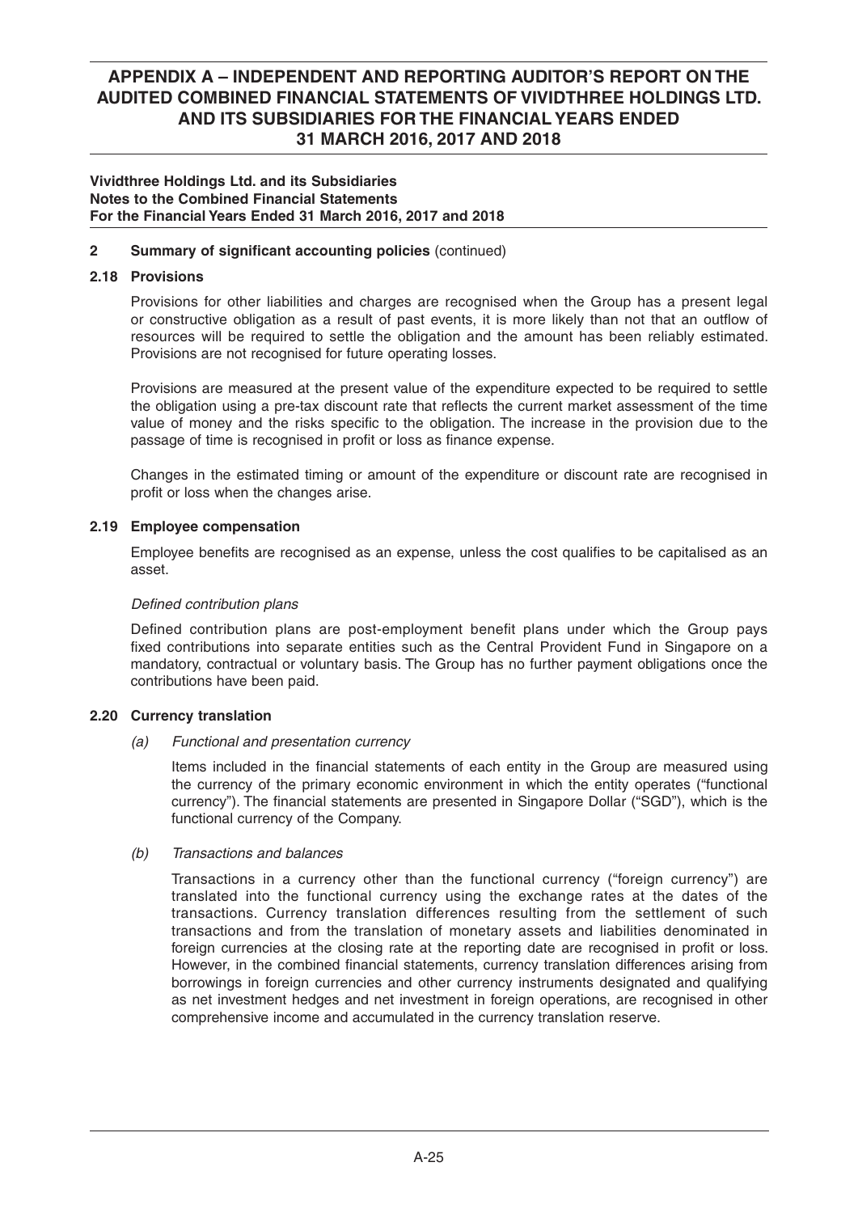**Vividthree Holdings Ltd. and its Subsidiaries**
**Notes to the Combined Financial Statements**
**For the Financial Years Ended 31 March 2016, 2017 and 2018**

**2 Summary of significant accounting policies** (continued)

**2.18 Provisions**

Provisions for other liabilities and charges are recognised when the Group has a present legal or constructive obligation as a result of past events, it is more likely than not that an outflow of resources will be required to settle the obligation and the amount has been reliably estimated. Provisions are not recognised for future operating losses.

Provisions are measured at the present value of the expenditure expected to be required to settle the obligation using a pre-tax discount rate that reflects the current market assessment of the time value of money and the risks specific to the obligation. The increase in the provision due to the passage of time is recognised in profit or loss as finance expense.

Changes in the estimated timing or amount of the expenditure or discount rate are recognised in profit or loss when the changes arise.

**2.19 Employee compensation**

Employee benefits are recognised as an expense, unless the cost qualifies to be capitalised as an asset.

*Defined contribution plans*

Defined contribution plans are post-employment benefit plans under which the Group pays fixed contributions into separate entities such as the Central Provident Fund in Singapore on a mandatory, contractual or voluntary basis. The Group has no further payment obligations once the contributions have been paid.

**2.20 Currency translation**

*(a) Functional and presentation currency*

Items included in the financial statements of each entity in the Group are measured using the currency of the primary economic environment in which the entity operates ("functional currency"). The financial statements are presented in Singapore Dollar ("SGD"), which is the functional currency of the Company.

*(b) Transactions and balances*

Transactions in a currency other than the functional currency ("foreign currency") are translated into the functional currency using the exchange rates at the dates of the transactions. Currency translation differences resulting from the settlement of such transactions and from the translation of monetary assets and liabilities denominated in foreign currencies at the closing rate at the reporting date are recognised in profit or loss. However, in the combined financial statements, currency translation differences arising from borrowings in foreign currencies and other currency instruments designated and qualifying as net investment hedges and net investment in foreign operations, are recognised in other comprehensive income and accumulated in the currency translation reserve.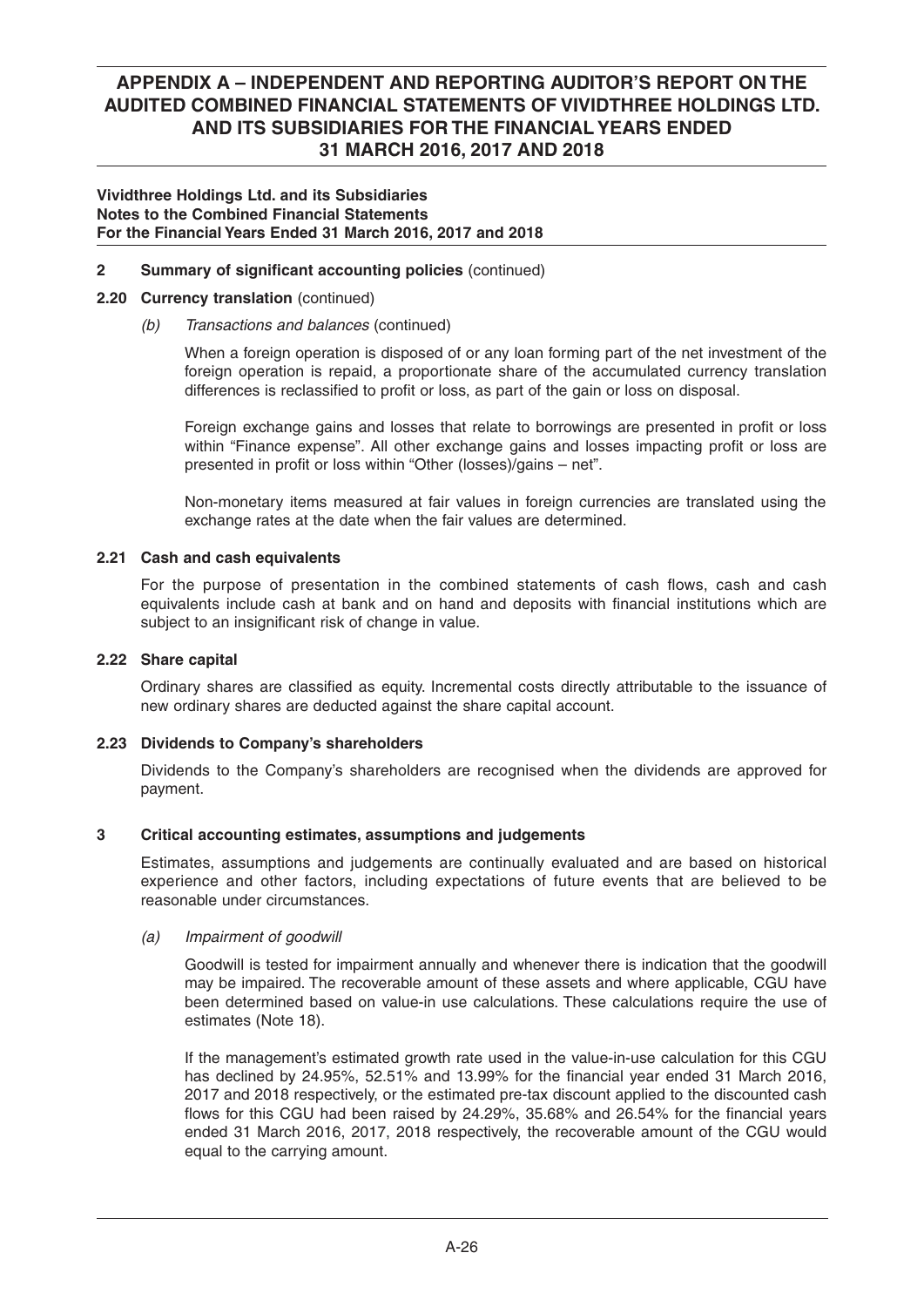**Vividthree Holdings Ltd. and its Subsidiaries**
**Notes to the Combined Financial Statements**
**For the Financial Years Ended 31 March 2016, 2017 and 2018**

**2 Summary of significant accounting policies** (continued)

**2.20 Currency translation** (continued)

*(b) Transactions and balances* (continued)

When a foreign operation is disposed of or any loan forming part of the net investment of the foreign operation is repaid, a proportionate share of the accumulated currency translation differences is reclassified to profit or loss, as part of the gain or loss on disposal.

Foreign exchange gains and losses that relate to borrowings are presented in profit or loss within "Finance expense". All other exchange gains and losses impacting profit or loss are presented in profit or loss within "Other (losses)/gains – net".

Non-monetary items measured at fair values in foreign currencies are translated using the exchange rates at the date when the fair values are determined.

**2.21 Cash and cash equivalents**

For the purpose of presentation in the combined statements of cash flows, cash and cash equivalents include cash at bank and on hand and deposits with financial institutions which are subject to an insignificant risk of change in value.

**2.22 Share capital**

Ordinary shares are classified as equity. Incremental costs directly attributable to the issuance of new ordinary shares are deducted against the share capital account.

**2.23 Dividends to Company's shareholders**

Dividends to the Company's shareholders are recognised when the dividends are approved for payment.

**3 Critical accounting estimates, assumptions and judgements**

Estimates, assumptions and judgements are continually evaluated and are based on historical experience and other factors, including expectations of future events that are believed to be reasonable under circumstances.

*(a) Impairment of goodwill*

Goodwill is tested for impairment annually and whenever there is indication that the goodwill may be impaired. The recoverable amount of these assets and where applicable, CGU have been determined based on value-in use calculations. These calculations require the use of estimates (Note 18).

If the management's estimated growth rate used in the value-in-use calculation for this CGU has declined by 24.95%, 52.51% and 13.99% for the financial year ended 31 March 2016, 2017 and 2018 respectively, or the estimated pre-tax discount applied to the discounted cash flows for this CGU had been raised by 24.29%, 35.68% and 26.54% for the financial years ended 31 March 2016, 2017, 2018 respectively, the recoverable amount of the CGU would equal to the carrying amount.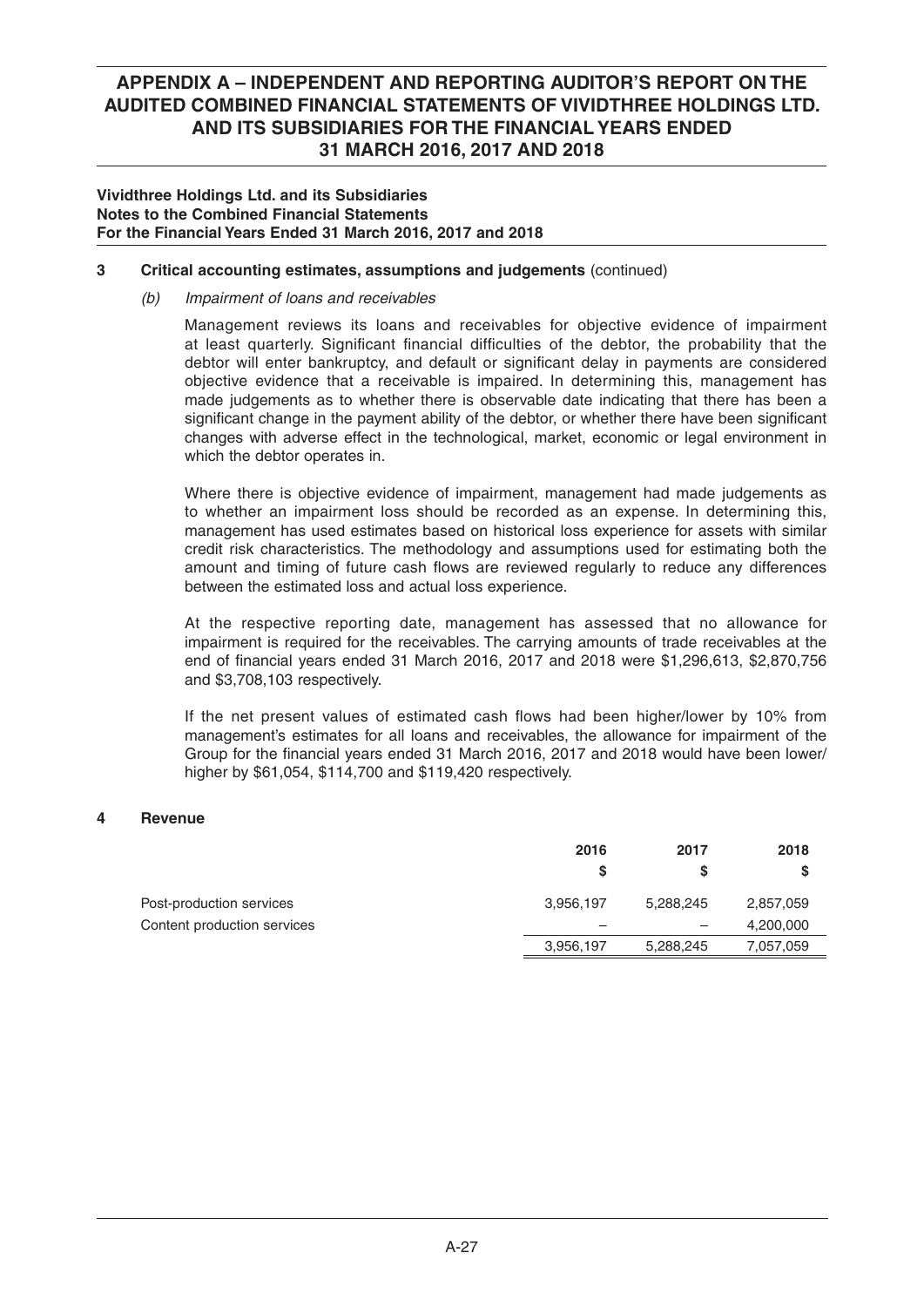**Vividthree Holdings Ltd. and its Subsidiaries**
**Notes to the Combined Financial Statements**
**For the Financial Years Ended 31 March 2016, 2017 and 2018**

**3 Critical accounting estimates, assumptions and judgements** (continued)

*(b) Impairment of loans and receivables*

Management reviews its loans and receivables for objective evidence of impairment at least quarterly. Significant financial difficulties of the debtor, the probability that the debtor will enter bankruptcy, and default or significant delay in payments are considered objective evidence that a receivable is impaired. In determining this, management has made judgements as to whether there is observable date indicating that there has been a significant change in the payment ability of the debtor, or whether there have been significant changes with adverse effect in the technological, market, economic or legal environment in which the debtor operates in.

Where there is objective evidence of impairment, management had made judgements as to whether an impairment loss should be recorded as an expense. In determining this, management has used estimates based on historical loss experience for assets with similar credit risk characteristics. The methodology and assumptions used for estimating both the amount and timing of future cash flows are reviewed regularly to reduce any differences between the estimated loss and actual loss experience.

At the respective reporting date, management has assessed that no allowance for impairment is required for the receivables. The carrying amounts of trade receivables at the end of financial years ended 31 March 2016, 2017 and 2018 were $1,296,613, $2,870,756 and $3,708,103 respectively.

If the net present values of estimated cash flows had been higher/lower by 10% from management's estimates for all loans and receivables, the allowance for impairment of the Group for the financial years ended 31 March 2016, 2017 and 2018 would have been lower/higher by $61,054, $114,700 and $119,420 respectively.

**4 Revenue**

| | 2016 | 2017 | 2018 |
|---|---|---|---|
| | $ | $ | $ |
| Post-production services | 3,956,197 | 5,288,245 | 2,857,059 |
| Content production services | – | – | 4,200,000 |
| | 3,956,197 | 5,288,245 | 7,057,059 |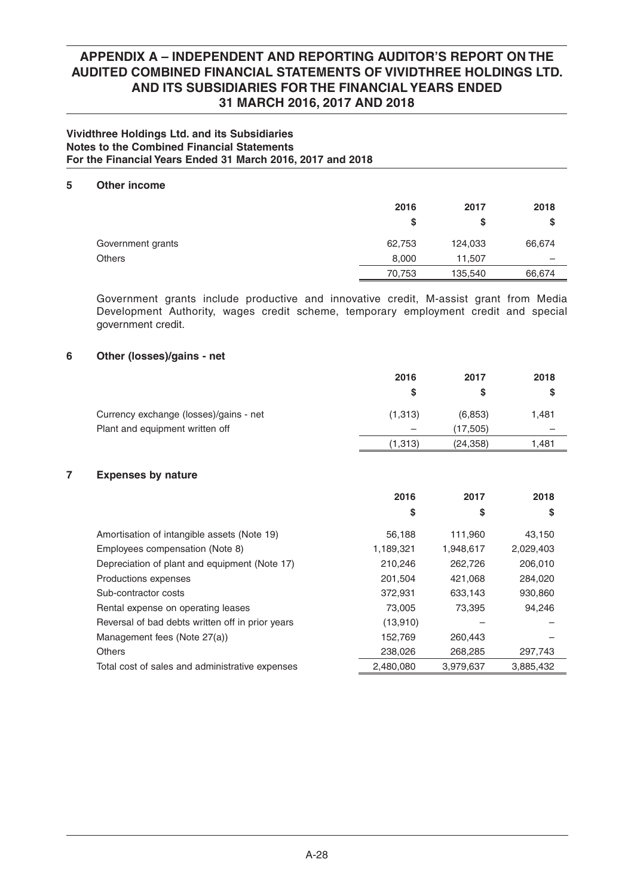## APPENDIX A – INDEPENDENT AND REPORTING AUDITOR'S REPORT ON THE AUDITED COMBINED FINANCIAL STATEMENTS OF VIVIDTHREE HOLDINGS LTD. AND ITS SUBSIDIARIES FOR THE FINANCIAL YEARS ENDED 31 MARCH 2016, 2017 AND 2018

**Vividthree Holdings Ltd. and its Subsidiaries**
**Notes to the Combined Financial Statements**
**For the Financial Years Ended 31 March 2016, 2017 and 2018**

### 5 Other income

| | 2016 | 2017 | 2018 |
|---|---|---|---|
| | $ | $ | $ |
| Government grants | 62,753 | 124,033 | 66,674 |
| Others | 8,000 | 11,507 | – |
| | 70,753 | 135,540 | 66,674 |

Government grants include productive and innovative credit, M-assist grant from Media Development Authority, wages credit scheme, temporary employment credit and special government credit.

### 6 Other (losses)/gains - net

| | 2016 | 2017 | 2018 |
|---|---|---|---|
| | $ | $ | $ |
| Currency exchange (losses)/gains - net | (1,313) | (6,853) | 1,481 |
| Plant and equipment written off | – | (17,505) | – |
| | (1,313) | (24,358) | 1,481 |

### 7 Expenses by nature

| | 2016 | 2017 | 2018 |
|---|---|---|---|
| | $ | $ | $ |
| Amortisation of intangible assets (Note 19) | 56,188 | 111,960 | 43,150 |
| Employees compensation (Note 8) | 1,189,321 | 1,948,617 | 2,029,403 |
| Depreciation of plant and equipment (Note 17) | 210,246 | 262,726 | 206,010 |
| Productions expenses | 201,504 | 421,068 | 284,020 |
| Sub-contractor costs | 372,931 | 633,143 | 930,860 |
| Rental expense on operating leases | 73,005 | 73,395 | 94,246 |
| Reversal of bad debts written off in prior years | (13,910) | – | – |
| Management fees (Note 27(a)) | 152,769 | 260,443 | – |
| Others | 238,026 | 268,285 | 297,743 |
| Total cost of sales and administrative expenses | 2,480,080 | 3,979,637 | 3,885,432 |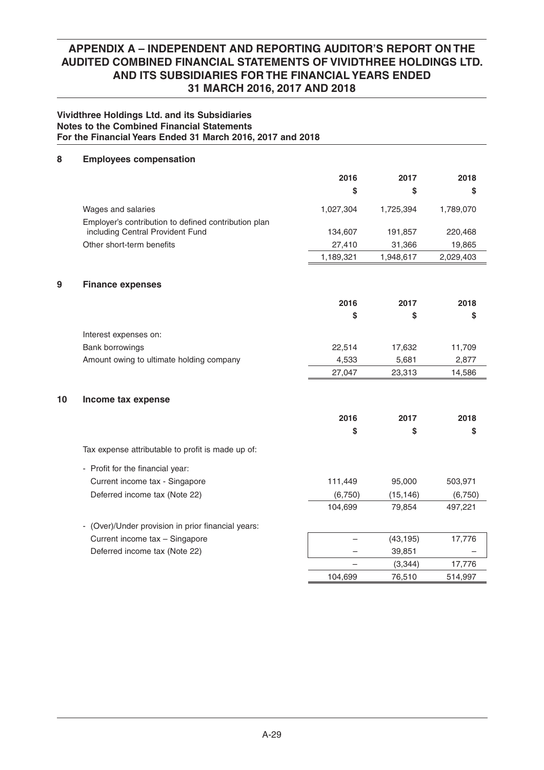**Vividthree Holdings Ltd. and its Subsidiaries**
**Notes to the Combined Financial Statements**
**For the Financial Years Ended 31 March 2016, 2017 and 2018**

## 8 Employees compensation

| | 2016 | 2017 | 2018 |
|---|---|---|---|
| | $ | $ | $ |
| Wages and salaries | 1,027,304 | 1,725,394 | 1,789,070 |
| Employer's contribution to defined contribution plan including Central Provident Fund | 134,607 | 191,857 | 220,468 |
| Other short-term benefits | 27,410 | 31,366 | 19,865 |
| | 1,189,321 | 1,948,617 | 2,029,403 |

## 9 Finance expenses

| | 2016 | 2017 | 2018 |
|---|---|---|---|
| | $ | $ | $ |
| Interest expenses on: | | | |
| Bank borrowings | 22,514 | 17,632 | 11,709 |
| Amount owing to ultimate holding company | 4,533 | 5,681 | 2,877 |
| | 27,047 | 23,313 | 14,586 |

## 10 Income tax expense

| | 2016 | 2017 | 2018 |
|---|---|---|---|
| | $ | $ | $ |
| Tax expense attributable to profit is made up of: | | | |
| - Profit for the financial year: | | | |
| Current income tax - Singapore | 111,449 | 95,000 | 503,971 |
| Deferred income tax (Note 22) | (6,750) | (15,146) | (6,750) |
| | 104,699 | 79,854 | 497,221 |
| - (Over)/Under provision in prior financial years: | | | |
| Current income tax – Singapore | – | (43,195) | 17,776 |
| Deferred income tax (Note 22) | – | 39,851 | – |
| | – | (3,344) | 17,776 |
| | 104,699 | 76,510 | 514,997 |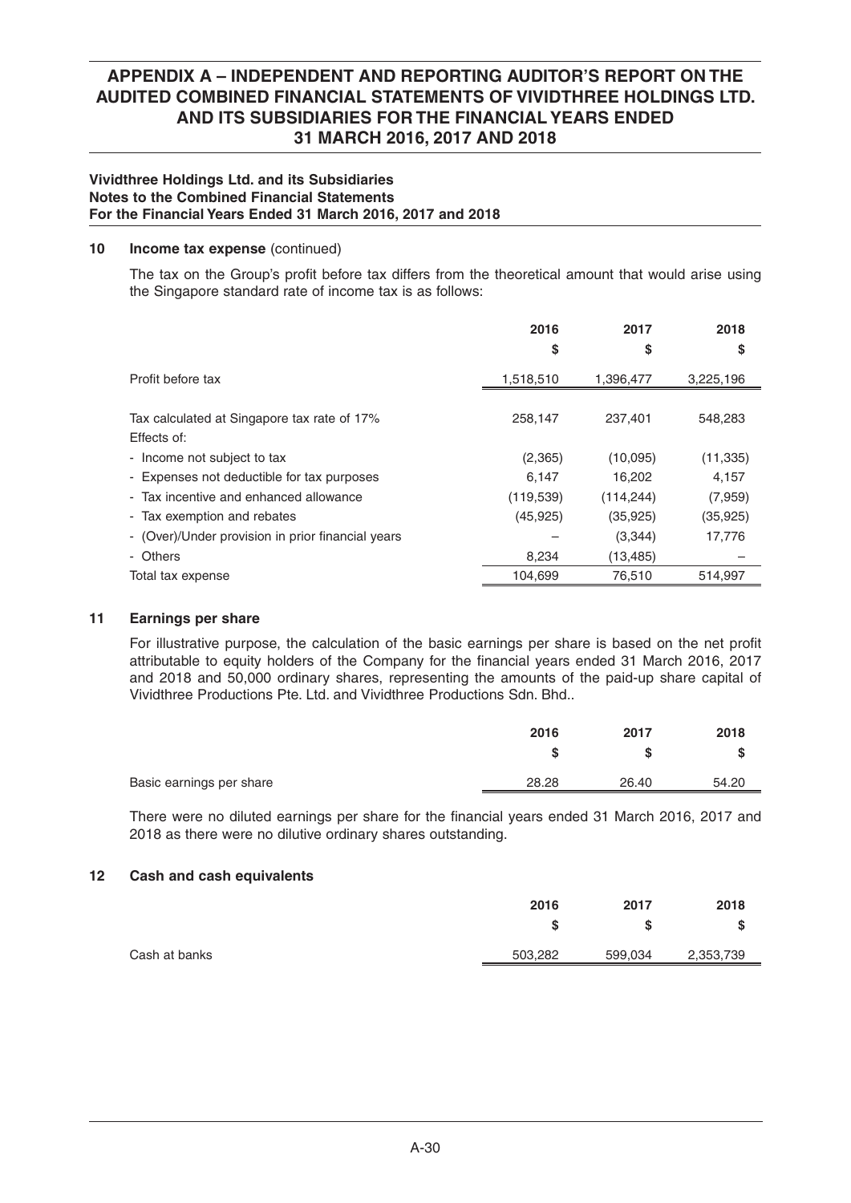**Vividthree Holdings Ltd. and its Subsidiaries**
**Notes to the Combined Financial Statements**
**For the Financial Years Ended 31 March 2016, 2017 and 2018**

**10 Income tax expense** (continued)

The tax on the Group's profit before tax differs from the theoretical amount that would arise using the Singapore standard rate of income tax is as follows:

| | 2016 | 2017 | 2018 |
|---|---|---|---|
| | $ | $ | $ |
| Profit before tax | 1,518,510 | 1,396,477 | 3,225,196 |
| | | | |
| Tax calculated at Singapore tax rate of 17% | 258,147 | 237,401 | 548,283 |
| Effects of: | | | |
| - Income not subject to tax | (2,365) | (10,095) | (11,335) |
| - Expenses not deductible for tax purposes | 6,147 | 16,202 | 4,157 |
| - Tax incentive and enhanced allowance | (119,539) | (114,244) | (7,959) |
| - Tax exemption and rebates | (45,925) | (35,925) | (35,925) |
| - (Over)/Under provision in prior financial years | – | (3,344) | 17,776 |
| - Others | 8,234 | (13,485) | – |
| Total tax expense | 104,699 | 76,510 | 514,997 |

**11 Earnings per share**

For illustrative purpose, the calculation of the basic earnings per share is based on the net profit attributable to equity holders of the Company for the financial years ended 31 March 2016, 2017 and 2018 and 50,000 ordinary shares, representing the amounts of the paid-up share capital of Vividthree Productions Pte. Ltd. and Vividthree Productions Sdn. Bhd..

| | 2016 | 2017 | 2018 |
|---|---|---|---|
| | $ | $ | $ |
| Basic earnings per share | 28.28 | 26.40 | 54.20 |

There were no diluted earnings per share for the financial years ended 31 March 2016, 2017 and 2018 as there were no dilutive ordinary shares outstanding.

**12 Cash and cash equivalents**

| | 2016 | 2017 | 2018 |
|---|---|---|---|
| | $ | $ | $ |
| Cash at banks | 503,282 | 599,034 | 2,353,739 |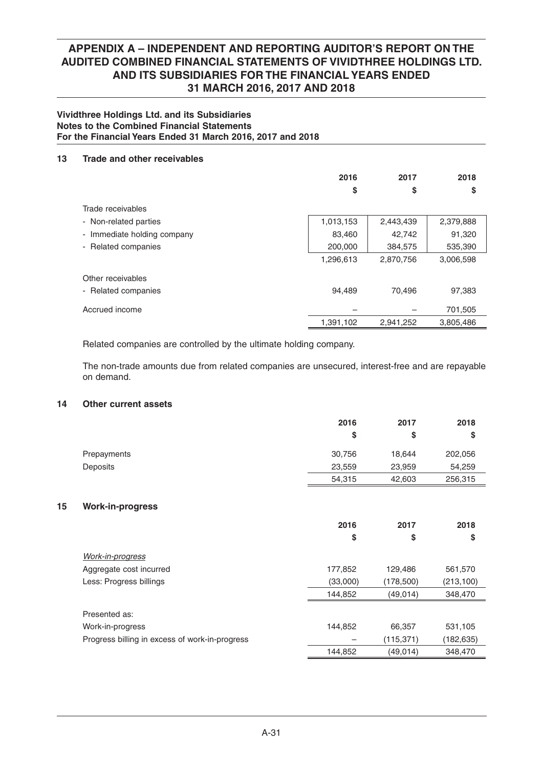# APPENDIX A – INDEPENDENT AND REPORTING AUDITOR'S REPORT ON THE AUDITED COMBINED FINANCIAL STATEMENTS OF VIVIDTHREE HOLDINGS LTD. AND ITS SUBSIDIARIES FOR THE FINANCIAL YEARS ENDED 31 MARCH 2016, 2017 AND 2018

**Vividthree Holdings Ltd. and its Subsidiaries**
**Notes to the Combined Financial Statements**
**For the Financial Years Ended 31 March 2016, 2017 and 2018**

## 13 Trade and other receivables

| | 2016 | 2017 | 2018 |
|---|---|---|---|
| | $ | $ | $ |
| Trade receivables | | | |
| - Non-related parties | 1,013,153 | 2,443,439 | 2,379,888 |
| - Immediate holding company | 83,460 | 42,742 | 91,320 |
| - Related companies | 200,000 | 384,575 | 535,390 |
| | 1,296,613 | 2,870,756 | 3,006,598 |
| Other receivables | | | |
| - Related companies | 94,489 | 70,496 | 97,383 |
| Accrued income | – | – | 701,505 |
| | 1,391,102 | 2,941,252 | 3,805,486 |

Related companies are controlled by the ultimate holding company.

The non-trade amounts due from related companies are unsecured, interest-free and are repayable on demand.

## 14 Other current assets

| | 2016 | 2017 | 2018 |
|---|---|---|---|
| | $ | $ | $ |
| Prepayments | 30,756 | 18,644 | 202,056 |
| Deposits | 23,559 | 23,959 | 54,259 |
| | 54,315 | 42,603 | 256,315 |

## 15 Work-in-progress

| | 2016 | 2017 | 2018 |
|---|---|---|---|
| | $ | $ | $ |
| *Work-in-progress* | | | |
| Aggregate cost incurred | 177,852 | 129,486 | 561,570 |
| Less: Progress billings | (33,000) | (178,500) | (213,100) |
| | 144,852 | (49,014) | 348,470 |
| Presented as: | | | |
| Work-in-progress | 144,852 | 66,357 | 531,105 |
| Progress billing in excess of work-in-progress | – | (115,371) | (182,635) |
| | 144,852 | (49,014) | 348,470 |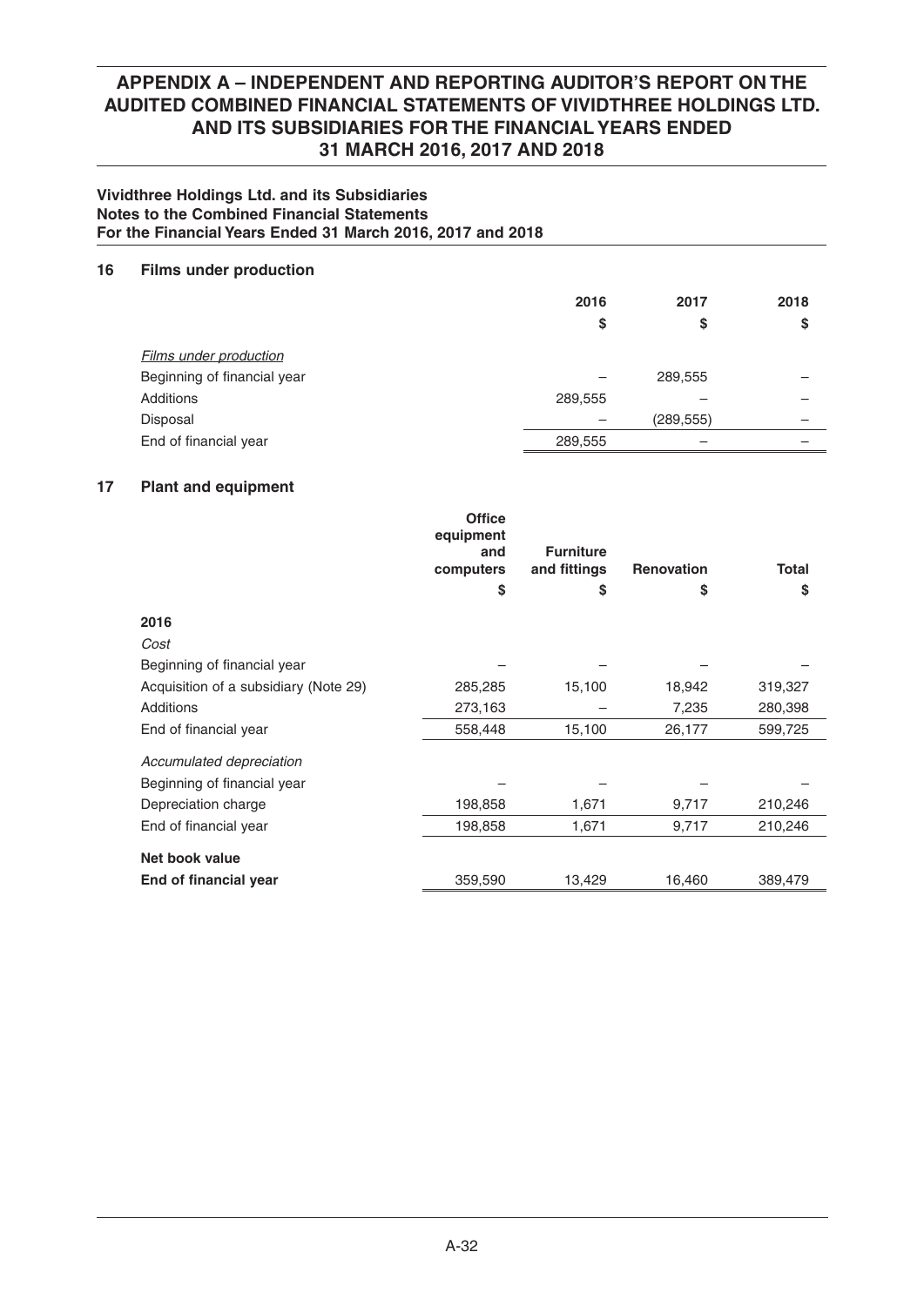**Vividthree Holdings Ltd. and its Subsidiaries**
**Notes to the Combined Financial Statements**
**For the Financial Years Ended 31 March 2016, 2017 and 2018**

## 16 Films under production

| | 2016 | 2017 | 2018 |
|---|---|---|---|
| | $ | $ | $ |
| *Films under production* | | | |
| Beginning of financial year | – | 289,555 | – |
| Additions | 289,555 | – | – |
| Disposal | – | (289,555) | – |
| End of financial year | 289,555 | – | – |

## 17 Plant and equipment

| | Office equipment and computers | Furniture and fittings | Renovation | Total |
|---|---|---|---|---|
| | $ | $ | $ | $ |
| **2016** | | | | |
| *Cost* | | | | |
| Beginning of financial year | – | – | – | – |
| Acquisition of a subsidiary (Note 29) | 285,285 | 15,100 | 18,942 | 319,327 |
| Additions | 273,163 | – | 7,235 | 280,398 |
| End of financial year | 558,448 | 15,100 | 26,177 | 599,725 |
| *Accumulated depreciation* | | | | |
| Beginning of financial year | – | – | – | – |
| Depreciation charge | 198,858 | 1,671 | 9,717 | 210,246 |
| End of financial year | 198,858 | 1,671 | 9,717 | 210,246 |
| **Net book value** | | | | |
| **End of financial year** | 359,590 | 13,429 | 16,460 | 389,479 |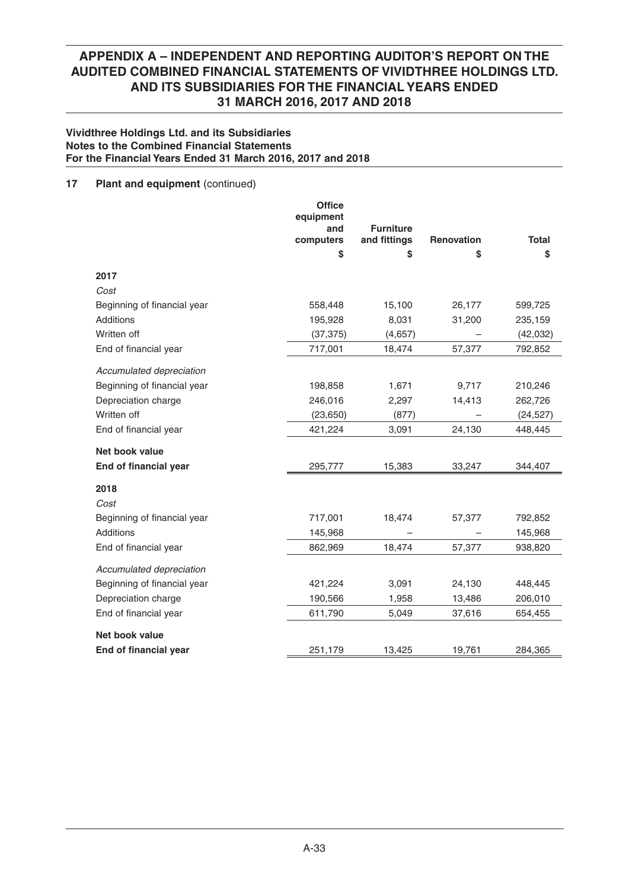**Vividthree Holdings Ltd. and its Subsidiaries**
**Notes to the Combined Financial Statements**
**For the Financial Years Ended 31 March 2016, 2017 and 2018**

### 17 Plant and equipment (continued)

| | Office equipment and computers | Furniture and fittings | Renovation | Total |
|---|---|---|---|---|
| | $ | $ | $ | $ |
| **2017** | | | | |
| *Cost* | | | | |
| Beginning of financial year | 558,448 | 15,100 | 26,177 | 599,725 |
| Additions | 195,928 | 8,031 | 31,200 | 235,159 |
| Written off | (37,375) | (4,657) | – | (42,032) |
| End of financial year | 717,001 | 18,474 | 57,377 | 792,852 |
| *Accumulated depreciation* | | | | |
| Beginning of financial year | 198,858 | 1,671 | 9,717 | 210,246 |
| Depreciation charge | 246,016 | 2,297 | 14,413 | 262,726 |
| Written off | (23,650) | (877) | – | (24,527) |
| End of financial year | 421,224 | 3,091 | 24,130 | 448,445 |
| **Net book value** | | | | |
| **End of financial year** | 295,777 | 15,383 | 33,247 | 344,407 |
| **2018** | | | | |
| *Cost* | | | | |
| Beginning of financial year | 717,001 | 18,474 | 57,377 | 792,852 |
| Additions | 145,968 | – | – | 145,968 |
| End of financial year | 862,969 | 18,474 | 57,377 | 938,820 |
| *Accumulated depreciation* | | | | |
| Beginning of financial year | 421,224 | 3,091 | 24,130 | 448,445 |
| Depreciation charge | 190,566 | 1,958 | 13,486 | 206,010 |
| End of financial year | 611,790 | 5,049 | 37,616 | 654,455 |
| **Net book value** | | | | |
| **End of financial year** | 251,179 | 13,425 | 19,761 | 284,365 |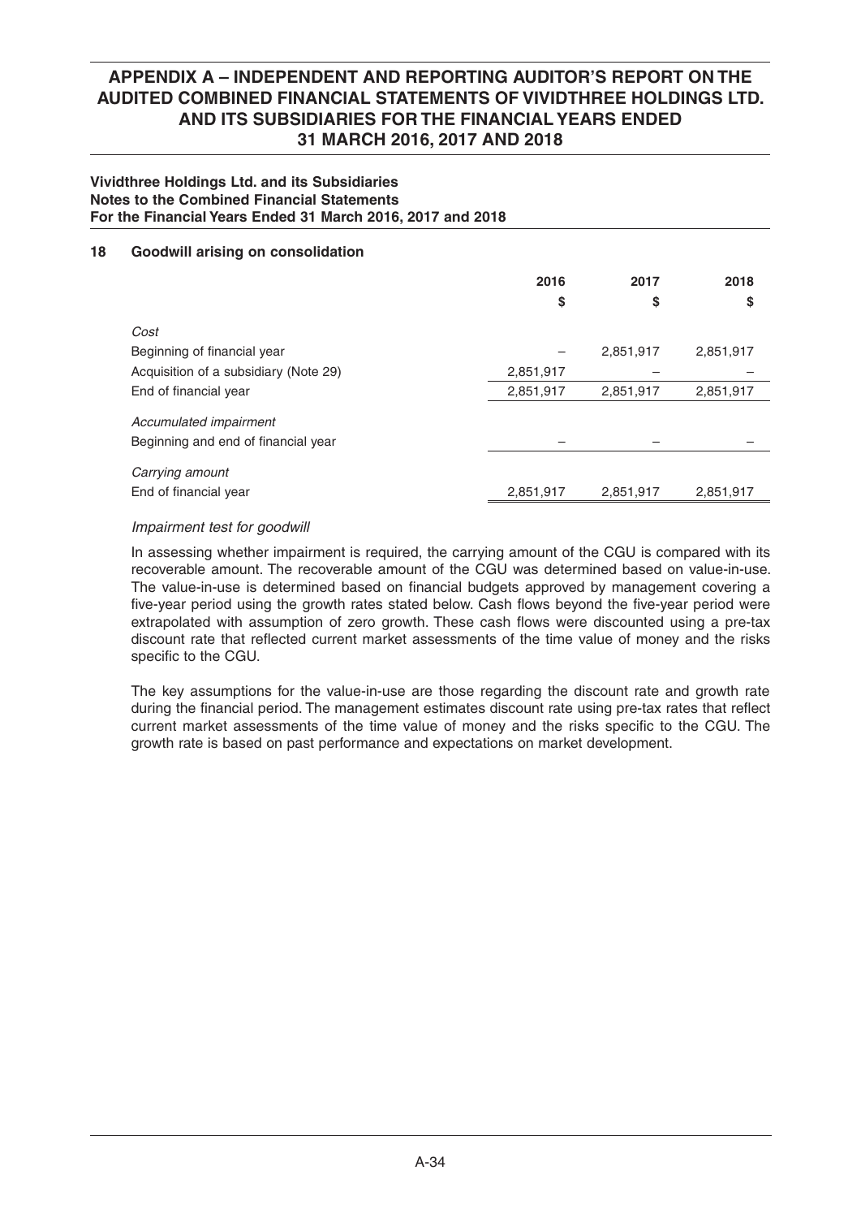**Vividthree Holdings Ltd. and its Subsidiaries**
**Notes to the Combined Financial Statements**
**For the Financial Years Ended 31 March 2016, 2017 and 2018**

## 18 Goodwill arising on consolidation

| | 2016 | 2017 | 2018 |
|---|---|---|---|
| | $ | $ | $ |
| *Cost* | | | |
| Beginning of financial year | – | 2,851,917 | 2,851,917 |
| Acquisition of a subsidiary (Note 29) | 2,851,917 | – | – |
| End of financial year | 2,851,917 | 2,851,917 | 2,851,917 |
| *Accumulated impairment* | | | |
| Beginning and end of financial year | – | – | – |
| *Carrying amount* | | | |
| End of financial year | 2,851,917 | 2,851,917 | 2,851,917 |

*Impairment test for goodwill*

In assessing whether impairment is required, the carrying amount of the CGU is compared with its recoverable amount. The recoverable amount of the CGU was determined based on value-in-use. The value-in-use is determined based on financial budgets approved by management covering a five-year period using the growth rates stated below. Cash flows beyond the five-year period were extrapolated with assumption of zero growth. These cash flows were discounted using a pre-tax discount rate that reflected current market assessments of the time value of money and the risks specific to the CGU.

The key assumptions for the value-in-use are those regarding the discount rate and growth rate during the financial period. The management estimates discount rate using pre-tax rates that reflect current market assessments of the time value of money and the risks specific to the CGU. The growth rate is based on past performance and expectations on market development.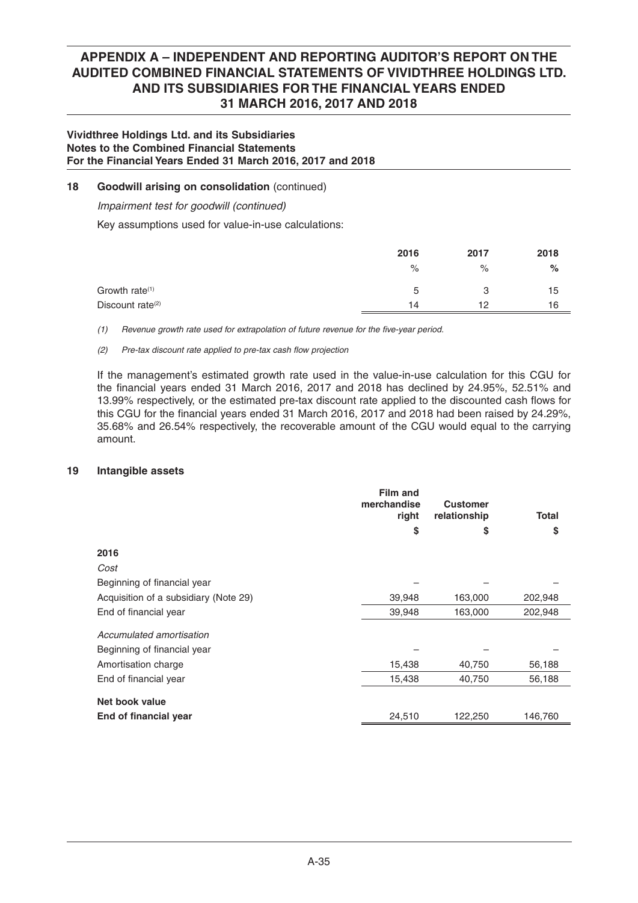**Vividthree Holdings Ltd. and its Subsidiaries**
**Notes to the Combined Financial Statements**
**For the Financial Years Ended 31 March 2016, 2017 and 2018**

**18 Goodwill arising on consolidation** (continued)

*Impairment test for goodwill (continued)*

Key assumptions used for value-in-use calculations:

| | 2016 | 2017 | 2018 |
|---|---|---|---|
| | % | % | % |
| Growth rate[(1)] | 5 | 3 | 15 |
| Discount rate[(2)] | 14 | 12 | 16 |

*(1) Revenue growth rate used for extrapolation of future revenue for the five-year period.*

*(2) Pre-tax discount rate applied to pre-tax cash flow projection*

If the management's estimated growth rate used in the value-in-use calculation for this CGU for the financial years ended 31 March 2016, 2017 and 2018 has declined by 24.95%, 52.51% and 13.99% respectively, or the estimated pre-tax discount rate applied to the discounted cash flows for this CGU for the financial years ended 31 March 2016, 2017 and 2018 had been raised by 24.29%, 35.68% and 26.54% respectively, the recoverable amount of the CGU would equal to the carrying amount.

**19 Intangible assets**

| | Film and merchandise right | Customer relationship | Total |
|---|---|---|---|
| | $ | $ | $ |
| **2016** | | | |
| *Cost* | | | |
| Beginning of financial year | – | – | – |
| Acquisition of a subsidiary (Note 29) | 39,948 | 163,000 | 202,948 |
| End of financial year | 39,948 | 163,000 | 202,948 |
| *Accumulated amortisation* | | | |
| Beginning of financial year | – | – | – |
| Amortisation charge | 15,438 | 40,750 | 56,188 |
| End of financial year | 15,438 | 40,750 | 56,188 |
| **Net book value** | | | |
| **End of financial year** | 24,510 | 122,250 | 146,760 |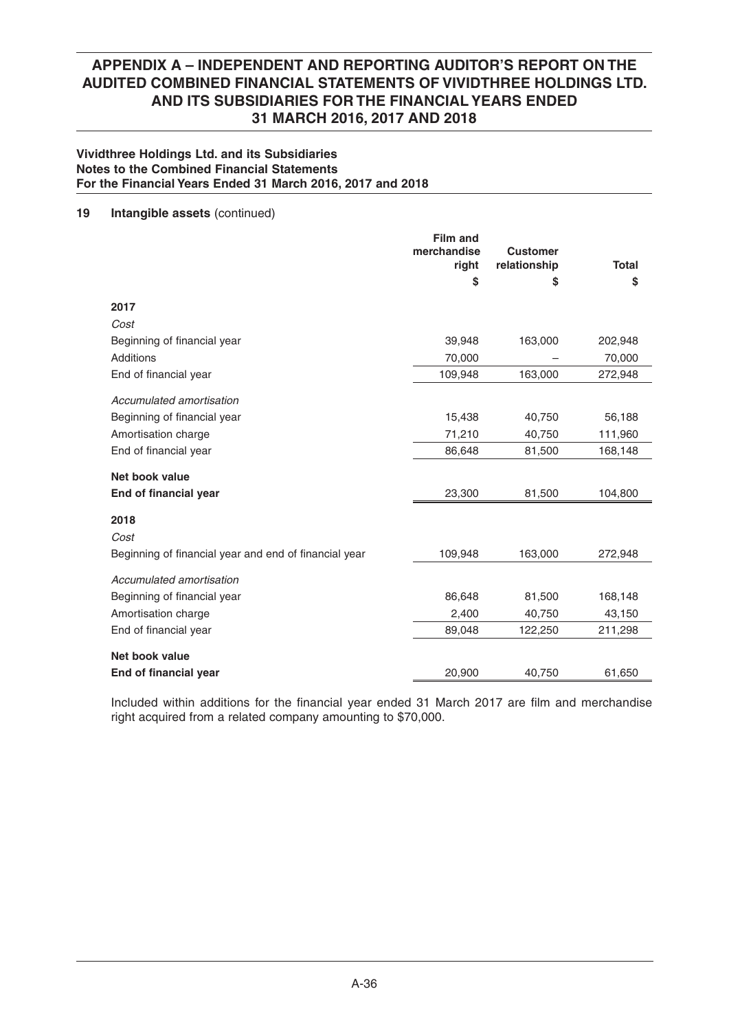**Vividthree Holdings Ltd. and its Subsidiaries**
**Notes to the Combined Financial Statements**
**For the Financial Years Ended 31 March 2016, 2017 and 2018**

## 19 Intangible assets (continued)

| | Film and merchandise right | Customer relationship | Total |
|---|---|---|---|
| | $ | $ | $ |
| **2017** | | | |
| *Cost* | | | |
| Beginning of financial year | 39,948 | 163,000 | 202,948 |
| Additions | 70,000 | – | 70,000 |
| End of financial year | 109,948 | 163,000 | 272,948 |
| *Accumulated amortisation* | | | |
| Beginning of financial year | 15,438 | 40,750 | 56,188 |
| Amortisation charge | 71,210 | 40,750 | 111,960 |
| End of financial year | 86,648 | 81,500 | 168,148 |
| **Net book value** | | | |
| **End of financial year** | 23,300 | 81,500 | 104,800 |
| **2018** | | | |
| *Cost* | | | |
| Beginning of financial year and end of financial year | 109,948 | 163,000 | 272,948 |
| *Accumulated amortisation* | | | |
| Beginning of financial year | 86,648 | 81,500 | 168,148 |
| Amortisation charge | 2,400 | 40,750 | 43,150 |
| End of financial year | 89,048 | 122,250 | 211,298 |
| **Net book value** | | | |
| **End of financial year** | 20,900 | 40,750 | 61,650 |

Included within additions for the financial year ended 31 March 2017 are film and merchandise right acquired from a related company amounting to $70,000.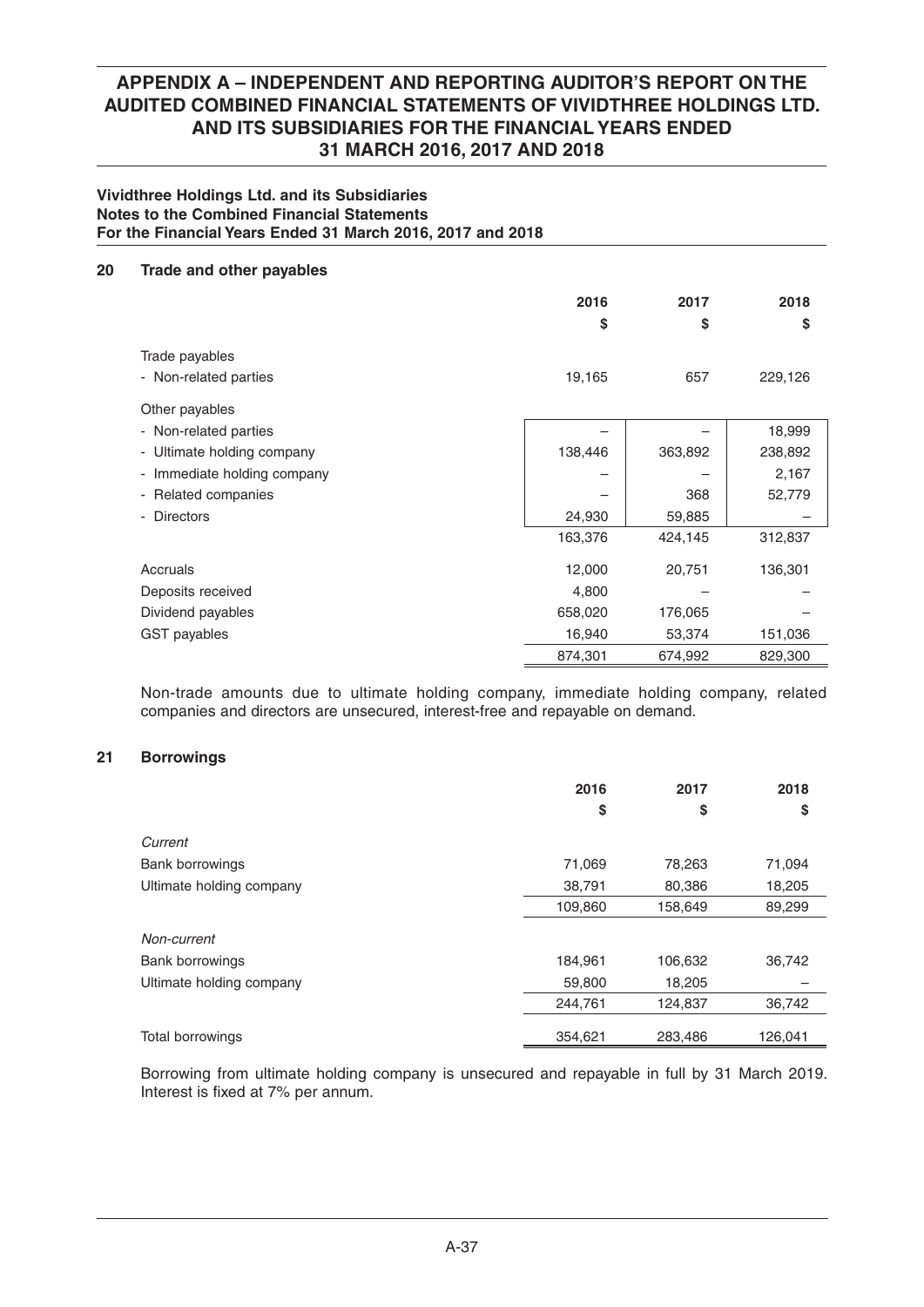# APPENDIX A – INDEPENDENT AND REPORTING AUDITOR'S REPORT ON THE AUDITED COMBINED FINANCIAL STATEMENTS OF VIVIDTHREE HOLDINGS LTD. AND ITS SUBSIDIARIES FOR THE FINANCIAL YEARS ENDED 31 MARCH 2016, 2017 AND 2018

**Vividthree Holdings Ltd. and its Subsidiaries**
**Notes to the Combined Financial Statements**
**For the Financial Years Ended 31 March 2016, 2017 and 2018**

## 20 Trade and other payables

| | 2016 | 2017 | 2018 |
|---|---|---|---|
| | $ | $ | $ |
| Trade payables | | | |
| - Non-related parties | 19,165 | 657 | 229,126 |
| Other payables | | | |
| - Non-related parties | – | – | 18,999 |
| - Ultimate holding company | 138,446 | 363,892 | 238,892 |
| - Immediate holding company | – | – | 2,167 |
| - Related companies | – | 368 | 52,779 |
| - Directors | 24,930 | 59,885 | – |
| | 163,376 | 424,145 | 312,837 |
| Accruals | 12,000 | 20,751 | 136,301 |
| Deposits received | 4,800 | – | – |
| Dividend payables | 658,020 | 176,065 | – |
| GST payables | 16,940 | 53,374 | 151,036 |
| | 874,301 | 674,992 | 829,300 |

Non-trade amounts due to ultimate holding company, immediate holding company, related companies and directors are unsecured, interest-free and repayable on demand.

## 21 Borrowings

| | 2016 | 2017 | 2018 |
|---|---|---|---|
| | $ | $ | $ |
| *Current* | | | |
| Bank borrowings | 71,069 | 78,263 | 71,094 |
| Ultimate holding company | 38,791 | 80,386 | 18,205 |
| | 109,860 | 158,649 | 89,299 |
| *Non-current* | | | |
| Bank borrowings | 184,961 | 106,632 | 36,742 |
| Ultimate holding company | 59,800 | 18,205 | – |
| | 244,761 | 124,837 | 36,742 |
| Total borrowings | 354,621 | 283,486 | 126,041 |

Borrowing from ultimate holding company is unsecured and repayable in full by 31 March 2019. Interest is fixed at 7% per annum.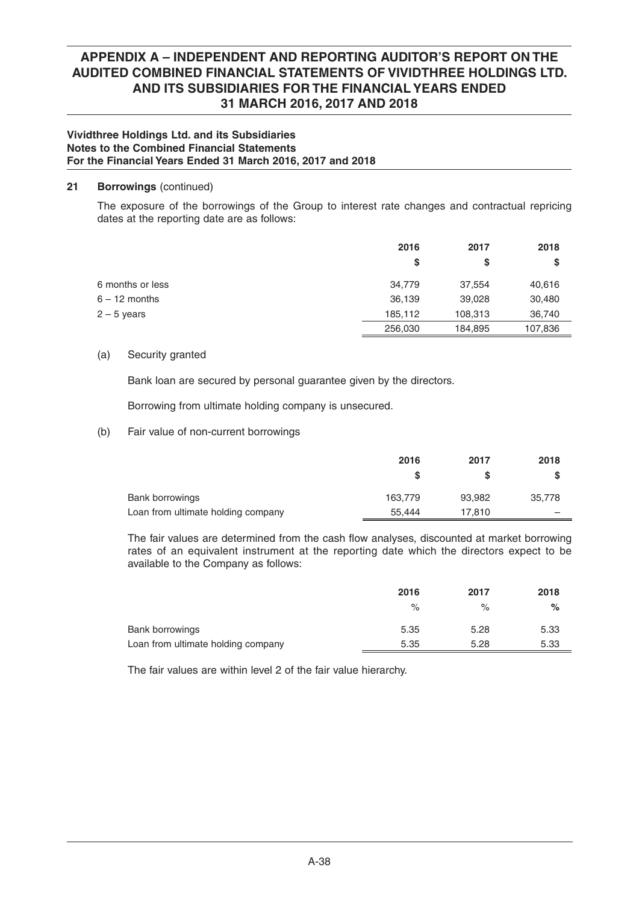**Vividthree Holdings Ltd. and its Subsidiaries**
**Notes to the Combined Financial Statements**
**For the Financial Years Ended 31 March 2016, 2017 and 2018**

**21 Borrowings** (continued)

The exposure of the borrowings of the Group to interest rate changes and contractual repricing dates at the reporting date are as follows:

| | 2016 | 2017 | 2018 |
|---|---|---|---|
| | $ | $ | $ |
| 6 months or less | 34,779 | 37,554 | 40,616 |
| 6 – 12 months | 36,139 | 39,028 | 30,480 |
| 2 – 5 years | 185,112 | 108,313 | 36,740 |
| | 256,030 | 184,895 | 107,836 |

(a) Security granted

Bank loan are secured by personal guarantee given by the directors.

Borrowing from ultimate holding company is unsecured.

(b) Fair value of non-current borrowings

| | 2016 | 2017 | 2018 |
|---|---|---|---|
| | $ | $ | $ |
| Bank borrowings | 163,779 | 93,982 | 35,778 |
| Loan from ultimate holding company | 55,444 | 17,810 | – |

The fair values are determined from the cash flow analyses, discounted at market borrowing rates of an equivalent instrument at the reporting date which the directors expect to be available to the Company as follows:

| | 2016 | 2017 | 2018 |
|---|---|---|---|
| | % | % | % |
| Bank borrowings | 5.35 | 5.28 | 5.33 |
| Loan from ultimate holding company | 5.35 | 5.28 | 5.33 |

The fair values are within level 2 of the fair value hierarchy.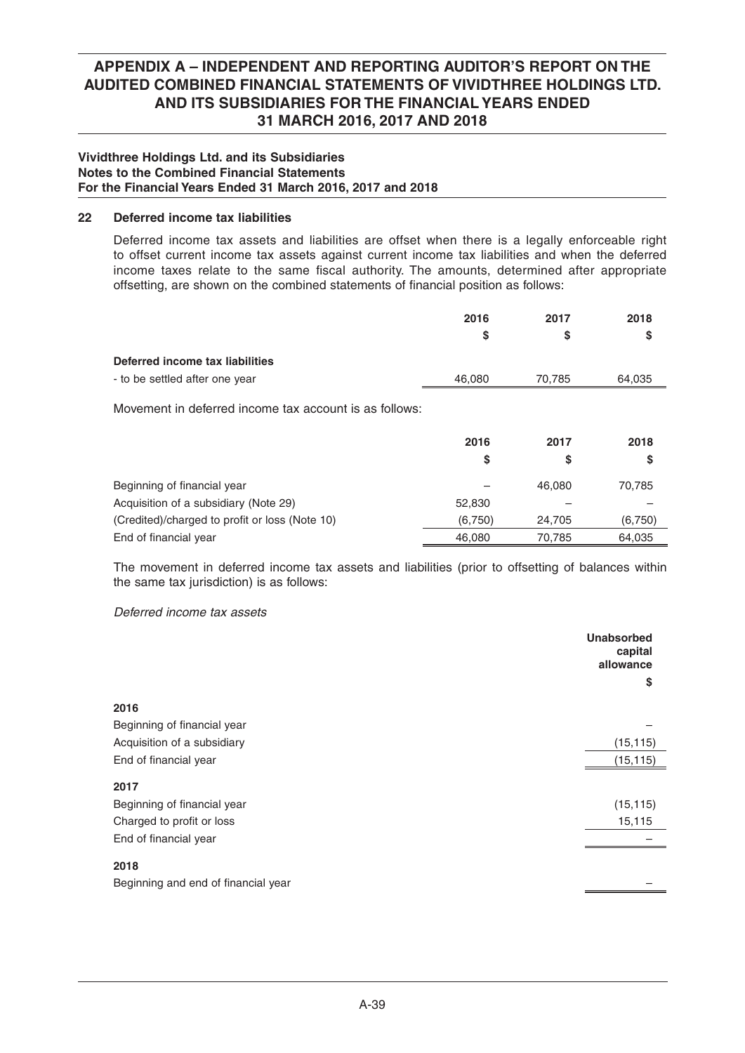**Vividthree Holdings Ltd. and its Subsidiaries**
**Notes to the Combined Financial Statements**
**For the Financial Years Ended 31 March 2016, 2017 and 2018**

## 22 Deferred income tax liabilities

Deferred income tax assets and liabilities are offset when there is a legally enforceable right to offset current income tax assets against current income tax liabilities and when the deferred income taxes relate to the same fiscal authority. The amounts, determined after appropriate offsetting, are shown on the combined statements of financial position as follows:

| | 2016 | 2017 | 2018 |
|---|---|---|---|
| | $ | $ | $ |
| **Deferred income tax liabilities** | | | |
| - to be settled after one year | 46,080 | 70,785 | 64,035 |

Movement in deferred income tax account is as follows:

| | 2016 | 2017 | 2018 |
|---|---|---|---|
| | $ | $ | $ |
| Beginning of financial year | – | 46,080 | 70,785 |
| Acquisition of a subsidiary (Note 29) | 52,830 | – | – |
| (Credited)/charged to profit or loss (Note 10) | (6,750) | 24,705 | (6,750) |
| End of financial year | 46,080 | 70,785 | 64,035 |

The movement in deferred income tax assets and liabilities (prior to offsetting of balances within the same tax jurisdiction) is as follows:

*Deferred income tax assets*

| | Unabsorbed capital allowance |
|---|---|
| | $ |
| **2016** | |
| Beginning of financial year | – |
| Acquisition of a subsidiary | (15,115) |
| End of financial year | (15,115) |
| **2017** | |
| Beginning of financial year | (15,115) |
| Charged to profit or loss | 15,115 |
| End of financial year | – |
| **2018** | |
| Beginning and end of financial year | – |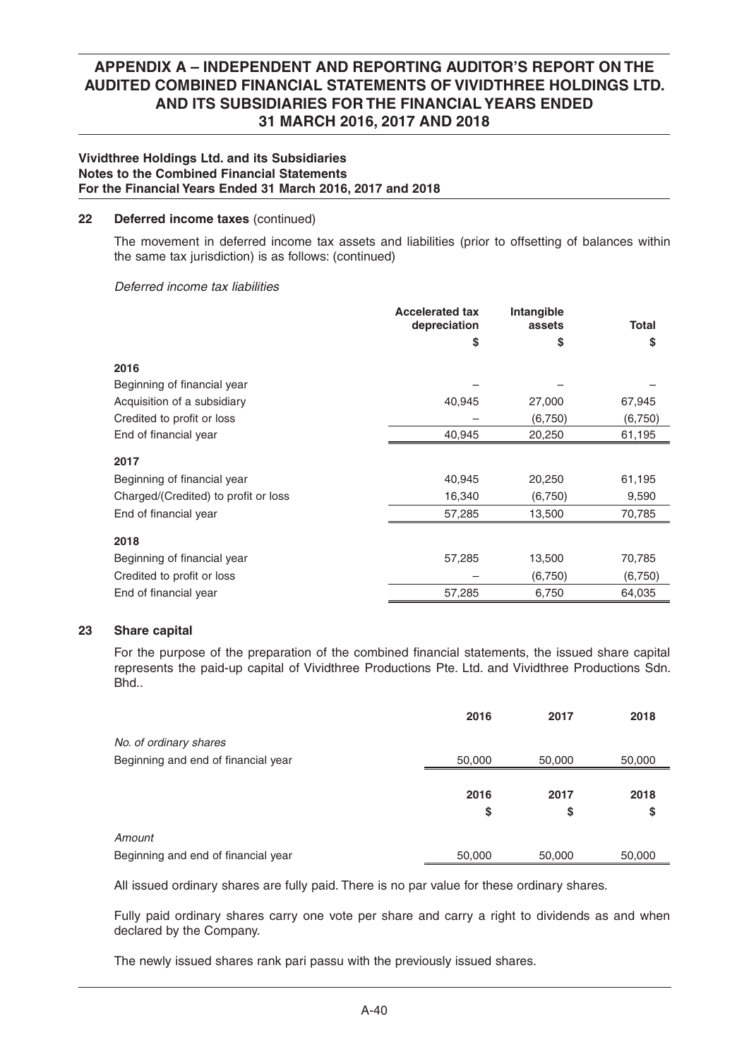**Vividthree Holdings Ltd. and its Subsidiaries**
**Notes to the Combined Financial Statements**
**For the Financial Years Ended 31 March 2016, 2017 and 2018**

## 22 Deferred income taxes (continued)

The movement in deferred income tax assets and liabilities (prior to offsetting of balances within the same tax jurisdiction) is as follows: (continued)

*Deferred income tax liabilities*

| | Accelerated tax depreciation | Intangible assets | Total |
|---|---|---|---|
| | $ | $ | $ |
| **2016** | | | |
| Beginning of financial year | – | – | – |
| Acquisition of a subsidiary | 40,945 | 27,000 | 67,945 |
| Credited to profit or loss | – | (6,750) | (6,750) |
| End of financial year | 40,945 | 20,250 | 61,195 |
| **2017** | | | |
| Beginning of financial year | 40,945 | 20,250 | 61,195 |
| Charged/(Credited) to profit or loss | 16,340 | (6,750) | 9,590 |
| End of financial year | 57,285 | 13,500 | 70,785 |
| **2018** | | | |
| Beginning of financial year | 57,285 | 13,500 | 70,785 |
| Credited to profit or loss | – | (6,750) | (6,750) |
| End of financial year | 57,285 | 6,750 | 64,035 |

## 23 Share capital

For the purpose of the preparation of the combined financial statements, the issued share capital represents the paid-up capital of Vividthree Productions Pte. Ltd. and Vividthree Productions Sdn. Bhd..

| | 2016 | 2017 | 2018 |
|---|---|---|---|
| *No. of ordinary shares* | | | |
| Beginning and end of financial year | 50,000 | 50,000 | 50,000 |

| | 2016 | 2017 | 2018 |
|---|---|---|---|
| | $ | $ | $ |
| *Amount* | | | |
| Beginning and end of financial year | 50,000 | 50,000 | 50,000 |

All issued ordinary shares are fully paid. There is no par value for these ordinary shares.

Fully paid ordinary shares carry one vote per share and carry a right to dividends as and when declared by the Company.

The newly issued shares rank pari passu with the previously issued shares.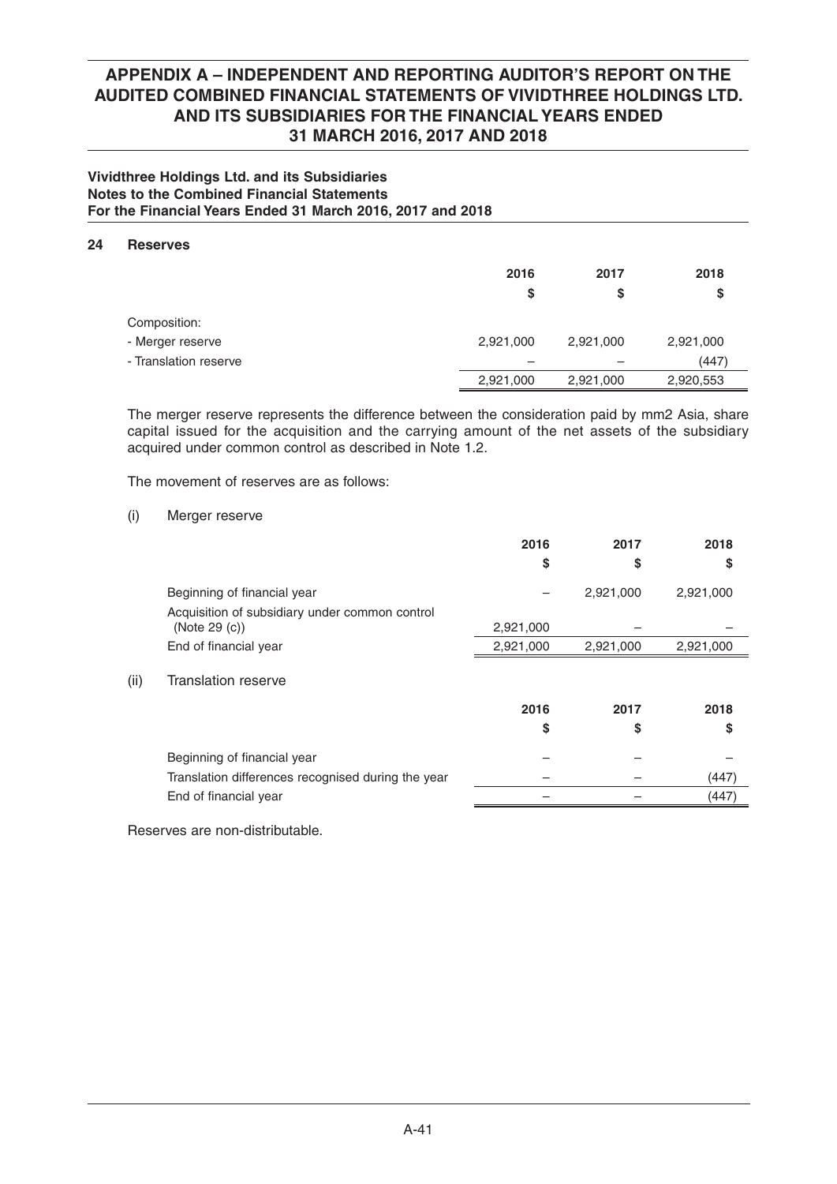# APPENDIX A – INDEPENDENT AND REPORTING AUDITOR'S REPORT ON THE AUDITED COMBINED FINANCIAL STATEMENTS OF VIVIDTHREE HOLDINGS LTD. AND ITS SUBSIDIARIES FOR THE FINANCIAL YEARS ENDED 31 MARCH 2016, 2017 AND 2018

**Vividthree Holdings Ltd. and its Subsidiaries**
**Notes to the Combined Financial Statements**
**For the Financial Years Ended 31 March 2016, 2017 and 2018**

## 24 Reserves

| | 2016 | 2017 | 2018 |
|---|---|---|---|
| | $ | $ | $ |
| Composition: | | | |
| - Merger reserve | 2,921,000 | 2,921,000 | 2,921,000 |
| - Translation reserve | – | – | (447) |
| | 2,921,000 | 2,921,000 | 2,920,553 |

The merger reserve represents the difference between the consideration paid by mm2 Asia, share capital issued for the acquisition and the carrying amount of the net assets of the subsidiary acquired under common control as described in Note 1.2.

The movement of reserves are as follows:

(i) Merger reserve

| | 2016 | 2017 | 2018 |
|---|---|---|---|
| | $ | $ | $ |
| Beginning of financial year | – | 2,921,000 | 2,921,000 |
| Acquisition of subsidiary under common control (Note 29 (c)) | 2,921,000 | – | – |
| End of financial year | 2,921,000 | 2,921,000 | 2,921,000 |

(ii) Translation reserve

| | 2016 | 2017 | 2018 |
|---|---|---|---|
| | $ | $ | $ |
| Beginning of financial year | – | – | – |
| Translation differences recognised during the year | – | – | (447) |
| End of financial year | – | – | (447) |

Reserves are non-distributable.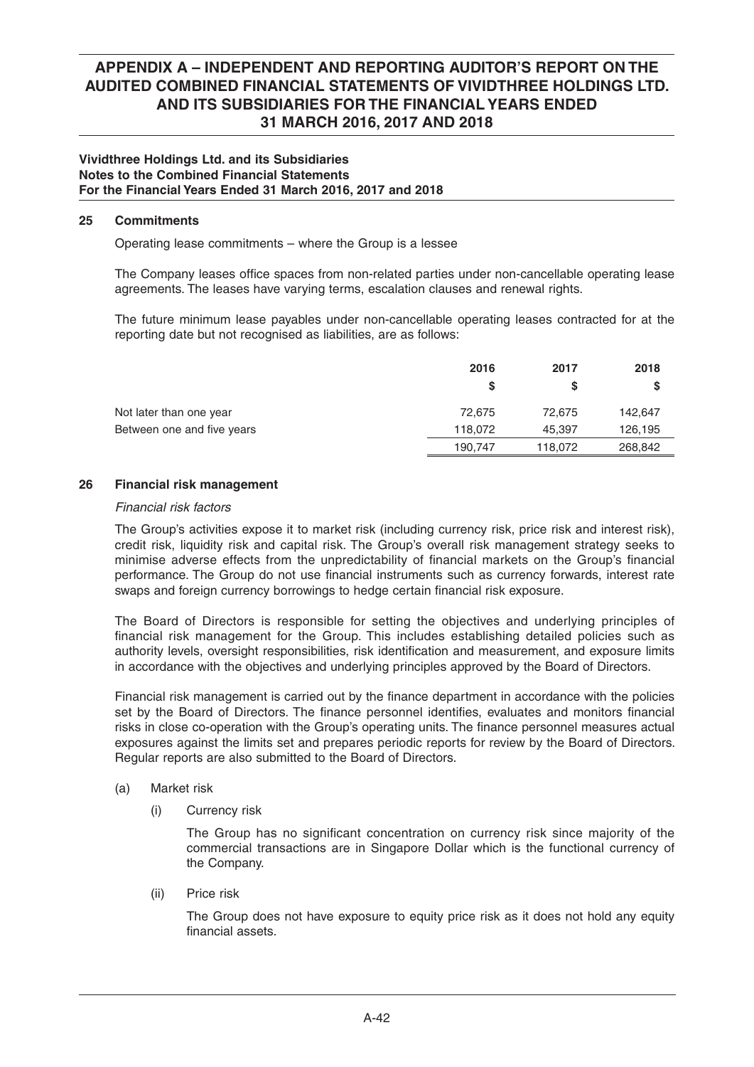**Vividthree Holdings Ltd. and its Subsidiaries**
**Notes to the Combined Financial Statements**
**For the Financial Years Ended 31 March 2016, 2017 and 2018**

## 25 Commitments

Operating lease commitments – where the Group is a lessee

The Company leases office spaces from non-related parties under non-cancellable operating lease agreements. The leases have varying terms, escalation clauses and renewal rights.

The future minimum lease payables under non-cancellable operating leases contracted for at the reporting date but not recognised as liabilities, are as follows:

| | 2016 | 2017 | 2018 |
|---|---|---|---|
| | $ | $ | $ |
| Not later than one year | 72,675 | 72,675 | 142,647 |
| Between one and five years | 118,072 | 45,397 | 126,195 |
| | 190,747 | 118,072 | 268,842 |

## 26 Financial risk management

*Financial risk factors*

The Group's activities expose it to market risk (including currency risk, price risk and interest risk), credit risk, liquidity risk and capital risk. The Group's overall risk management strategy seeks to minimise adverse effects from the unpredictability of financial markets on the Group's financial performance. The Group do not use financial instruments such as currency forwards, interest rate swaps and foreign currency borrowings to hedge certain financial risk exposure.

The Board of Directors is responsible for setting the objectives and underlying principles of financial risk management for the Group. This includes establishing detailed policies such as authority levels, oversight responsibilities, risk identification and measurement, and exposure limits in accordance with the objectives and underlying principles approved by the Board of Directors.

Financial risk management is carried out by the finance department in accordance with the policies set by the Board of Directors. The finance personnel identifies, evaluates and monitors financial risks in close co-operation with the Group's operating units. The finance personnel measures actual exposures against the limits set and prepares periodic reports for review by the Board of Directors. Regular reports are also submitted to the Board of Directors.

(a) Market risk

(i) Currency risk

The Group has no significant concentration on currency risk since majority of the commercial transactions are in Singapore Dollar which is the functional currency of the Company.

(ii) Price risk

The Group does not have exposure to equity price risk as it does not hold any equity financial assets.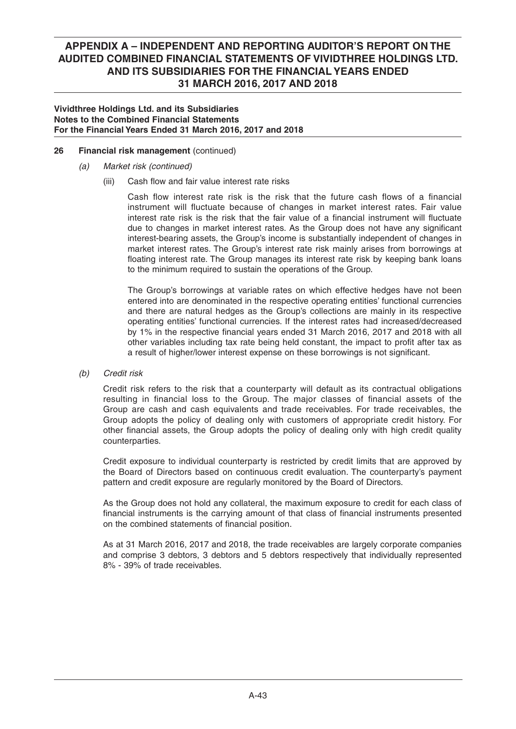**Vividthree Holdings Ltd. and its Subsidiaries**
**Notes to the Combined Financial Statements**
**For the Financial Years Ended 31 March 2016, 2017 and 2018**

**26 Financial risk management** (continued)

*(a) Market risk (continued)*

(iii) Cash flow and fair value interest rate risks

Cash flow interest rate risk is the risk that the future cash flows of a financial instrument will fluctuate because of changes in market interest rates. Fair value interest rate risk is the risk that the fair value of a financial instrument will fluctuate due to changes in market interest rates. As the Group does not have any significant interest-bearing assets, the Group's income is substantially independent of changes in market interest rates. The Group's interest rate risk mainly arises from borrowings at floating interest rate. The Group manages its interest rate risk by keeping bank loans to the minimum required to sustain the operations of the Group.

The Group's borrowings at variable rates on which effective hedges have not been entered into are denominated in the respective operating entities' functional currencies and there are natural hedges as the Group's collections are mainly in its respective operating entities' functional currencies. If the interest rates had increased/decreased by 1% in the respective financial years ended 31 March 2016, 2017 and 2018 with all other variables including tax rate being held constant, the impact to profit after tax as a result of higher/lower interest expense on these borrowings is not significant.

*(b) Credit risk*

Credit risk refers to the risk that a counterparty will default as its contractual obligations resulting in financial loss to the Group. The major classes of financial assets of the Group are cash and cash equivalents and trade receivables. For trade receivables, the Group adopts the policy of dealing only with customers of appropriate credit history. For other financial assets, the Group adopts the policy of dealing only with high credit quality counterparties.

Credit exposure to individual counterparty is restricted by credit limits that are approved by the Board of Directors based on continuous credit evaluation. The counterparty's payment pattern and credit exposure are regularly monitored by the Board of Directors.

As the Group does not hold any collateral, the maximum exposure to credit for each class of financial instruments is the carrying amount of that class of financial instruments presented on the combined statements of financial position.

As at 31 March 2016, 2017 and 2018, the trade receivables are largely corporate companies and comprise 3 debtors, 3 debtors and 5 debtors respectively that individually represented 8% - 39% of trade receivables.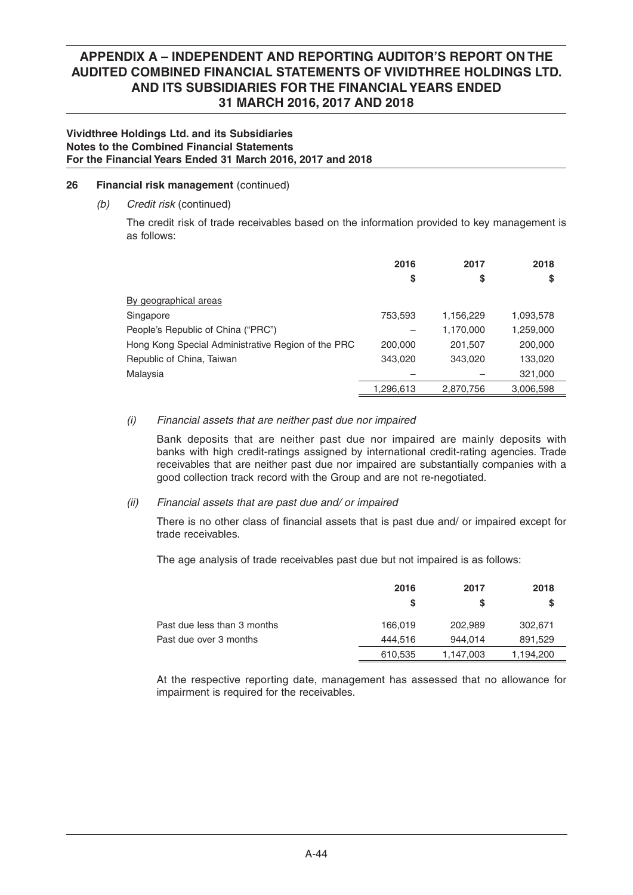**Vividthree Holdings Ltd. and its Subsidiaries**
**Notes to the Combined Financial Statements**
**For the Financial Years Ended 31 March 2016, 2017 and 2018**

**26 Financial risk management** (continued)

*(b) Credit risk* (continued)

The credit risk of trade receivables based on the information provided to key management is as follows:

| | 2016 | 2017 | 2018 |
|---|---|---|---|
| | $ | $ | $ |
| By geographical areas | | | |
| Singapore | 753,593 | 1,156,229 | 1,093,578 |
| People's Republic of China ("PRC") | – | 1,170,000 | 1,259,000 |
| Hong Kong Special Administrative Region of the PRC | 200,000 | 201,507 | 200,000 |
| Republic of China, Taiwan | 343,020 | 343,020 | 133,020 |
| Malaysia | – | – | 321,000 |
| | 1,296,613 | 2,870,756 | 3,006,598 |

*(i) Financial assets that are neither past due nor impaired*

Bank deposits that are neither past due nor impaired are mainly deposits with banks with high credit-ratings assigned by international credit-rating agencies. Trade receivables that are neither past due nor impaired are substantially companies with a good collection track record with the Group and are not re-negotiated.

*(ii) Financial assets that are past due and/ or impaired*

There is no other class of financial assets that is past due and/ or impaired except for trade receivables.

The age analysis of trade receivables past due but not impaired is as follows:

| | 2016 | 2017 | 2018 |
|---|---|---|---|
| | $ | $ | $ |
| Past due less than 3 months | 166,019 | 202,989 | 302,671 |
| Past due over 3 months | 444,516 | 944,014 | 891,529 |
| | 610,535 | 1,147,003 | 1,194,200 |

At the respective reporting date, management has assessed that no allowance for impairment is required for the receivables.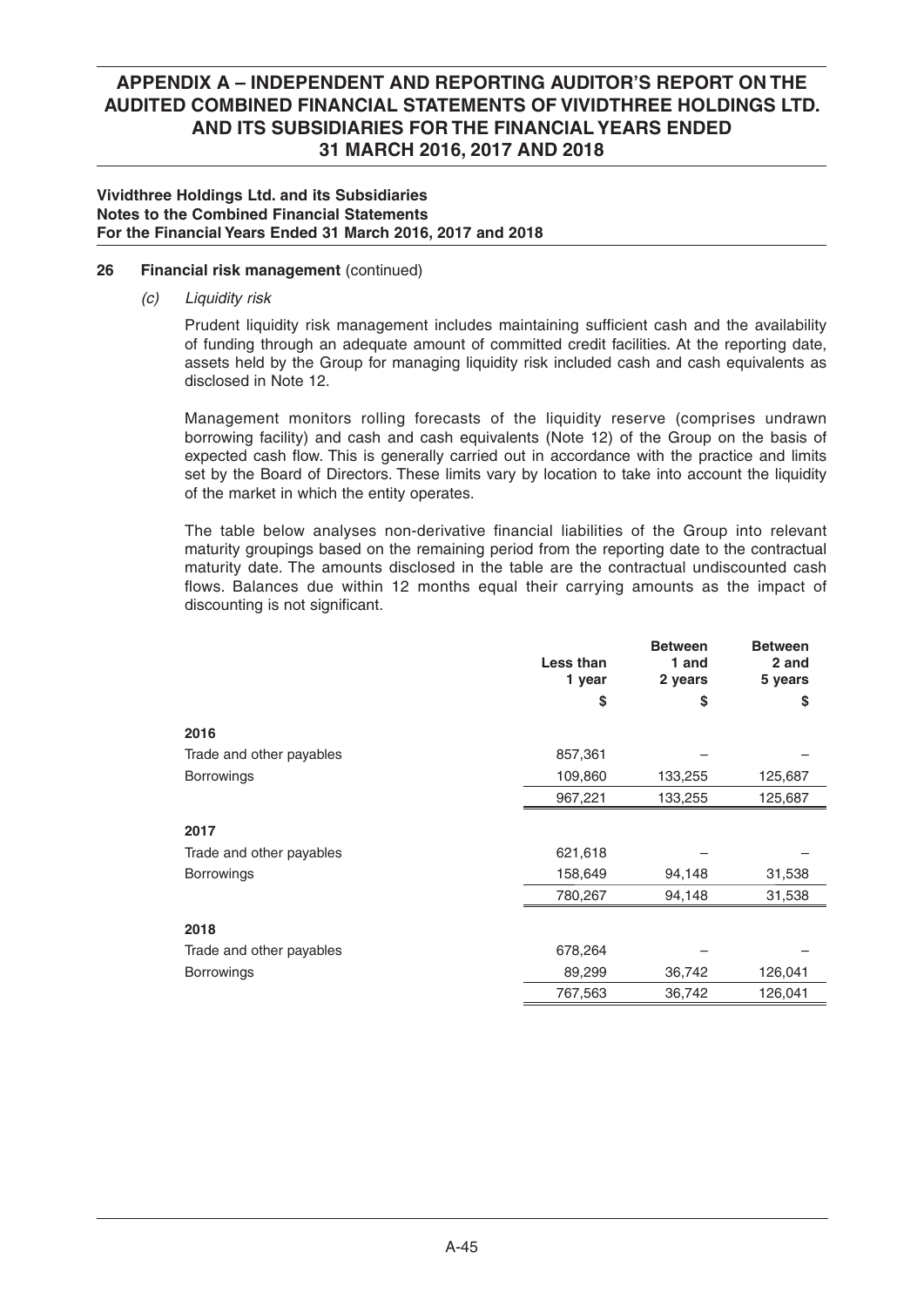**Vividthree Holdings Ltd. and its Subsidiaries**
**Notes to the Combined Financial Statements**
**For the Financial Years Ended 31 March 2016, 2017 and 2018**

**26 Financial risk management** (continued)

*(c) Liquidity risk*

Prudent liquidity risk management includes maintaining sufficient cash and the availability of funding through an adequate amount of committed credit facilities. At the reporting date, assets held by the Group for managing liquidity risk included cash and cash equivalents as disclosed in Note 12.

Management monitors rolling forecasts of the liquidity reserve (comprises undrawn borrowing facility) and cash and cash equivalents (Note 12) of the Group on the basis of expected cash flow. This is generally carried out in accordance with the practice and limits set by the Board of Directors. These limits vary by location to take into account the liquidity of the market in which the entity operates.

The table below analyses non-derivative financial liabilities of the Group into relevant maturity groupings based on the remaining period from the reporting date to the contractual maturity date. The amounts disclosed in the table are the contractual undiscounted cash flows. Balances due within 12 months equal their carrying amounts as the impact of discounting is not significant.

| | Less than 1 year | Between 1 and 2 years | Between 2 and 5 years |
|---|---|---|---|
| | $ | $ | $ |
| **2016** | | | |
| Trade and other payables | 857,361 | – | – |
| Borrowings | 109,860 | 133,255 | 125,687 |
| | 967,221 | 133,255 | 125,687 |
| **2017** | | | |
| Trade and other payables | 621,618 | – | – |
| Borrowings | 158,649 | 94,148 | 31,538 |
| | 780,267 | 94,148 | 31,538 |
| **2018** | | | |
| Trade and other payables | 678,264 | – | – |
| Borrowings | 89,299 | 36,742 | 126,041 |
| | 767,563 | 36,742 | 126,041 |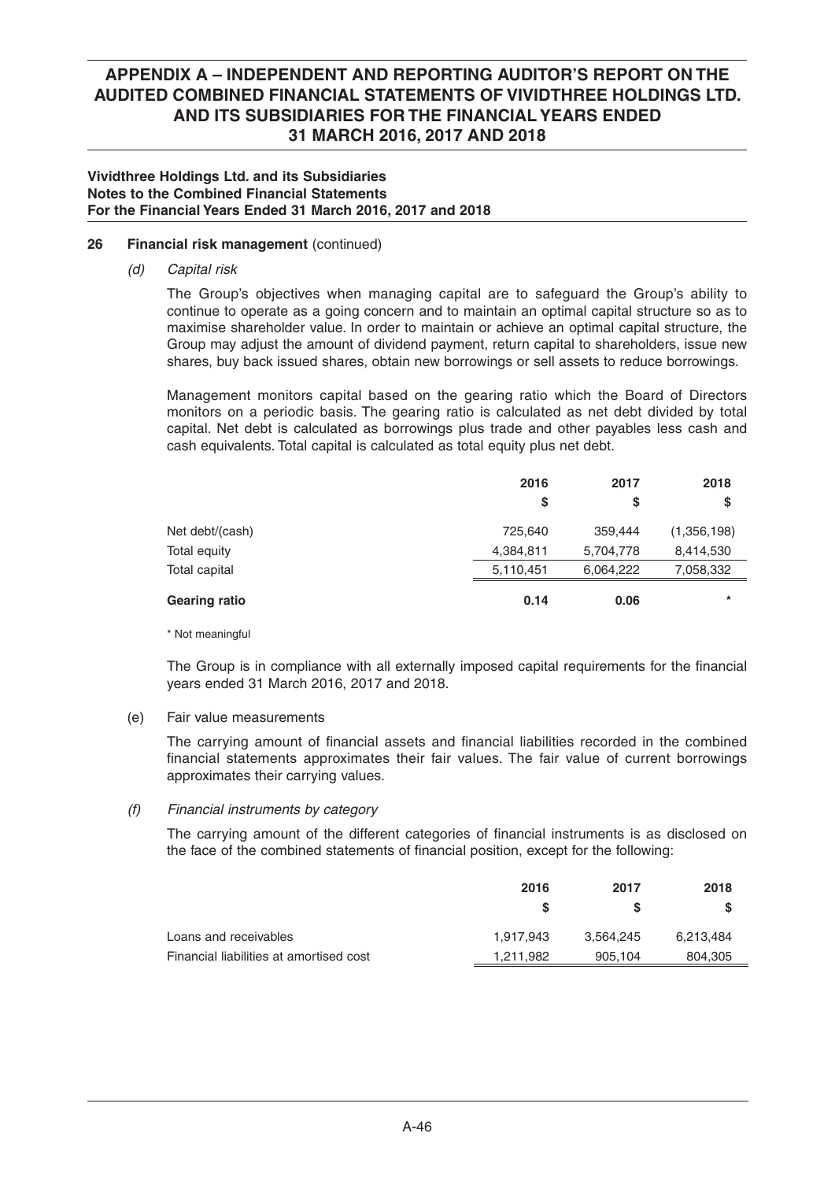### 26 Financial risk management (continued)

*(d) Capital risk*

The Group's objectives when managing capital are to safeguard the Group's ability to continue to operate as a going concern and to maintain an optimal capital structure so as to maximise shareholder value. In order to maintain or achieve an optimal capital structure, the Group may adjust the amount of dividend payment, return capital to shareholders, issue new shares, buy back issued shares, obtain new borrowings or sell assets to reduce borrowings.

Management monitors capital based on the gearing ratio which the Board of Directors monitors on a periodic basis. The gearing ratio is calculated as net debt divided by total capital. Net debt is calculated as borrowings plus trade and other payables less cash and cash equivalents. Total capital is calculated as total equity plus net debt.

| | 2016 | 2017 | 2018 |
|---|---|---|---|
| | $ | $ | $ |
| Net debt/(cash) | 725,640 | 359,444 | (1,356,198) |
| Total equity | 4,384,811 | 5,704,778 | 8,414,530 |
| Total capital | 5,110,451 | 6,064,222 | 7,058,332 |
| **Gearing ratio** | **0.14** | **0.06** | * |

\* Not meaningful

The Group is in compliance with all externally imposed capital requirements for the financial years ended 31 March 2016, 2017 and 2018.

(e) Fair value measurements

The carrying amount of financial assets and financial liabilities recorded in the combined financial statements approximates their fair values. The fair value of current borrowings approximates their carrying values.

*(f) Financial instruments by category*

The carrying amount of the different categories of financial instruments is as disclosed on the face of the combined statements of financial position, except for the following:

| | 2016 | 2017 | 2018 |
|---|---|---|---|
| | $ | $ | $ |
| Loans and receivables | 1,917,943 | 3,564,245 | 6,213,484 |
| Financial liabilities at amortised cost | 1,211,982 | 905,104 | 804,305 |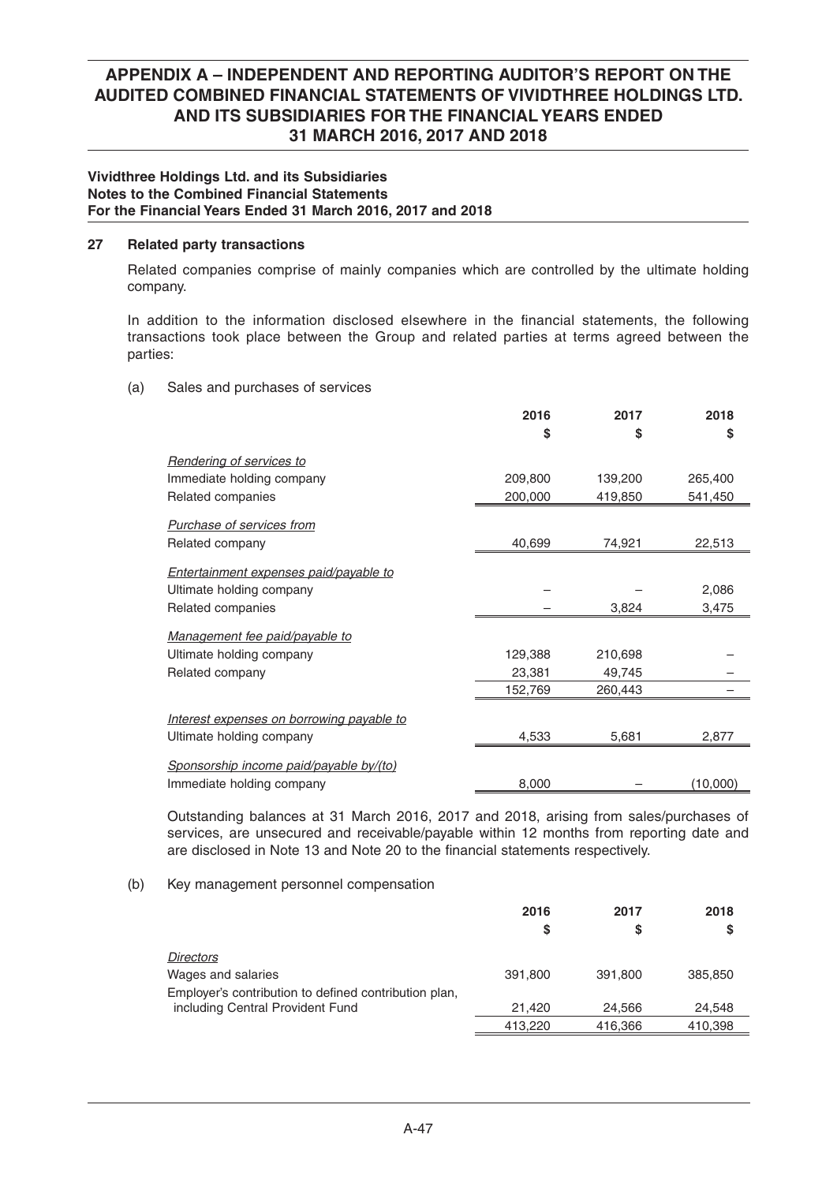**Vividthree Holdings Ltd. and its Subsidiaries**
**Notes to the Combined Financial Statements**
**For the Financial Years Ended 31 March 2016, 2017 and 2018**

## 27 Related party transactions

Related companies comprise of mainly companies which are controlled by the ultimate holding company.

In addition to the information disclosed elsewhere in the financial statements, the following transactions took place between the Group and related parties at terms agreed between the parties:

(a) Sales and purchases of services

| | 2016 | 2017 | 2018 |
|---|---|---|---|
| | $ | $ | $ |
| *Rendering of services to* | | | |
| Immediate holding company | 209,800 | 139,200 | 265,400 |
| Related companies | 200,000 | 419,850 | 541,450 |
| *Purchase of services from* | | | |
| Related company | 40,699 | 74,921 | 22,513 |
| *Entertainment expenses paid/payable to* | | | |
| Ultimate holding company | – | – | 2,086 |
| Related companies | – | 3,824 | 3,475 |
| *Management fee paid/payable to* | | | |
| Ultimate holding company | 129,388 | 210,698 | – |
| Related company | 23,381 | 49,745 | – |
| | 152,769 | 260,443 | – |
| *Interest expenses on borrowing payable to* | | | |
| Ultimate holding company | 4,533 | 5,681 | 2,877 |
| *Sponsorship income paid/payable by/(to)* | | | |
| Immediate holding company | 8,000 | – | (10,000) |

Outstanding balances at 31 March 2016, 2017 and 2018, arising from sales/purchases of services, are unsecured and receivable/payable within 12 months from reporting date and are disclosed in Note 13 and Note 20 to the financial statements respectively.

(b) Key management personnel compensation

| | 2016 | 2017 | 2018 |
|---|---|---|---|
| | $ | $ | $ |
| *Directors* | | | |
| Wages and salaries | 391,800 | 391,800 | 385,850 |
| Employer's contribution to defined contribution plan, including Central Provident Fund | 21,420 | 24,566 | 24,548 |
| | 413,220 | 416,366 | 410,398 |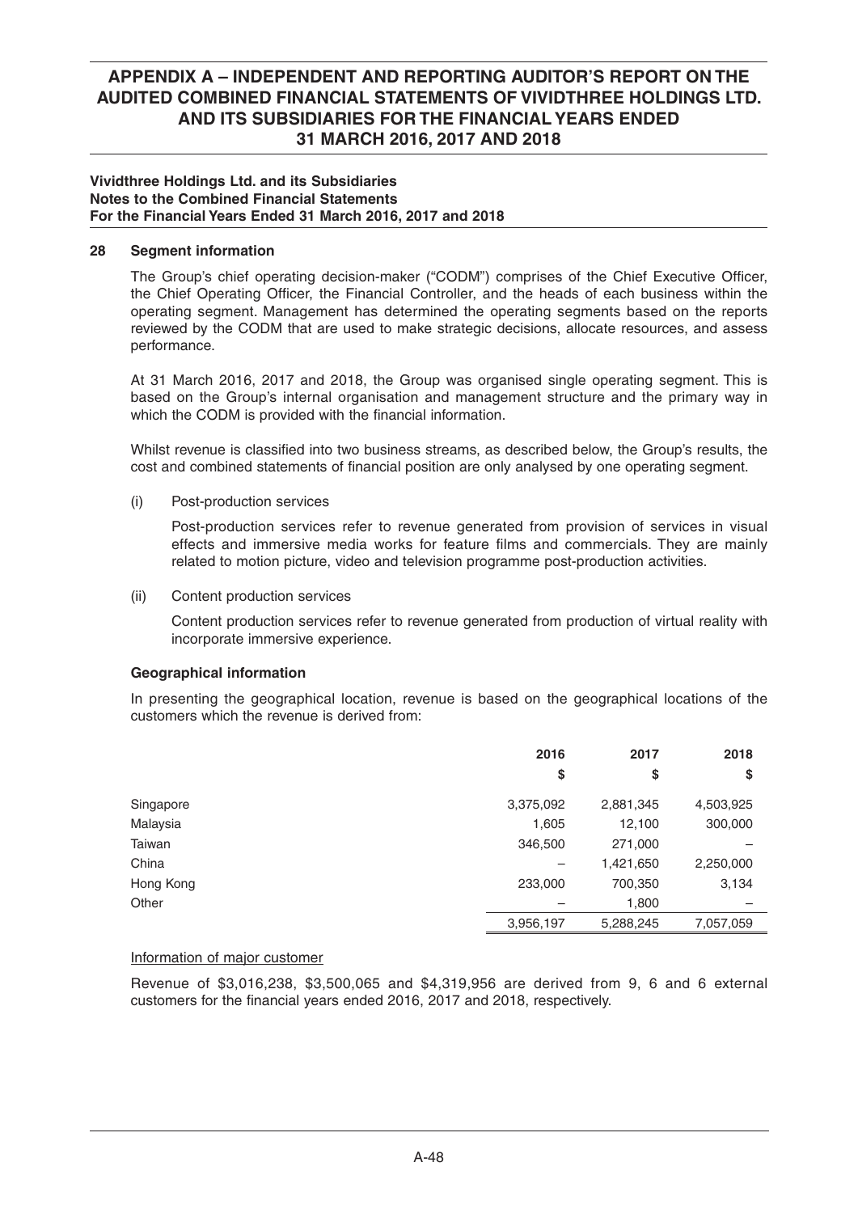## Vividthree Holdings Ltd. and its Subsidiaries
## Notes to the Combined Financial Statements
## For the Financial Years Ended 31 March 2016, 2017 and 2018

### 28 Segment information

The Group's chief operating decision-maker ("CODM") comprises of the Chief Executive Officer, the Chief Operating Officer, the Financial Controller, and the heads of each business within the operating segment. Management has determined the operating segments based on the reports reviewed by the CODM that are used to make strategic decisions, allocate resources, and assess performance.

At 31 March 2016, 2017 and 2018, the Group was organised single operating segment. This is based on the Group's internal organisation and management structure and the primary way in which the CODM is provided with the financial information.

Whilst revenue is classified into two business streams, as described below, the Group's results, the cost and combined statements of financial position are only analysed by one operating segment.

(i) Post-production services

Post-production services refer to revenue generated from provision of services in visual effects and immersive media works for feature films and commercials. They are mainly related to motion picture, video and television programme post-production activities.

(ii) Content production services

Content production services refer to revenue generated from production of virtual reality with incorporate immersive experience.

#### Geographical information

In presenting the geographical location, revenue is based on the geographical locations of the customers which the revenue is derived from:

| | 2016 | 2017 | 2018 |
|---|---|---|---|
| | $ | $ | $ |
| Singapore | 3,375,092 | 2,881,345 | 4,503,925 |
| Malaysia | 1,605 | 12,100 | 300,000 |
| Taiwan | 346,500 | 271,000 | – |
| China | – | 1,421,650 | 2,250,000 |
| Hong Kong | 233,000 | 700,350 | 3,134 |
| Other | – | 1,800 | – |
| | 3,956,197 | 5,288,245 | 7,057,059 |

Information of major customer

Revenue of $3,016,238, $3,500,065 and $4,319,956 are derived from 9, 6 and 6 external customers for the financial years ended 2016, 2017 and 2018, respectively.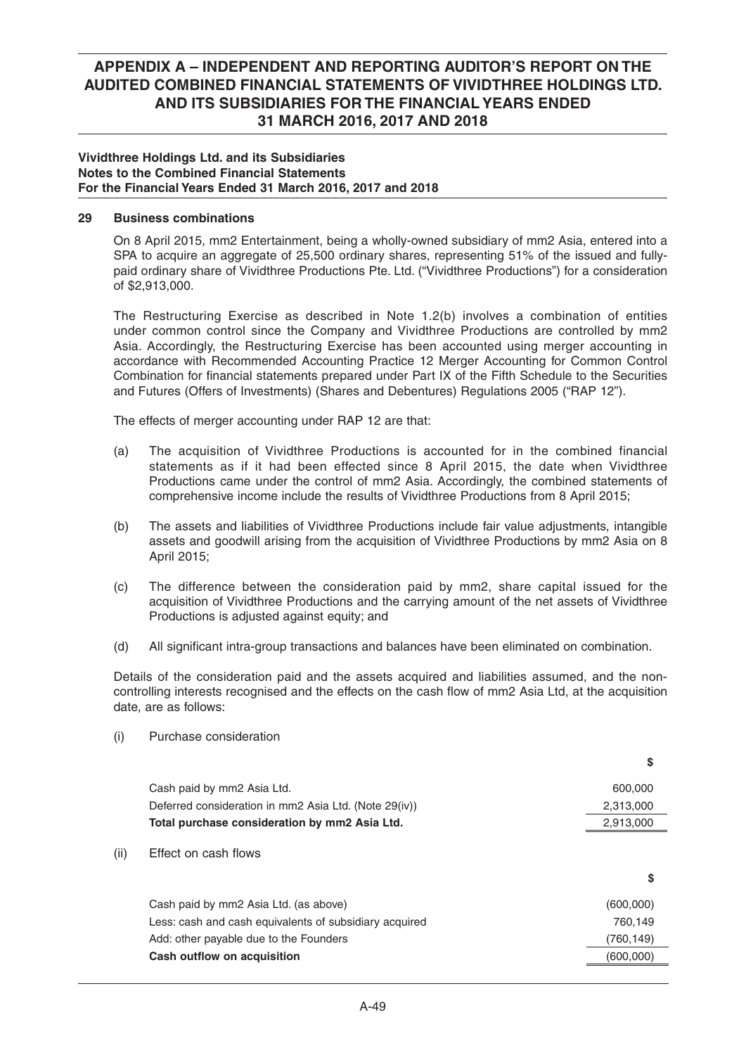**Vividthree Holdings Ltd. and its Subsidiaries**
**Notes to the Combined Financial Statements**
**For the Financial Years Ended 31 March 2016, 2017 and 2018**

## 29 Business combinations

On 8 April 2015, mm2 Entertainment, being a wholly-owned subsidiary of mm2 Asia, entered into a SPA to acquire an aggregate of 25,500 ordinary shares, representing 51% of the issued and fully-paid ordinary share of Vividthree Productions Pte. Ltd. ("Vividthree Productions") for a consideration of $2,913,000.

The Restructuring Exercise as described in Note 1.2(b) involves a combination of entities under common control since the Company and Vividthree Productions are controlled by mm2 Asia. Accordingly, the Restructuring Exercise has been accounted using merger accounting in accordance with Recommended Accounting Practice 12 Merger Accounting for Common Control Combination for financial statements prepared under Part IX of the Fifth Schedule to the Securities and Futures (Offers of Investments) (Shares and Debentures) Regulations 2005 ("RAP 12").

The effects of merger accounting under RAP 12 are that:

(a) The acquisition of Vividthree Productions is accounted for in the combined financial statements as if it had been effected since 8 April 2015, the date when Vividthree Productions came under the control of mm2 Asia. Accordingly, the combined statements of comprehensive income include the results of Vividthree Productions from 8 April 2015;

(b) The assets and liabilities of Vividthree Productions include fair value adjustments, intangible assets and goodwill arising from the acquisition of Vividthree Productions by mm2 Asia on 8 April 2015;

(c) The difference between the consideration paid by mm2, share capital issued for the acquisition of Vividthree Productions and the carrying amount of the net assets of Vividthree Productions is adjusted against equity; and

(d) All significant intra-group transactions and balances have been eliminated on combination.

Details of the consideration paid and the assets acquired and liabilities assumed, and the non-controlling interests recognised and the effects on the cash flow of mm2 Asia Ltd, at the acquisition date, are as follows:

(i) Purchase consideration

| | $ |
|---|---|
| Cash paid by mm2 Asia Ltd. | 600,000 |
| Deferred consideration in mm2 Asia Ltd. (Note 29(iv)) | 2,313,000 |
| **Total purchase consideration by mm2 Asia Ltd.** | 2,913,000 |

(ii) Effect on cash flows

| | $ |
|---|---|
| Cash paid by mm2 Asia Ltd. (as above) | (600,000) |
| Less: cash and cash equivalents of subsidiary acquired | 760,149 |
| Add: other payable due to the Founders | (760,149) |
| **Cash outflow on acquisition** | (600,000) |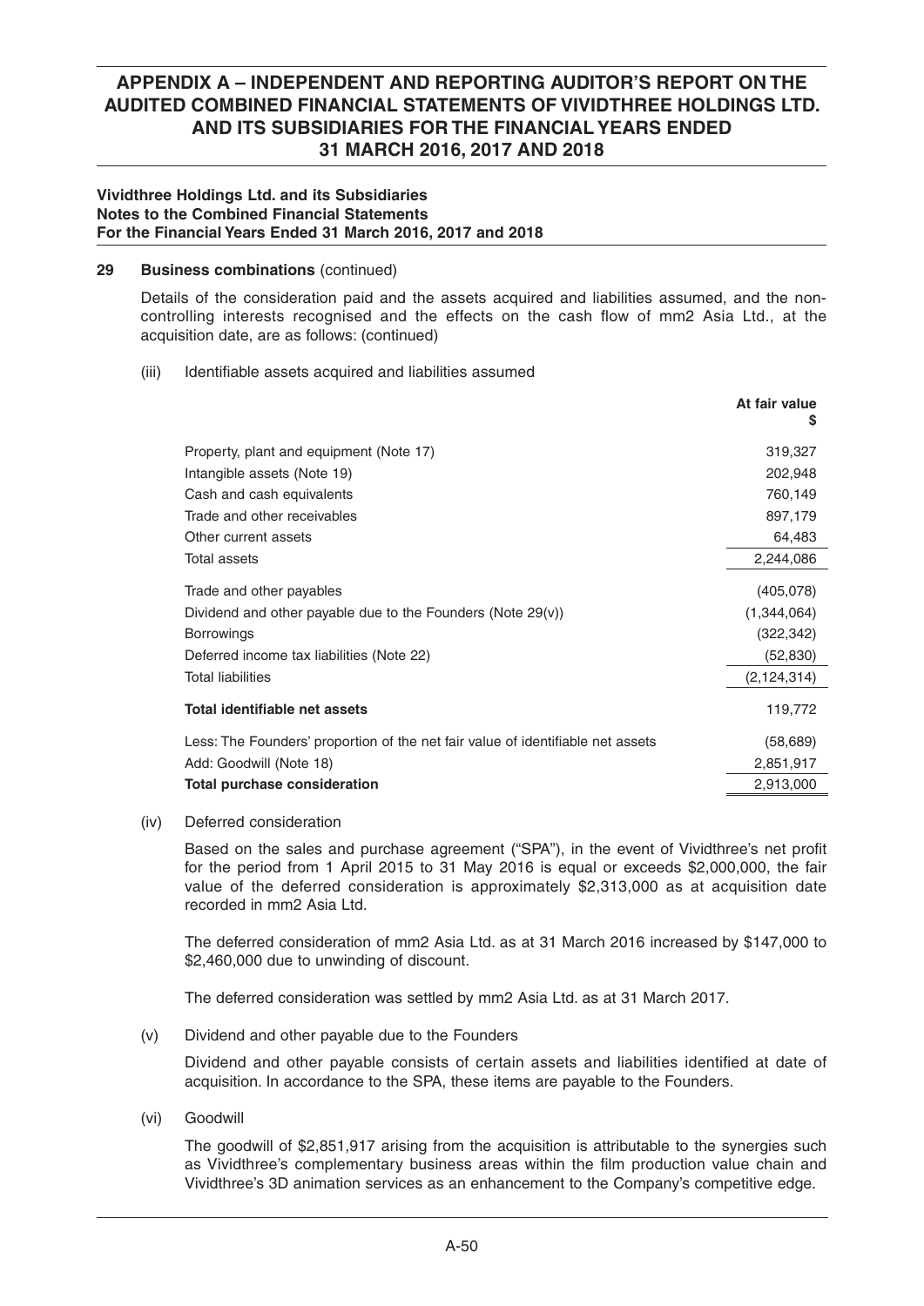**Vividthree Holdings Ltd. and its Subsidiaries**
**Notes to the Combined Financial Statements**
**For the Financial Years Ended 31 March 2016, 2017 and 2018**

**29 Business combinations** (continued)

Details of the consideration paid and the assets acquired and liabilities assumed, and the non-controlling interests recognised and the effects on the cash flow of mm2 Asia Ltd., at the acquisition date, are as follows: (continued)

(iii) Identifiable assets acquired and liabilities assumed

| | At fair value $ |
|---|---|
| Property, plant and equipment (Note 17) | 319,327 |
| Intangible assets (Note 19) | 202,948 |
| Cash and cash equivalents | 760,149 |
| Trade and other receivables | 897,179 |
| Other current assets | 64,483 |
| Total assets | 2,244,086 |
| Trade and other payables | (405,078) |
| Dividend and other payable due to the Founders (Note 29(v)) | (1,344,064) |
| Borrowings | (322,342) |
| Deferred income tax liabilities (Note 22) | (52,830) |
| Total liabilities | (2,124,314) |
| **Total identifiable net assets** | 119,772 |
| Less: The Founders' proportion of the net fair value of identifiable net assets | (58,689) |
| Add: Goodwill (Note 18) | 2,851,917 |
| **Total purchase consideration** | 2,913,000 |

(iv) Deferred consideration

Based on the sales and purchase agreement ("SPA"), in the event of Vividthree's net profit for the period from 1 April 2015 to 31 May 2016 is equal or exceeds $2,000,000, the fair value of the deferred consideration is approximately $2,313,000 as at acquisition date recorded in mm2 Asia Ltd.

The deferred consideration of mm2 Asia Ltd. as at 31 March 2016 increased by $147,000 to $2,460,000 due to unwinding of discount.

The deferred consideration was settled by mm2 Asia Ltd. as at 31 March 2017.

(v) Dividend and other payable due to the Founders

Dividend and other payable consists of certain assets and liabilities identified at date of acquisition. In accordance to the SPA, these items are payable to the Founders.

(vi) Goodwill

The goodwill of $2,851,917 arising from the acquisition is attributable to the synergies such as Vividthree's complementary business areas within the film production value chain and Vividthree's 3D animation services as an enhancement to the Company's competitive edge.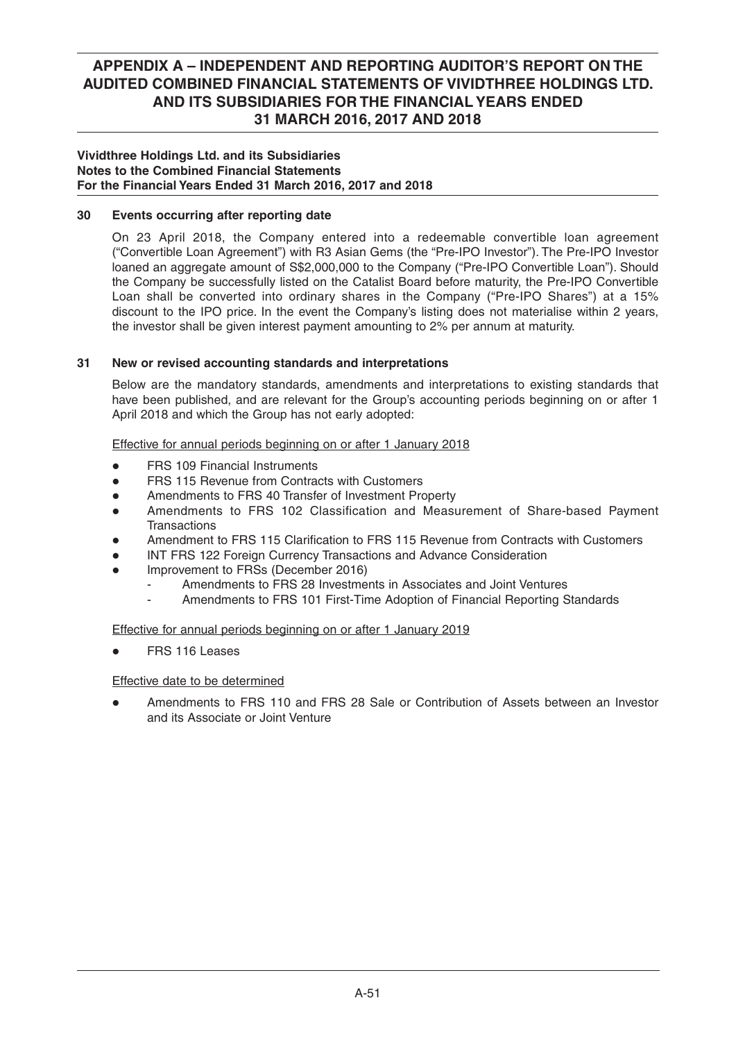**Vividthree Holdings Ltd. and its Subsidiaries**
**Notes to the Combined Financial Statements**
**For the Financial Years Ended 31 March 2016, 2017 and 2018**

## 30 Events occurring after reporting date

On 23 April 2018, the Company entered into a redeemable convertible loan agreement ("Convertible Loan Agreement") with R3 Asian Gems (the "Pre-IPO Investor"). The Pre-IPO Investor loaned an aggregate amount of S$2,000,000 to the Company ("Pre-IPO Convertible Loan"). Should the Company be successfully listed on the Catalist Board before maturity, the Pre-IPO Convertible Loan shall be converted into ordinary shares in the Company ("Pre-IPO Shares") at a 15% discount to the IPO price. In the event the Company's listing does not materialise within 2 years, the investor shall be given interest payment amounting to 2% per annum at maturity.

## 31 New or revised accounting standards and interpretations

Below are the mandatory standards, amendments and interpretations to existing standards that have been published, and are relevant for the Group's accounting periods beginning on or after 1 April 2018 and which the Group has not early adopted:

Effective for annual periods beginning on or after 1 January 2018

- FRS 109 Financial Instruments
- FRS 115 Revenue from Contracts with Customers
- Amendments to FRS 40 Transfer of Investment Property
- Amendments to FRS 102 Classification and Measurement of Share-based Payment Transactions
- Amendment to FRS 115 Clarification to FRS 115 Revenue from Contracts with Customers
- INT FRS 122 Foreign Currency Transactions and Advance Consideration
- Improvement to FRSs (December 2016)
  - Amendments to FRS 28 Investments in Associates and Joint Ventures
  - Amendments to FRS 101 First-Time Adoption of Financial Reporting Standards

Effective for annual periods beginning on or after 1 January 2019

- FRS 116 Leases

Effective date to be determined

- Amendments to FRS 110 and FRS 28 Sale or Contribution of Assets between an Investor and its Associate or Joint Venture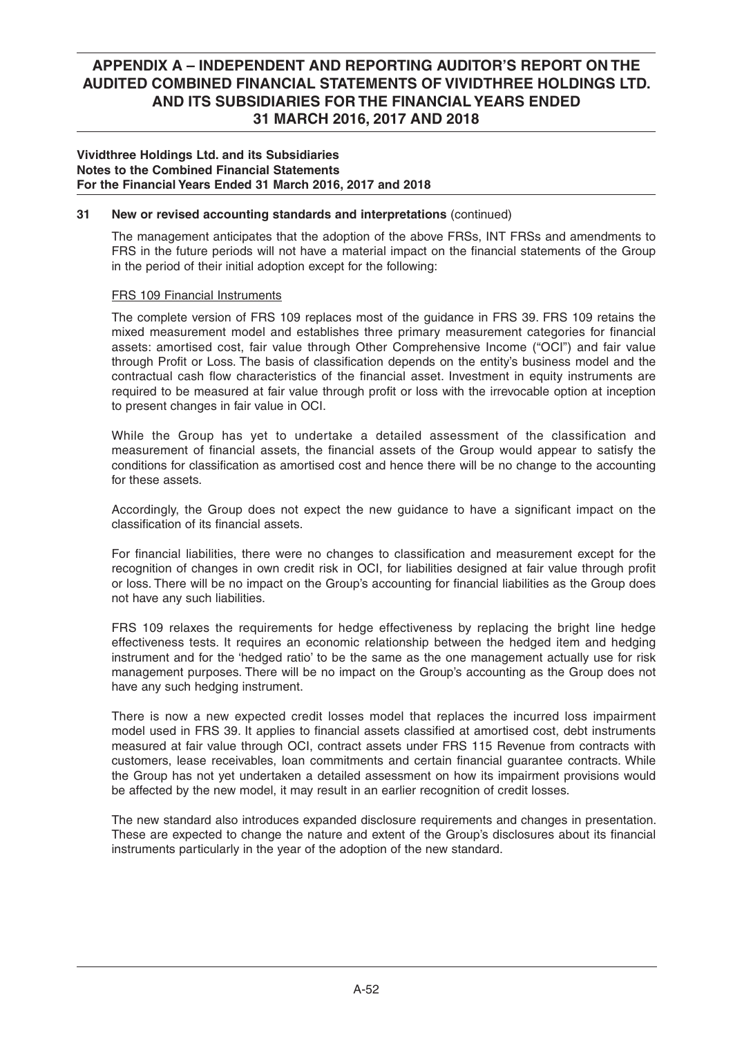**Vividthree Holdings Ltd. and its Subsidiaries**
**Notes to the Combined Financial Statements**
**For the Financial Years Ended 31 March 2016, 2017 and 2018**

**31 New or revised accounting standards and interpretations** (continued)

The management anticipates that the adoption of the above FRSs, INT FRSs and amendments to FRS in the future periods will not have a material impact on the financial statements of the Group in the period of their initial adoption except for the following:

FRS 109 Financial Instruments

The complete version of FRS 109 replaces most of the guidance in FRS 39. FRS 109 retains the mixed measurement model and establishes three primary measurement categories for financial assets: amortised cost, fair value through Other Comprehensive Income ("OCI") and fair value through Profit or Loss. The basis of classification depends on the entity's business model and the contractual cash flow characteristics of the financial asset. Investment in equity instruments are required to be measured at fair value through profit or loss with the irrevocable option at inception to present changes in fair value in OCI.

While the Group has yet to undertake a detailed assessment of the classification and measurement of financial assets, the financial assets of the Group would appear to satisfy the conditions for classification as amortised cost and hence there will be no change to the accounting for these assets.

Accordingly, the Group does not expect the new guidance to have a significant impact on the classification of its financial assets.

For financial liabilities, there were no changes to classification and measurement except for the recognition of changes in own credit risk in OCI, for liabilities designed at fair value through profit or loss. There will be no impact on the Group's accounting for financial liabilities as the Group does not have any such liabilities.

FRS 109 relaxes the requirements for hedge effectiveness by replacing the bright line hedge effectiveness tests. It requires an economic relationship between the hedged item and hedging instrument and for the 'hedged ratio' to be the same as the one management actually use for risk management purposes. There will be no impact on the Group's accounting as the Group does not have any such hedging instrument.

There is now a new expected credit losses model that replaces the incurred loss impairment model used in FRS 39. It applies to financial assets classified at amortised cost, debt instruments measured at fair value through OCI, contract assets under FRS 115 Revenue from contracts with customers, lease receivables, loan commitments and certain financial guarantee contracts. While the Group has not yet undertaken a detailed assessment on how its impairment provisions would be affected by the new model, it may result in an earlier recognition of credit losses.

The new standard also introduces expanded disclosure requirements and changes in presentation. These are expected to change the nature and extent of the Group's disclosures about its financial instruments particularly in the year of the adoption of the new standard.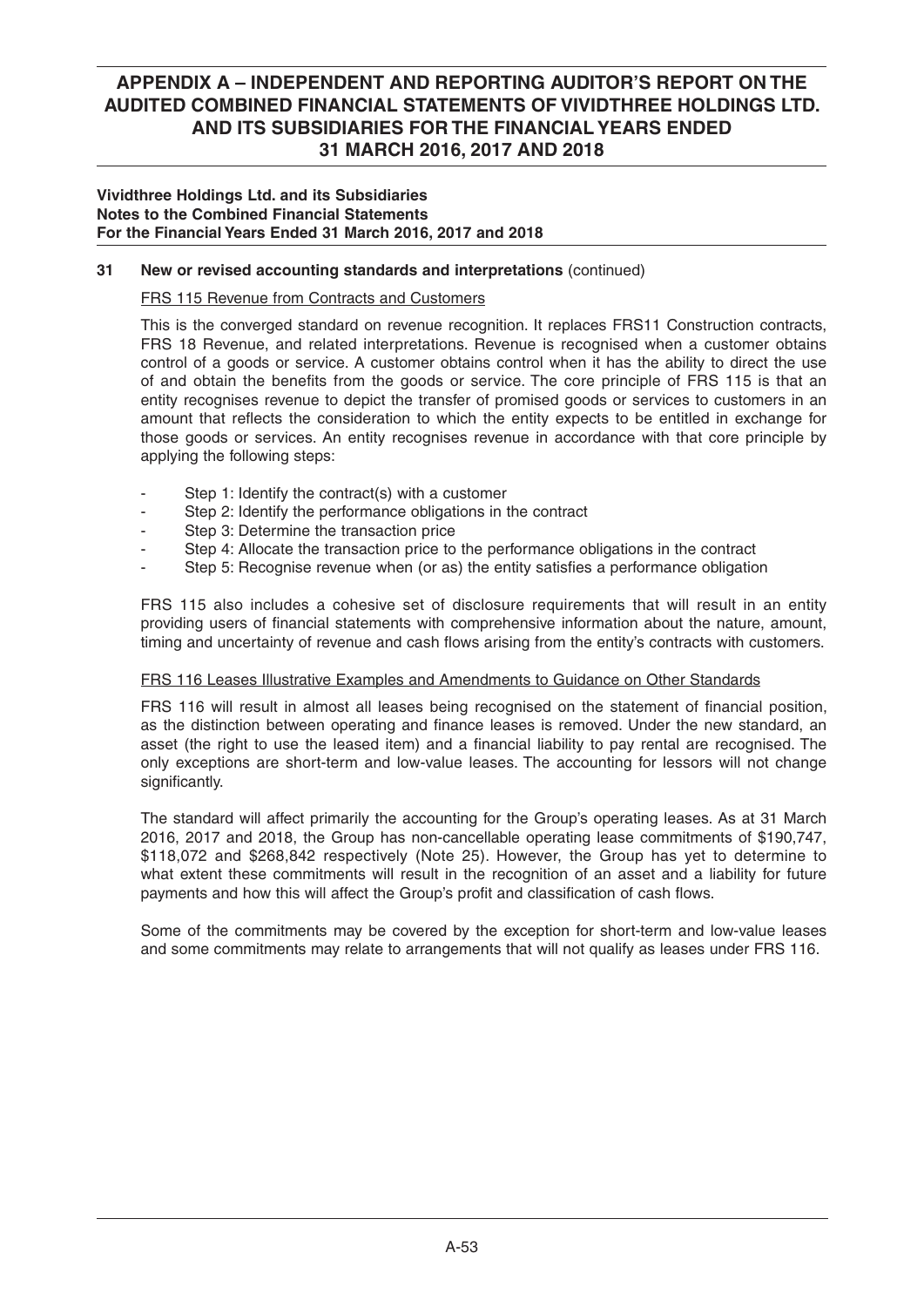**Vividthree Holdings Ltd. and its Subsidiaries**
**Notes to the Combined Financial Statements**
**For the Financial Years Ended 31 March 2016, 2017 and 2018**

## 31 New or revised accounting standards and interpretations (continued)

FRS 115 Revenue from Contracts and Customers

This is the converged standard on revenue recognition. It replaces FRS11 Construction contracts, FRS 18 Revenue, and related interpretations. Revenue is recognised when a customer obtains control of a goods or service. A customer obtains control when it has the ability to direct the use of and obtain the benefits from the goods or service. The core principle of FRS 115 is that an entity recognises revenue to depict the transfer of promised goods or services to customers in an amount that reflects the consideration to which the entity expects to be entitled in exchange for those goods or services. An entity recognises revenue in accordance with that core principle by applying the following steps:

- Step 1: Identify the contract(s) with a customer
- Step 2: Identify the performance obligations in the contract
- Step 3: Determine the transaction price
- Step 4: Allocate the transaction price to the performance obligations in the contract
- Step 5: Recognise revenue when (or as) the entity satisfies a performance obligation

FRS 115 also includes a cohesive set of disclosure requirements that will result in an entity providing users of financial statements with comprehensive information about the nature, amount, timing and uncertainty of revenue and cash flows arising from the entity's contracts with customers.

FRS 116 Leases Illustrative Examples and Amendments to Guidance on Other Standards

FRS 116 will result in almost all leases being recognised on the statement of financial position, as the distinction between operating and finance leases is removed. Under the new standard, an asset (the right to use the leased item) and a financial liability to pay rental are recognised. The only exceptions are short-term and low-value leases. The accounting for lessors will not change significantly.

The standard will affect primarily the accounting for the Group's operating leases. As at 31 March 2016, 2017 and 2018, the Group has non-cancellable operating lease commitments of $190,747, $118,072 and $268,842 respectively (Note 25). However, the Group has yet to determine to what extent these commitments will result in the recognition of an asset and a liability for future payments and how this will affect the Group's profit and classification of cash flows.

Some of the commitments may be covered by the exception for short-term and low-value leases and some commitments may relate to arrangements that will not qualify as leases under FRS 116.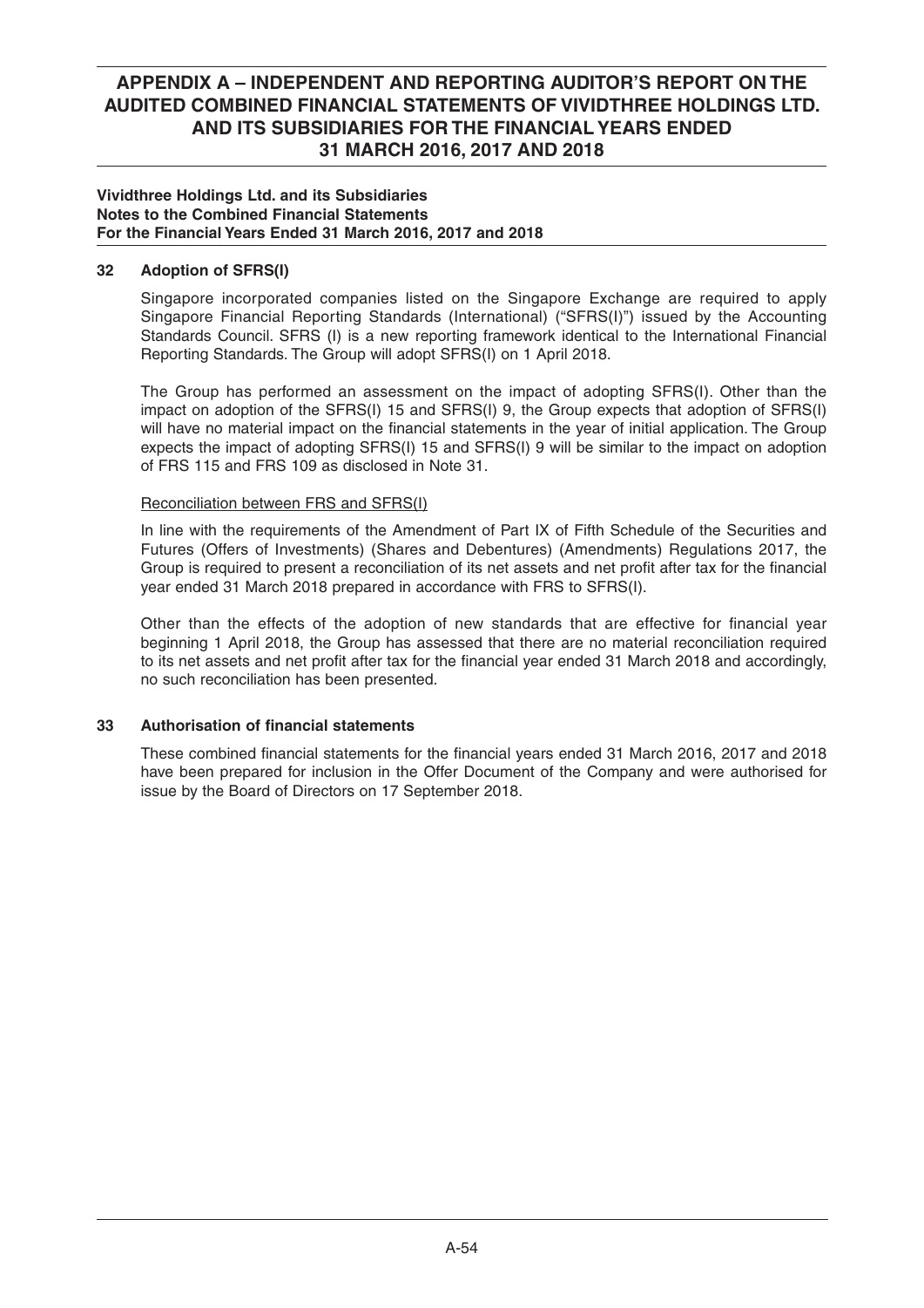**Vividthree Holdings Ltd. and its Subsidiaries**
**Notes to the Combined Financial Statements**
**For the Financial Years Ended 31 March 2016, 2017 and 2018**

## 32 Adoption of SFRS(I)

Singapore incorporated companies listed on the Singapore Exchange are required to apply Singapore Financial Reporting Standards (International) ("SFRS(I)") issued by the Accounting Standards Council. SFRS (I) is a new reporting framework identical to the International Financial Reporting Standards. The Group will adopt SFRS(I) on 1 April 2018.

The Group has performed an assessment on the impact of adopting SFRS(I). Other than the impact on adoption of the SFRS(I) 15 and SFRS(I) 9, the Group expects that adoption of SFRS(I) will have no material impact on the financial statements in the year of initial application. The Group expects the impact of adopting SFRS(I) 15 and SFRS(I) 9 will be similar to the impact on adoption of FRS 115 and FRS 109 as disclosed in Note 31.

Reconciliation between FRS and SFRS(I)

In line with the requirements of the Amendment of Part IX of Fifth Schedule of the Securities and Futures (Offers of Investments) (Shares and Debentures) (Amendments) Regulations 2017, the Group is required to present a reconciliation of its net assets and net profit after tax for the financial year ended 31 March 2018 prepared in accordance with FRS to SFRS(I).

Other than the effects of the adoption of new standards that are effective for financial year beginning 1 April 2018, the Group has assessed that there are no material reconciliation required to its net assets and net profit after tax for the financial year ended 31 March 2018 and accordingly, no such reconciliation has been presented.

## 33 Authorisation of financial statements

These combined financial statements for the financial years ended 31 March 2016, 2017 and 2018 have been prepared for inclusion in the Offer Document of the Company and were authorised for issue by the Board of Directors on 17 September 2018.